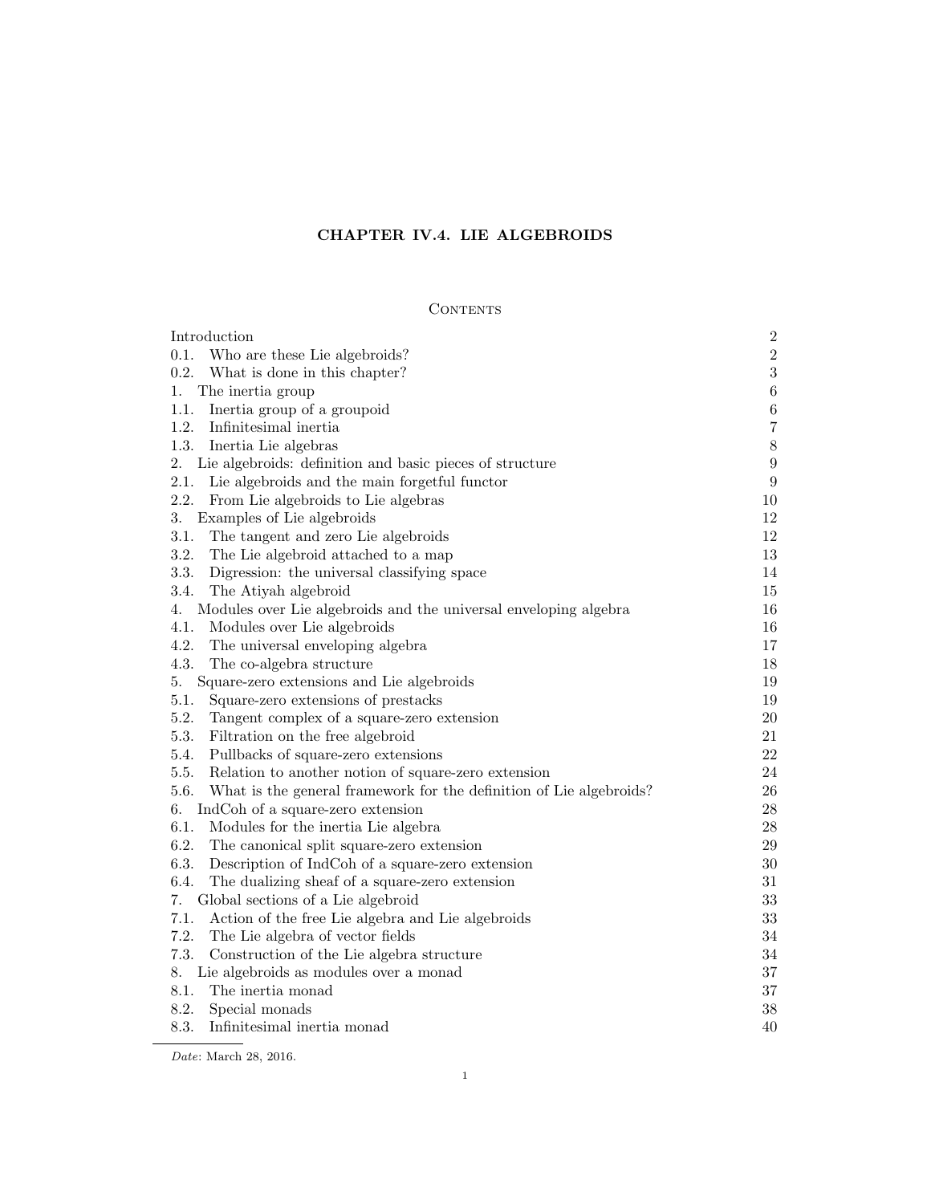# CHAPTER IV.4. LIE ALGEBROIDS

## Contents

| | |
|---|---|
| Introduction | 2 |
| 0.1. Who are these Lie algebroids? | 2 |
| 0.2. What is done in this chapter? | 3 |
| 1. The inertia group | 6 |
| 1.1. Inertia group of a groupoid | 6 |
| 1.2. Infinitesimal inertia | 7 |
| 1.3. Inertia Lie algebras | 8 |
| 2. Lie algebroids: definition and basic pieces of structure | 9 |
| 2.1. Lie algebroids and the main forgetful functor | 9 |
| 2.2. From Lie algebroids to Lie algebras | 10 |
| 3. Examples of Lie algebroids | 12 |
| 3.1. The tangent and zero Lie algebroids | 12 |
| 3.2. The Lie algebroid attached to a map | 13 |
| 3.3. Digression: the universal classifying space | 14 |
| 3.4. The Atiyah algebroid | 15 |
| 4. Modules over Lie algebroids and the universal enveloping algebra | 16 |
| 4.1. Modules over Lie algebroids | 16 |
| 4.2. The universal enveloping algebra | 17 |
| 4.3. The co-algebra structure | 18 |
| 5. Square-zero extensions and Lie algebroids | 19 |
| 5.1. Square-zero extensions of prestacks | 19 |
| 5.2. Tangent complex of a square-zero extension | 20 |
| 5.3. Filtration on the free algebroid | 21 |
| 5.4. Pullbacks of square-zero extensions | 22 |
| 5.5. Relation to another notion of square-zero extension | 24 |
| 5.6. What is the general framework for the definition of Lie algebroids? | 26 |
| 6. IndCoh of a square-zero extension | 28 |
| 6.1. Modules for the inertia Lie algebra | 28 |
| 6.2. The canonical split square-zero extension | 29 |
| 6.3. Description of IndCoh of a square-zero extension | 30 |
| 6.4. The dualizing sheaf of a square-zero extension | 31 |
| 7. Global sections of a Lie algebroid | 33 |
| 7.1. Action of the free Lie algebra and Lie algebroids | 33 |
| 7.2. The Lie algebra of vector fields | 34 |
| 7.3. Construction of the Lie algebra structure | 34 |
| 8. Lie algebroids as modules over a monad | 37 |
| 8.1. The inertia monad | 37 |
| 8.2. Special monads | 38 |
| 8.3. Infinitesimal inertia monad | 40 |

*Date*: March 28, 2016.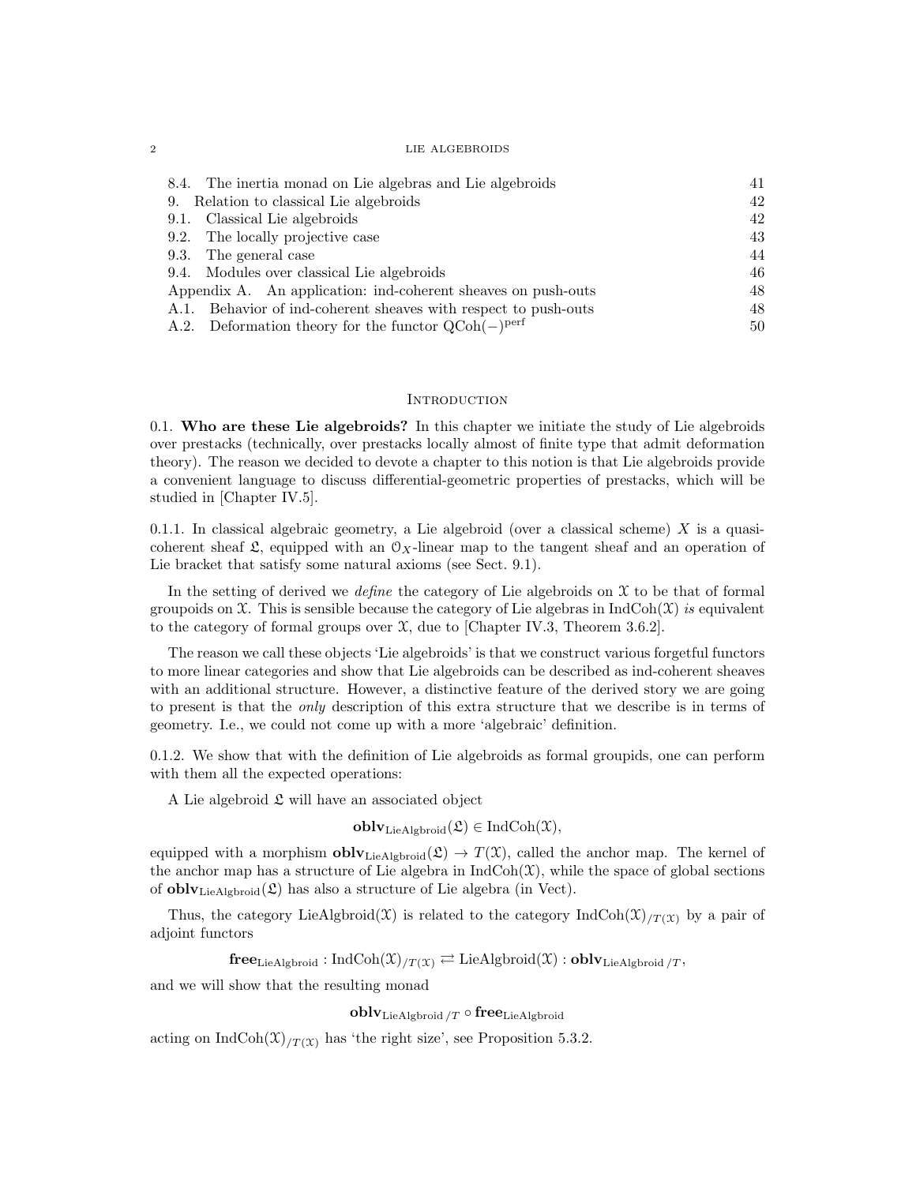8.4. The inertia monad on Lie algebras and Lie algebroids 41
9. Relation to classical Lie algebroids 42
9.1. Classical Lie algebroids 42
9.2. The locally projective case 43
9.3. The general case 44
9.4. Modules over classical Lie algebroids 46
Appendix A. An application: ind-coherent sheaves on push-outs 48
A.1. Behavior of ind-coherent sheaves with respect to push-outs 48
A.2. Deformation theory for the functor $\mathrm{QCoh}(-)^{\mathrm{perf}}$ 50

## Introduction

0.1. **Who are these Lie algebroids?** In this chapter we initiate the study of Lie algebroids over prestacks (technically, over prestacks locally almost of finite type that admit deformation theory). The reason we decided to devote a chapter to this notion is that Lie algebroids provide a convenient language to discuss differential-geometric properties of prestacks, which will be studied in [Chapter IV.5].

0.1.1. In classical algebraic geometry, a Lie algebroid (over a classical scheme) $X$ is a quasi-coherent sheaf $\mathfrak{L}$, equipped with an $\mathcal{O}_X$-linear map to the tangent sheaf and an operation of Lie bracket that satisfy some natural axioms (see Sect. 9.1).

In the setting of derived we *define* the category of Lie algebroids on $\mathcal{X}$ to be that of formal groupoids on $\mathcal{X}$. This is sensible because the category of Lie algebras in $\mathrm{IndCoh}(\mathcal{X})$ *is* equivalent to the category of formal groups over $\mathcal{X}$, due to [Chapter IV.3, Theorem 3.6.2].

The reason we call these objects 'Lie algebroids' is that we construct various forgetful functors to more linear categories and show that Lie algebroids can be described as ind-coherent sheaves with an additional structure. However, a distinctive feature of the derived story we are going to present is that the *only* description of this extra structure that we describe is in terms of geometry. I.e., we could not come up with a more 'algebraic' definition.

0.1.2. We show that with the definition of Lie algebroids as formal groupids, one can perform with them all the expected operations:

A Lie algebroid $\mathfrak{L}$ will have an associated object

$$\mathbf{oblv}_{\mathrm{LieAlgbroid}}(\mathfrak{L}) \in \mathrm{IndCoh}(\mathcal{X}),$$

equipped with a morphism $\mathbf{oblv}_{\mathrm{LieAlgbroid}}(\mathfrak{L}) \to T(\mathcal{X})$, called the anchor map. The kernel of the anchor map has a structure of Lie algebra in $\mathrm{IndCoh}(\mathcal{X})$, while the space of global sections of $\mathbf{oblv}_{\mathrm{LieAlgbroid}}(\mathfrak{L})$ has also a structure of Lie algebra (in Vect).

Thus, the category $\mathrm{LieAlgbroid}(\mathcal{X})$ is related to the category $\mathrm{IndCoh}(\mathcal{X})_{/T(\mathcal{X})}$ by a pair of adjoint functors

$$\mathbf{free}_{\mathrm{LieAlgbroid}} : \mathrm{IndCoh}(\mathcal{X})_{/T(\mathcal{X})} \rightleftarrows \mathrm{LieAlgbroid}(\mathcal{X}) : \mathbf{oblv}_{\mathrm{LieAlgbroid}\,/T},$$

and we will show that the resulting monad

$$\mathbf{oblv}_{\mathrm{LieAlgbroid}\,/T} \circ \mathbf{free}_{\mathrm{LieAlgbroid}}$$

acting on $\mathrm{IndCoh}(\mathcal{X})_{/T(\mathcal{X})}$ has 'the right size', see Proposition 5.3.2.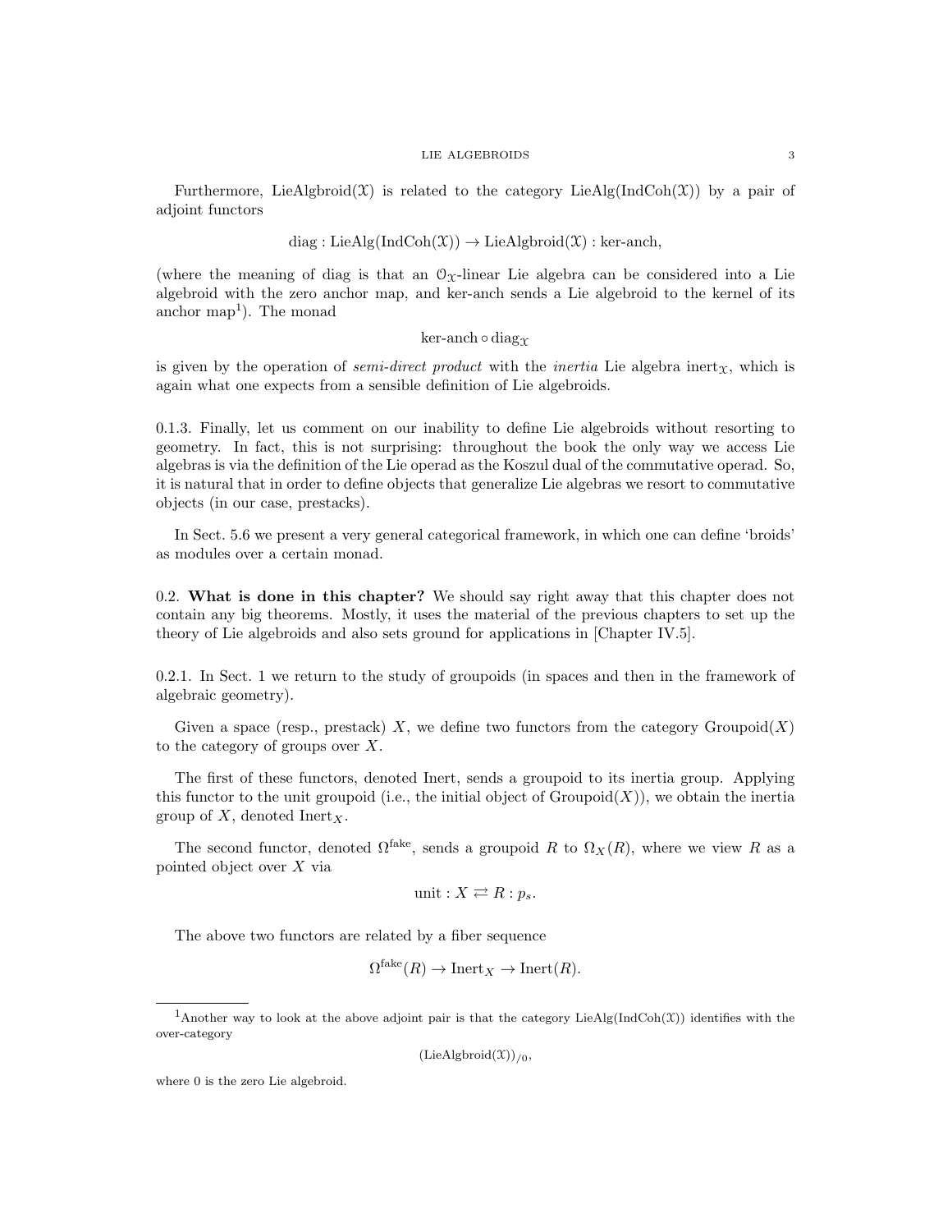Furthermore, $\text{LieAlgbroid}(\mathcal{X})$ is related to the category $\text{LieAlg}(\text{IndCoh}(\mathcal{X}))$ by a pair of adjoint functors

$$\text{diag} : \text{LieAlg}(\text{IndCoh}(\mathcal{X})) \to \text{LieAlgbroid}(\mathcal{X}) : \text{ker-anch},$$

(where the meaning of diag is that an $\mathcal{O}_\mathcal{X}$-linear Lie algebra can be considered into a Lie algebroid with the zero anchor map, and ker-anch sends a Lie algebroid to the kernel of its anchor map[1]). The monad

$$\text{ker-anch} \circ \text{diag}_\mathcal{X}$$

is given by the operation of *semi-direct product* with the *inertia* Lie algebra $\text{inert}_\mathcal{X}$, which is again what one expects from a sensible definition of Lie algebroids.

0.1.3. Finally, let us comment on our inability to define Lie algebroids without resorting to geometry. In fact, this is not surprising: throughout the book the only way we access Lie algebras is via the definition of the Lie operad as the Koszul dual of the commutative operad. So, it is natural that in order to define objects that generalize Lie algebras we resort to commutative objects (in our case, prestacks).

In Sect. 5.6 we present a very general categorical framework, in which one can define 'broids' as modules over a certain monad.

0.2. **What is done in this chapter?** We should say right away that this chapter does not contain any big theorems. Mostly, it uses the material of the previous chapters to set up the theory of Lie algebroids and also sets ground for applications in [Chapter IV.5].

0.2.1. In Sect. 1 we return to the study of groupoids (in spaces and then in the framework of algebraic geometry).

Given a space (resp., prestack) $X$, we define two functors from the category $\text{Groupoid}(X)$ to the category of groups over $X$.

The first of these functors, denoted Inert, sends a groupoid to its inertia group. Applying this functor to the unit groupoid (i.e., the initial object of $\text{Groupoid}(X)$), we obtain the inertia group of $X$, denoted $\text{Inert}_X$.

The second functor, denoted $\Omega^{\text{fake}}$, sends a groupoid $R$ to $\Omega_X(R)$, where we view $R$ as a pointed object over $X$ via

$$\text{unit} : X \rightleftarrows R : p_s.$$

The above two functors are related by a fiber sequence

$$\Omega^{\text{fake}}(R) \to \text{Inert}_X \to \text{Inert}(R).$$

[1] Another way to look at the above adjoint pair is that the category $\text{LieAlg}(\text{IndCoh}(\mathcal{X}))$ identifies with the over-category

$$(\text{LieAlgbroid}(\mathcal{X}))_{/0},$$

where 0 is the zero Lie algebroid.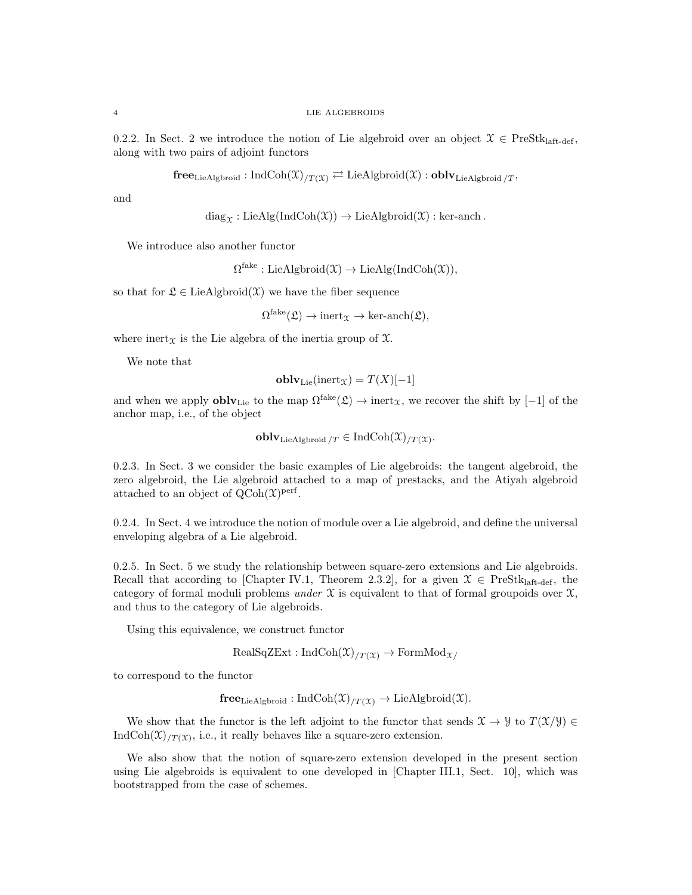0.2.2. In Sect. 2 we introduce the notion of Lie algebroid over an object $\mathcal{X} \in \mathrm{PreStk}_{\mathrm{laft\text{-}def}}$, along with two pairs of adjoint functors

$$\mathbf{free}_{\mathrm{LieAlgbroid}} : \mathrm{IndCoh}(\mathcal{X})_{/T(\mathcal{X})} \rightleftarrows \mathrm{LieAlgbroid}(\mathcal{X}) : \mathbf{oblv}_{\mathrm{LieAlgbroid}\,/T},$$

and

$$\mathrm{diag}_{\mathcal{X}} : \mathrm{LieAlg}(\mathrm{IndCoh}(\mathcal{X})) \to \mathrm{LieAlgbroid}(\mathcal{X}) : \text{ker-anch}\,.$$

We introduce also another functor

$$\Omega^{\mathrm{fake}} : \mathrm{LieAlgbroid}(\mathcal{X}) \to \mathrm{LieAlg}(\mathrm{IndCoh}(\mathcal{X})),$$

so that for $\mathfrak{L} \in \mathrm{LieAlgbroid}(\mathcal{X})$ we have the fiber sequence

$$\Omega^{\mathrm{fake}}(\mathfrak{L}) \to \mathrm{inert}_{\mathcal{X}} \to \text{ker-anch}(\mathfrak{L}),$$

where $\mathrm{inert}_{\mathcal{X}}$ is the Lie algebra of the inertia group of $\mathcal{X}$.

We note that

$$\mathbf{oblv}_{\mathrm{Lie}}(\mathrm{inert}_{\mathcal{X}}) = T(X)[-1]$$

and when we apply $\mathbf{oblv}_{\mathrm{Lie}}$ to the map $\Omega^{\mathrm{fake}}(\mathfrak{L}) \to \mathrm{inert}_{\mathcal{X}}$, we recover the shift by $[-1]$ of the anchor map, i.e., of the object

$$\mathbf{oblv}_{\mathrm{LieAlgbroid}\,/T} \in \mathrm{IndCoh}(\mathcal{X})_{/T(\mathcal{X})}.$$

0.2.3. In Sect. 3 we consider the basic examples of Lie algebroids: the tangent algebroid, the zero algebroid, the Lie algebroid attached to a map of prestacks, and the Atiyah algebroid attached to an object of $\mathrm{QCoh}(\mathcal{X})^{\mathrm{perf}}$.

0.2.4. In Sect. 4 we introduce the notion of module over a Lie algebroid, and define the universal enveloping algebra of a Lie algebroid.

0.2.5. In Sect. 5 we study the relationship between square-zero extensions and Lie algebroids. Recall that according to [Chapter IV.1, Theorem 2.3.2], for a given $\mathcal{X} \in \mathrm{PreStk}_{\mathrm{laft\text{-}def}}$, the category of formal moduli problems *under* $\mathcal{X}$ is equivalent to that of formal groupoids over $\mathcal{X}$, and thus to the category of Lie algebroids.

Using this equivalence, we construct functor

$$\mathrm{RealSqZExt} : \mathrm{IndCoh}(\mathcal{X})_{/T(\mathcal{X})} \to \mathrm{FormMod}_{\mathcal{X}/}$$

to correspond to the functor

$$\mathbf{free}_{\mathrm{LieAlgbroid}} : \mathrm{IndCoh}(\mathcal{X})_{/T(\mathcal{X})} \to \mathrm{LieAlgbroid}(\mathcal{X}).$$

We show that the functor is the left adjoint to the functor that sends $\mathcal{X} \to \mathcal{Y}$ to $T(\mathcal{X}/\mathcal{Y}) \in \mathrm{IndCoh}(\mathcal{X})_{/T(\mathcal{X})}$, i.e., it really behaves like a square-zero extension.

We also show that the notion of square-zero extension developed in the present section using Lie algebroids is equivalent to one developed in [Chapter III.1, Sect. 10], which was bootstrapped from the case of schemes.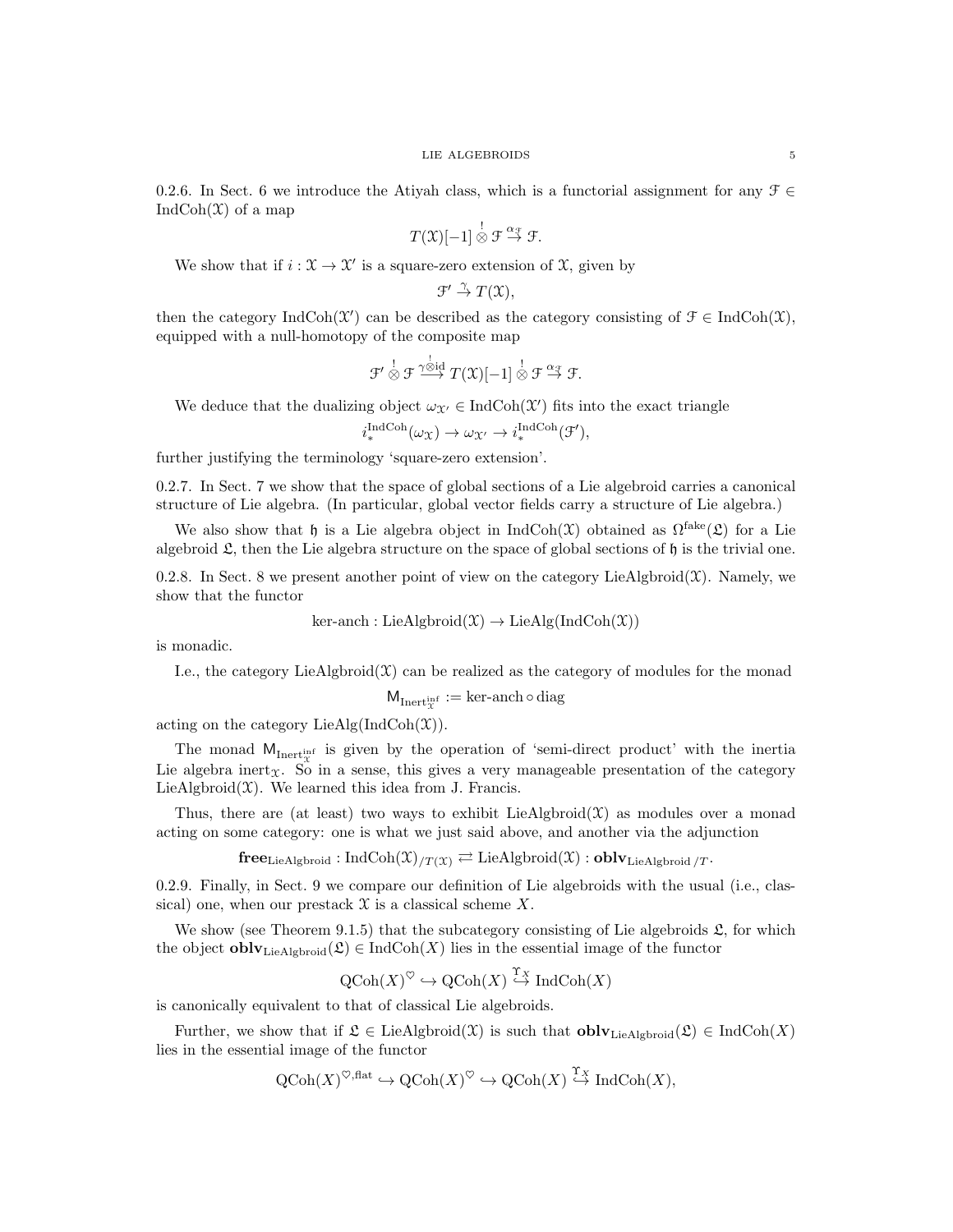0.2.6. In Sect. 6 we introduce the Atiyah class, which is a functorial assignment for any $\mathcal{F} \in \operatorname{IndCoh}(\mathcal{X})$ of a map

$$T(\mathcal{X})[-1] \overset{!}{\otimes} \mathcal{F} \overset{\alpha_{\mathcal{F}}}{\to} \mathcal{F}.$$

We show that if $i : \mathcal{X} \to \mathcal{X}'$ is a square-zero extension of $\mathcal{X}$, given by

$$\mathcal{F}' \overset{\gamma}{\to} T(\mathcal{X}),$$

then the category $\operatorname{IndCoh}(\mathcal{X}')$ can be described as the category consisting of $\mathcal{F} \in \operatorname{IndCoh}(\mathcal{X})$, equipped with a null-homotopy of the composite map

$$\mathcal{F}' \overset{!}{\otimes} \mathcal{F} \overset{\gamma \overset{!}{\otimes} \mathrm{id}}{\longrightarrow} T(\mathcal{X})[-1] \overset{!}{\otimes} \mathcal{F} \overset{\alpha_{\mathcal{F}}}{\to} \mathcal{F}.$$

We deduce that the dualizing object $\omega_{\mathcal{X}'} \in \operatorname{IndCoh}(\mathcal{X}')$ fits into the exact triangle

$$i_*^{\operatorname{IndCoh}}(\omega_{\mathcal{X}}) \to \omega_{\mathcal{X}'} \to i_*^{\operatorname{IndCoh}}(\mathcal{F}'),$$

further justifying the terminology 'square-zero extension'.

0.2.7. In Sect. 7 we show that the space of global sections of a Lie algebroid carries a canonical structure of Lie algebra. (In particular, global vector fields carry a structure of Lie algebra.)

We also show that $\mathfrak{h}$ is a Lie algebra object in $\operatorname{IndCoh}(\mathcal{X})$ obtained as $\Omega^{\mathrm{fake}}(\mathfrak{L})$ for a Lie algebroid $\mathfrak{L}$, then the Lie algebra structure on the space of global sections of $\mathfrak{h}$ is the trivial one.

0.2.8. In Sect. 8 we present another point of view on the category $\operatorname{LieAlgbroid}(\mathcal{X})$. Namely, we show that the functor

$$\text{ker-anch} : \operatorname{LieAlgbroid}(\mathcal{X}) \to \operatorname{LieAlg}(\operatorname{IndCoh}(\mathcal{X}))$$

is monadic.

I.e., the category $\operatorname{LieAlgbroid}(\mathcal{X})$ can be realized as the category of modules for the monad

$$\mathsf{M}_{\mathrm{Inert}^{\mathrm{inf}}_{\mathcal{X}}} := \text{ker-anch} \circ \mathrm{diag}$$

acting on the category $\operatorname{LieAlg}(\operatorname{IndCoh}(\mathcal{X}))$.

The monad $\mathsf{M}_{\mathrm{Inert}^{\mathrm{inf}}_{\mathcal{X}}}$ is given by the operation of 'semi-direct product' with the inertia Lie algebra $\mathrm{inert}_{\mathcal{X}}$. So in a sense, this gives a very manageable presentation of the category $\operatorname{LieAlgbroid}(\mathcal{X})$. We learned this idea from J. Francis.

Thus, there are (at least) two ways to exhibit $\operatorname{LieAlgbroid}(\mathcal{X})$ as modules over a monad acting on some category: one is what we just said above, and another via the adjunction

$$\mathbf{free}_{\operatorname{LieAlgbroid}} : \operatorname{IndCoh}(\mathcal{X})_{/T(\mathcal{X})} \rightleftarrows \operatorname{LieAlgbroid}(\mathcal{X}) : \mathbf{oblv}_{\operatorname{LieAlgbroid}\,/T}.$$

0.2.9. Finally, in Sect. 9 we compare our definition of Lie algebroids with the usual (i.e., classical) one, when our prestack $\mathcal{X}$ is a classical scheme $X$.

We show (see Theorem 9.1.5) that the subcategory consisting of Lie algebroids $\mathfrak{L}$, for which the object $\mathbf{oblv}_{\operatorname{LieAlgbroid}}(\mathfrak{L}) \in \operatorname{IndCoh}(X)$ lies in the essential image of the functor

$$\operatorname{QCoh}(X)^{\heartsuit} \hookrightarrow \operatorname{QCoh}(X) \overset{\Upsilon_X}{\hookrightarrow} \operatorname{IndCoh}(X)$$

is canonically equivalent to that of classical Lie algebroids.

Further, we show that if $\mathfrak{L} \in \operatorname{LieAlgbroid}(\mathcal{X})$ is such that $\mathbf{oblv}_{\operatorname{LieAlgbroid}}(\mathfrak{L}) \in \operatorname{IndCoh}(X)$ lies in the essential image of the functor

$$\operatorname{QCoh}(X)^{\heartsuit,\mathrm{flat}} \hookrightarrow \operatorname{QCoh}(X)^{\heartsuit} \hookrightarrow \operatorname{QCoh}(X) \overset{\Upsilon_X}{\hookrightarrow} \operatorname{IndCoh}(X),$$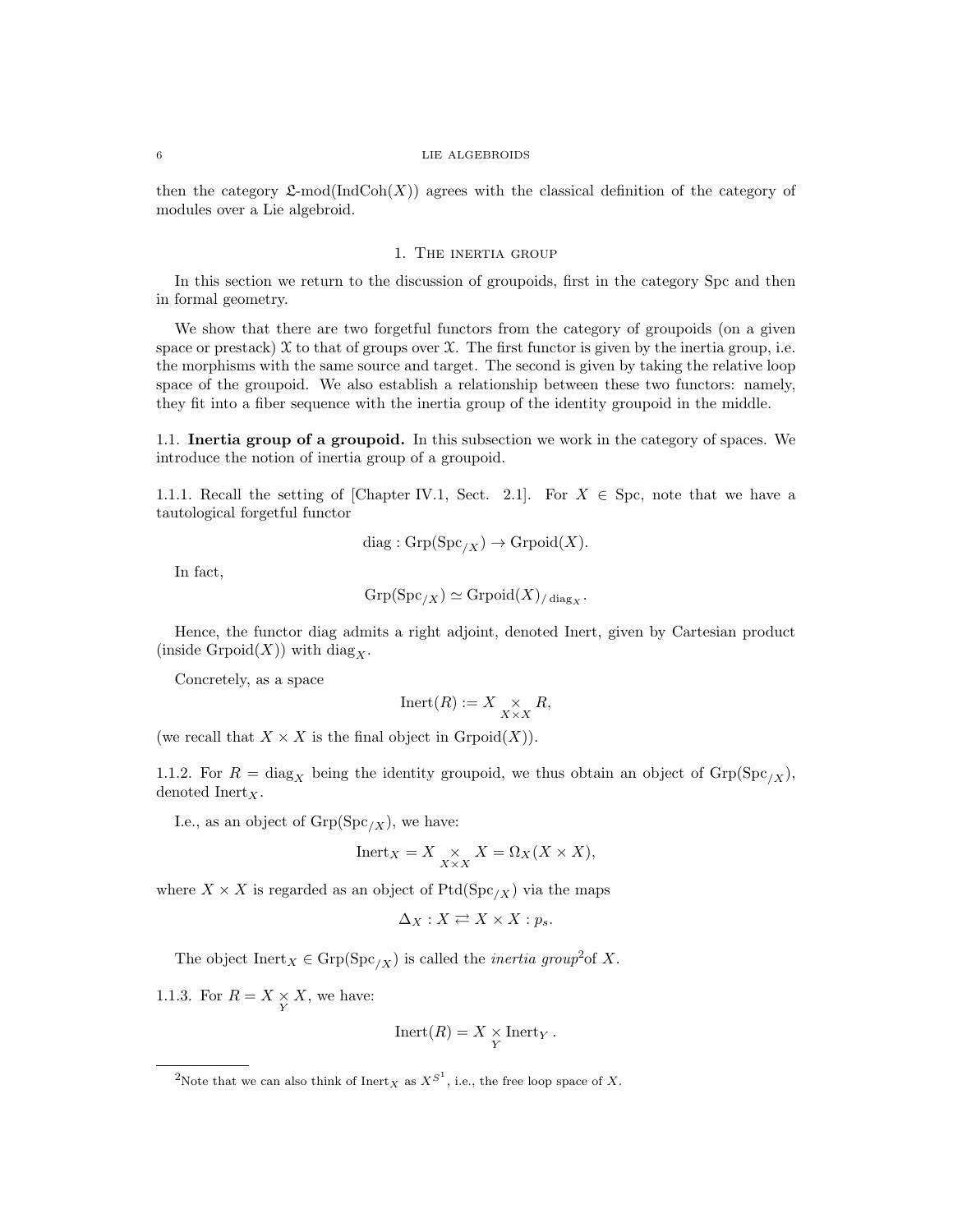then the category $\mathfrak{L}\text{-mod}(\text{IndCoh}(X))$ agrees with the classical definition of the category of modules over a Lie algebroid.

## 1. The inertia group

In this section we return to the discussion of groupoids, first in the category Spc and then in formal geometry.

We show that there are two forgetful functors from the category of groupoids (on a given space or prestack) $\mathcal{X}$ to that of groups over $\mathcal{X}$. The first functor is given by the inertia group, i.e. the morphisms with the same source and target. The second is given by taking the relative loop space of the groupoid. We also establish a relationship between these two functors: namely, they fit into a fiber sequence with the inertia group of the identity groupoid in the middle.

### 1.1. Inertia group of a groupoid.

In this subsection we work in the category of spaces. We introduce the notion of inertia group of a groupoid.

1.1.1. Recall the setting of [Chapter IV.1, Sect. 2.1]. For $X \in \text{Spc}$, note that we have a tautological forgetful functor

$$\text{diag} : \text{Grp}(\text{Spc}_{/X}) \to \text{Grpoid}(X).$$

In fact,

$$\text{Grp}(\text{Spc}_{/X}) \simeq \text{Grpoid}(X)_{/\,\text{diag}_X}.$$

Hence, the functor diag admits a right adjoint, denoted Inert, given by Cartesian product (inside $\text{Grpoid}(X)$) with $\text{diag}_X$.

Concretely, as a space

$$\text{Inert}(R) := X \underset{X \times X}{\times} R,$$

(we recall that $X \times X$ is the final object in $\text{Grpoid}(X)$).

1.1.2. For $R = \text{diag}_X$ being the identity groupoid, we thus obtain an object of $\text{Grp}(\text{Spc}_{/X})$, denoted $\text{Inert}_X$.

I.e., as an object of $\text{Grp}(\text{Spc}_{/X})$, we have:

$$\text{Inert}_X = X \underset{X \times X}{\times} X = \Omega_X(X \times X),$$

where $X \times X$ is regarded as an object of $\text{Ptd}(\text{Spc}_{/X})$ via the maps

$$\Delta_X : X \rightleftarrows X \times X : p_s.$$

The object $\text{Inert}_X \in \text{Grp}(\text{Spc}_{/X})$ is called the *inertia group*[2] of $X$.

1.1.3. For $R = X \underset{Y}{\times} X$, we have:

$$\text{Inert}(R) = X \underset{Y}{\times} \text{Inert}_Y .$$

[2] Note that we can also think of $\text{Inert}_X$ as $X^{S^1}$, i.e., the free loop space of $X$.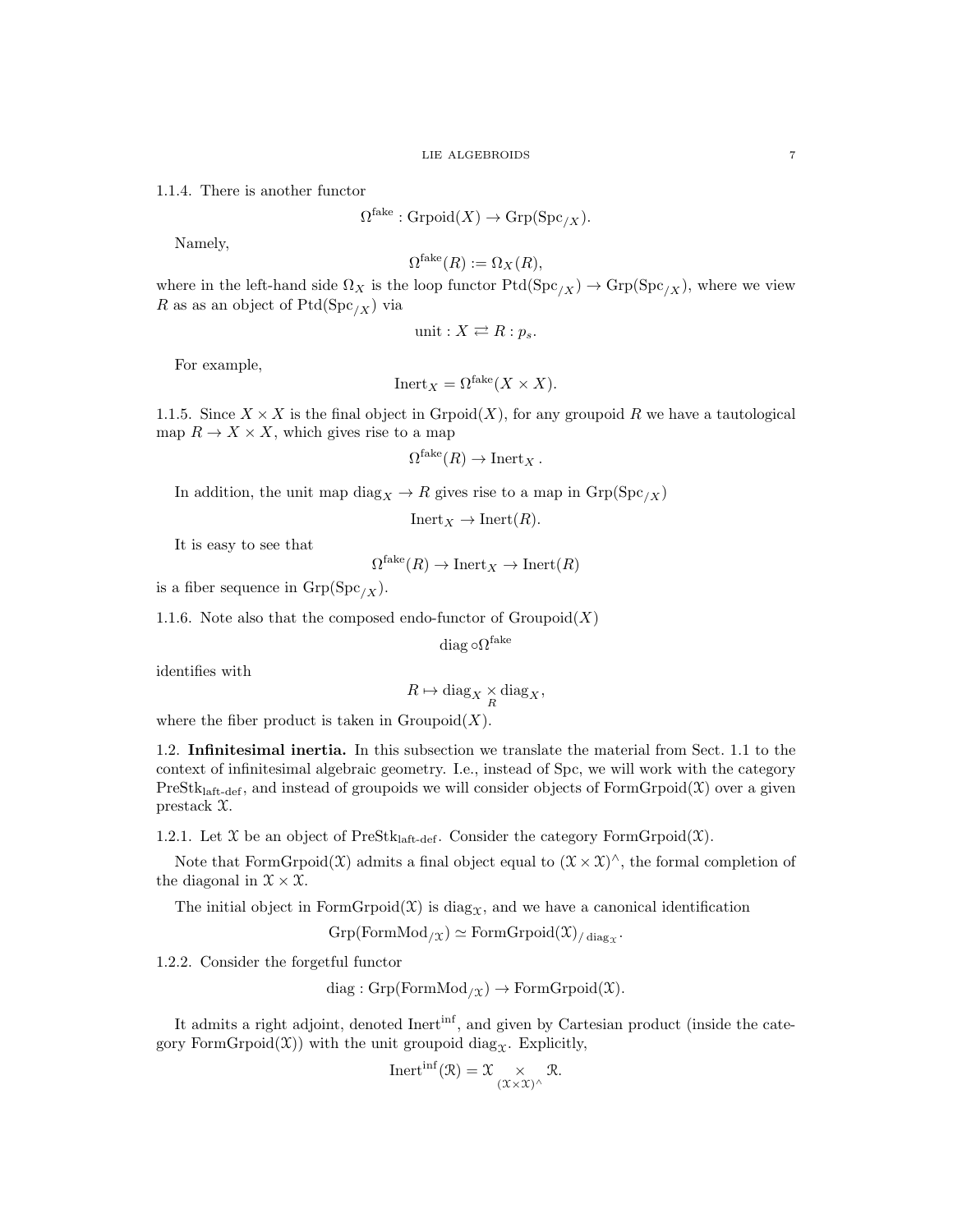1.1.4. There is another functor

$$\Omega^{\text{fake}} : \text{Grpoid}(X) \to \text{Grp}(\text{Spc}_{/X}).$$

Namely,

$$\Omega^{\text{fake}}(R) := \Omega_X(R),$$

where in the left-hand side $\Omega_X$ is the loop functor $\text{Ptd}(\text{Spc}_{/X}) \to \text{Grp}(\text{Spc}_{/X})$, where we view $R$ as as an object of $\text{Ptd}(\text{Spc}_{/X})$ via

$$\text{unit} : X \rightleftarrows R : p_s.$$

For example,

$$\text{Inert}_X = \Omega^{\text{fake}}(X \times X).$$

1.1.5. Since $X \times X$ is the final object in $\text{Grpoid}(X)$, for any groupoid $R$ we have a tautological map $R \to X \times X$, which gives rise to a map

$$\Omega^{\text{fake}}(R) \to \text{Inert}_X .$$

In addition, the unit map $\text{diag}_X \to R$ gives rise to a map in $\text{Grp}(\text{Spc}_{/X})$

$$\text{Inert}_X \to \text{Inert}(R).$$

It is easy to see that

$$\Omega^{\text{fake}}(R) \to \text{Inert}_X \to \text{Inert}(R)$$

is a fiber sequence in $\text{Grp}(\text{Spc}_{/X})$.

1.1.6. Note also that the composed endo-functor of $\text{Groupoid}(X)$

$$\text{diag} \circ \Omega^{\text{fake}}$$

identifies with

$$R \mapsto \text{diag}_X \underset{R}{\times} \text{diag}_X,$$

where the fiber product is taken in $\text{Groupoid}(X)$.

## 1.2. Infinitesimal inertia.

In this subsection we translate the material from Sect. 1.1 to the context of infinitesimal algebraic geometry. I.e., instead of Spc, we will work with the category $\text{PreStk}_{\text{laft-def}}$, and instead of groupoids we will consider objects of $\text{FormGrpoid}(\mathcal{X})$ over a given prestack $\mathcal{X}$.

1.2.1. Let $\mathcal{X}$ be an object of $\text{PreStk}_{\text{laft-def}}$. Consider the category $\text{FormGrpoid}(\mathcal{X})$.

Note that $\text{FormGrpoid}(\mathcal{X})$ admits a final object equal to $(\mathcal{X} \times \mathcal{X})^\wedge$, the formal completion of the diagonal in $\mathcal{X} \times \mathcal{X}$.

The initial object in $\text{FormGrpoid}(\mathcal{X})$ is $\text{diag}_{\mathcal{X}}$, and we have a canonical identification

$$\text{Grp}(\text{FormMod}_{/\mathcal{X}}) \simeq \text{FormGrpoid}(\mathcal{X})_{/\,\text{diag}_{\mathcal{X}}}.$$

1.2.2. Consider the forgetful functor

$$\text{diag} : \text{Grp}(\text{FormMod}_{/\mathcal{X}}) \to \text{FormGrpoid}(\mathcal{X}).$$

It admits a right adjoint, denoted $\text{Inert}^{\text{inf}}$, and given by Cartesian product (inside the category $\text{FormGrpoid}(\mathcal{X})$) with the unit groupoid $\text{diag}_{\mathcal{X}}$. Explicitly,

$$\text{Inert}^{\text{inf}}(\mathcal{R}) = \mathcal{X} \underset{(\mathcal{X} \times \mathcal{X})^\wedge}{\times} \mathcal{R}.$$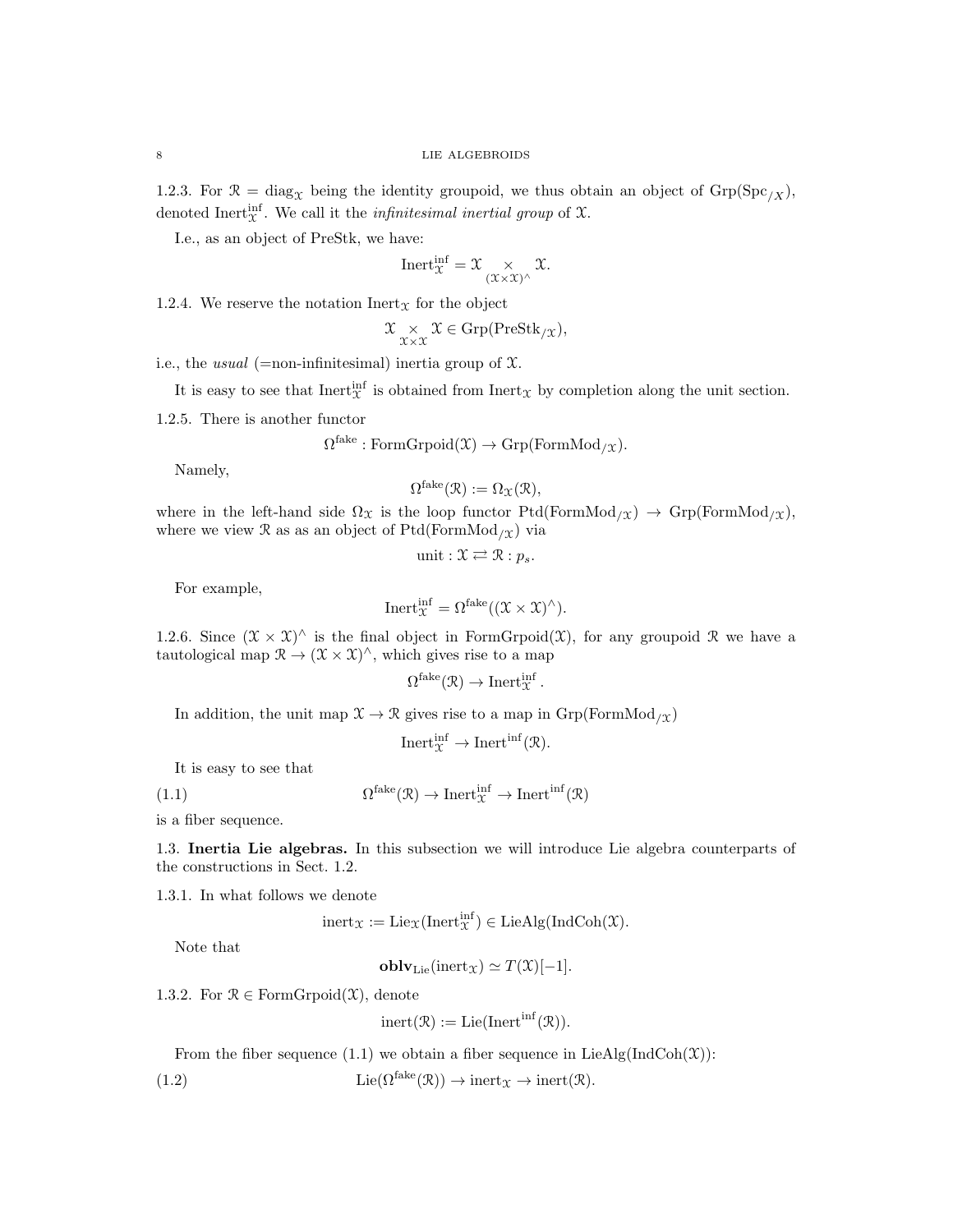1.2.3. For $\mathcal{R} = \text{diag}_{\mathcal{X}}$ being the identity groupoid, we thus obtain an object of $\text{Grp}(\text{Spc}_{/X})$, denoted $\text{Inert}^{\text{inf}}_{\mathcal{X}}$. We call it the *infinitesimal inertial group* of $\mathcal{X}$.

I.e., as an object of PreStk, we have:

$$\text{Inert}^{\text{inf}}_{\mathcal{X}} = \mathcal{X} \underset{(\mathcal{X}\times\mathcal{X})^\wedge}{\times} \mathcal{X}.$$

1.2.4. We reserve the notation $\text{Inert}_{\mathcal{X}}$ for the object

$$\mathcal{X} \underset{\mathcal{X}\times\mathcal{X}}{\times} \mathcal{X} \in \text{Grp}(\text{PreStk}_{/\mathcal{X}}),$$

i.e., the *usual* (=non-infinitesimal) inertia group of $\mathcal{X}$.

It is easy to see that $\text{Inert}^{\text{inf}}_{\mathcal{X}}$ is obtained from $\text{Inert}_{\mathcal{X}}$ by completion along the unit section.

1.2.5. There is another functor

$$\Omega^{\text{fake}} : \text{FormGrpoid}(\mathcal{X}) \to \text{Grp}(\text{FormMod}_{/\mathcal{X}}).$$

Namely,

$$\Omega^{\text{fake}}(\mathcal{R}) := \Omega_{\mathcal{X}}(\mathcal{R}),$$

where in the left-hand side $\Omega_{\mathcal{X}}$ is the loop functor $\text{Ptd}(\text{FormMod}_{/\mathcal{X}}) \to \text{Grp}(\text{FormMod}_{/\mathcal{X}})$, where we view $\mathcal{R}$ as as an object of $\text{Ptd}(\text{FormMod}_{/\mathcal{X}})$ via

$$\text{unit} : \mathcal{X} \rightleftarrows \mathcal{R} : p_s.$$

For example,

$$\text{Inert}^{\text{inf}}_{\mathcal{X}} = \Omega^{\text{fake}}((\mathcal{X}\times\mathcal{X})^\wedge).$$

1.2.6. Since $(\mathcal{X}\times\mathcal{X})^\wedge$ is the final object in $\text{FormGrpoid}(\mathcal{X})$, for any groupoid $\mathcal{R}$ we have a tautological map $\mathcal{R} \to (\mathcal{X}\times\mathcal{X})^\wedge$, which gives rise to a map

$$\Omega^{\text{fake}}(\mathcal{R}) \to \text{Inert}^{\text{inf}}_{\mathcal{X}}.$$

In addition, the unit map $\mathcal{X} \to \mathcal{R}$ gives rise to a map in $\text{Grp}(\text{FormMod}_{/\mathcal{X}})$

$$\text{Inert}^{\text{inf}}_{\mathcal{X}} \to \text{Inert}^{\text{inf}}(\mathcal{R}).$$

It is easy to see that

$$\Omega^{\text{fake}}(\mathcal{R}) \to \text{Inert}^{\text{inf}}_{\mathcal{X}} \to \text{Inert}^{\text{inf}}(\mathcal{R}) \tag{1.1}$$

is a fiber sequence.

## 1.3. Inertia Lie algebras.

In this subsection we will introduce Lie algebra counterparts of the constructions in Sect. 1.2.

1.3.1. In what follows we denote

$$\text{inert}_{\mathcal{X}} := \text{Lie}_{\mathcal{X}}(\text{Inert}^{\text{inf}}_{\mathcal{X}}) \in \text{LieAlg}(\text{IndCoh}(\mathcal{X}).$$

Note that

$$\mathbf{oblv}_{\text{Lie}}(\text{inert}_{\mathcal{X}}) \simeq T(\mathcal{X})[-1].$$

1.3.2. For $\mathcal{R} \in \text{FormGrpoid}(\mathcal{X})$, denote

$$\text{inert}(\mathcal{R}) := \text{Lie}(\text{Inert}^{\text{inf}}(\mathcal{R})).$$

From the fiber sequence (1.1) we obtain a fiber sequence in $\text{LieAlg}(\text{IndCoh}(\mathcal{X}))$:

$$\text{Lie}(\Omega^{\text{fake}}(\mathcal{R})) \to \text{inert}_{\mathcal{X}} \to \text{inert}(\mathcal{R}). \tag{1.2}$$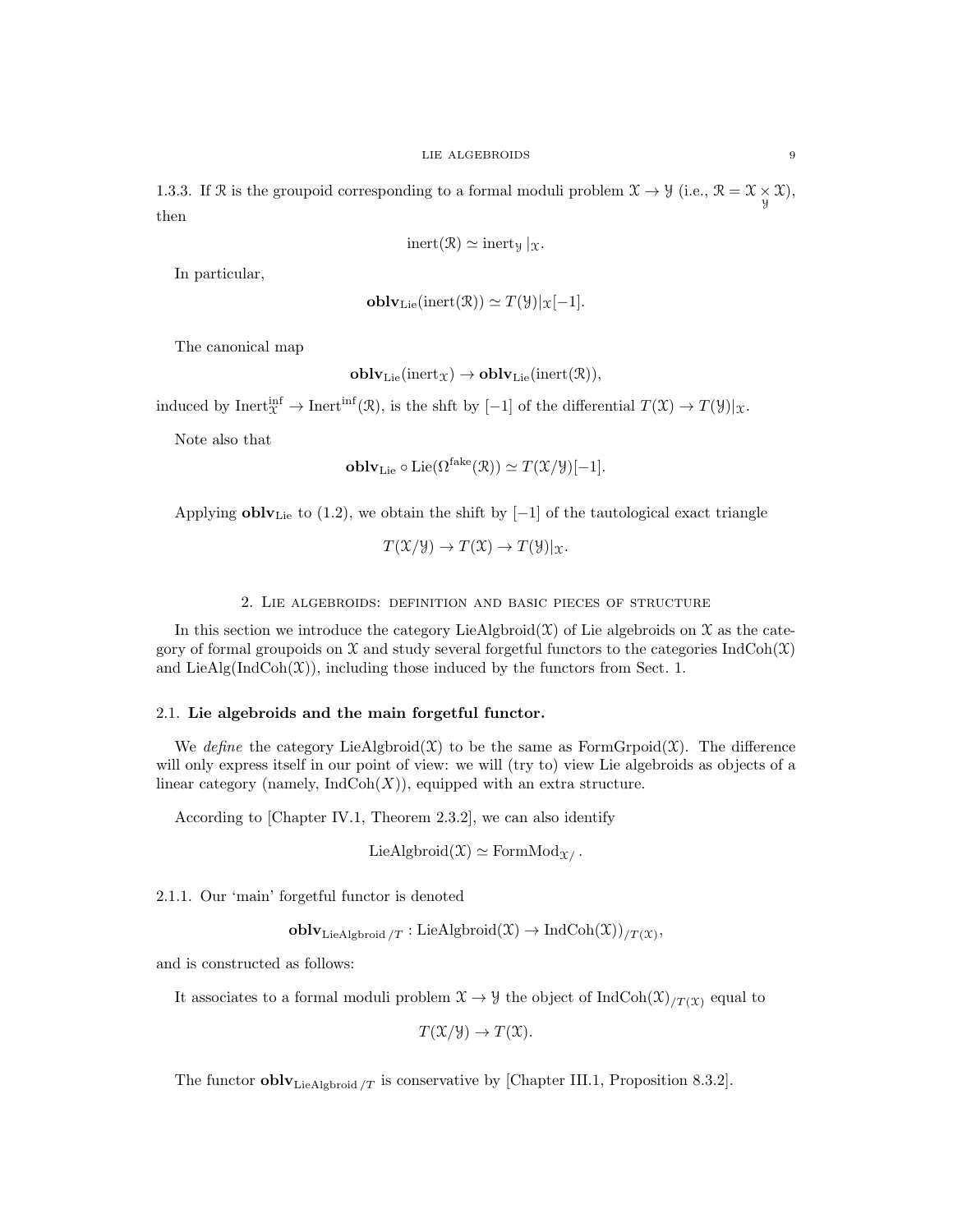1.3.3. If $\mathcal{R}$ is the groupoid corresponding to a formal moduli problem $\mathcal{X} \to \mathcal{Y}$ (i.e., $\mathcal{R} = \mathcal{X} \underset{\mathcal{Y}}{\times} \mathcal{X}$), then

$$\text{inert}(\mathcal{R}) \simeq \text{inert}_{\mathcal{Y}} |_{\mathcal{X}}.$$

In particular,

$$\mathbf{oblv}_{\text{Lie}}(\text{inert}(\mathcal{R})) \simeq T(\mathcal{Y})|_{\mathcal{X}}[-1].$$

The canonical map

$$\mathbf{oblv}_{\text{Lie}}(\text{inert}_{\mathcal{X}}) \to \mathbf{oblv}_{\text{Lie}}(\text{inert}(\mathcal{R})),$$

induced by $\text{Inert}^{\text{inf}}_{\mathcal{X}} \to \text{Inert}^{\text{inf}}(\mathcal{R})$, is the shft by $[-1]$ of the differential $T(\mathcal{X}) \to T(\mathcal{Y})|_{\mathcal{X}}$.

Note also that

$$\mathbf{oblv}_{\text{Lie}} \circ \text{Lie}(\Omega^{\text{fake}}(\mathcal{R})) \simeq T(\mathcal{X}/\mathcal{Y})[-1].$$

Applying $\mathbf{oblv}_{\text{Lie}}$ to (1.2), we obtain the shift by $[-1]$ of the tautological exact triangle

$$T(\mathcal{X}/\mathcal{Y}) \to T(\mathcal{X}) \to T(\mathcal{Y})|_{\mathcal{X}}.$$

## 2. Lie algebroids: definition and basic pieces of structure

In this section we introduce the category $\text{LieAlgbroid}(\mathcal{X})$ of Lie algebroids on $\mathcal{X}$ as the category of formal groupoids on $\mathcal{X}$ and study several forgetful functors to the categories $\text{IndCoh}(\mathcal{X})$ and $\text{LieAlg}(\text{IndCoh}(\mathcal{X}))$, including those induced by the functors from Sect. 1.

### 2.1. Lie algebroids and the main forgetful functor.

We *define* the category $\text{LieAlgbroid}(\mathcal{X})$ to be the same as $\text{FormGrpoid}(\mathcal{X})$. The difference will only express itself in our point of view: we will (try to) view Lie algebroids as objects of a linear category (namely, $\text{IndCoh}(X)$), equipped with an extra structure.

According to [Chapter IV.1, Theorem 2.3.2], we can also identify

$$\text{LieAlgbroid}(\mathcal{X}) \simeq \text{FormMod}_{\mathcal{X}/}.$$

2.1.1. Our 'main' forgetful functor is denoted

$$\mathbf{oblv}_{\text{LieAlgbroid}\,/T} : \text{LieAlgbroid}(\mathcal{X}) \to \text{IndCoh}(\mathcal{X}))_{/T(\mathcal{X})},$$

and is constructed as follows:

It associates to a formal moduli problem $\mathcal{X} \to \mathcal{Y}$ the object of $\text{IndCoh}(\mathcal{X})_{/T(\mathcal{X})}$ equal to

$$T(\mathcal{X}/\mathcal{Y}) \to T(\mathcal{X}).$$

The functor $\mathbf{oblv}_{\text{LieAlgbroid}\,/T}$ is conservative by [Chapter III.1, Proposition 8.3.2].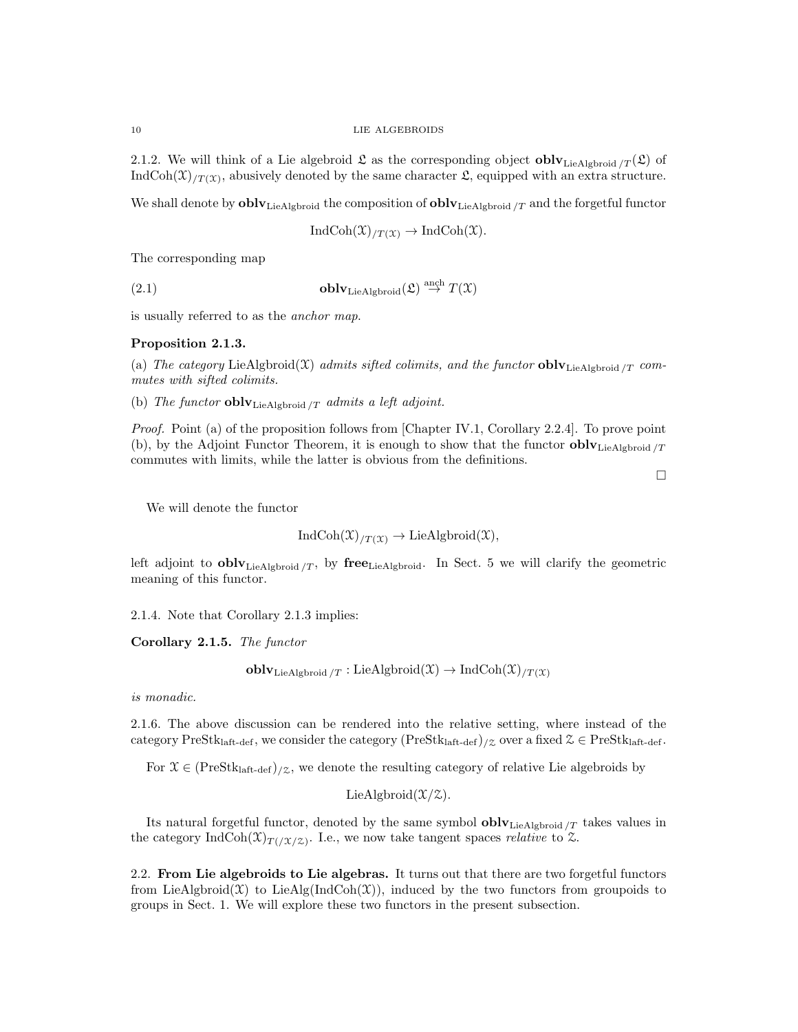2.1.2. We will think of a Lie algebroid $\mathfrak{L}$ as the corresponding object $\mathbf{oblv}_{\mathrm{LieAlgbroid}\,/T}(\mathfrak{L})$ of $\mathrm{IndCoh}(\mathcal{X})_{/T(\mathcal{X})}$, abusively denoted by the same character $\mathfrak{L}$, equipped with an extra structure.

We shall denote by $\mathbf{oblv}_{\mathrm{LieAlgbroid}}$ the composition of $\mathbf{oblv}_{\mathrm{LieAlgbroid}\,/T}$ and the forgetful functor

$$\mathrm{IndCoh}(\mathcal{X})_{/T(\mathcal{X})} \to \mathrm{IndCoh}(\mathcal{X}).$$

The corresponding map

$$\mathbf{oblv}_{\mathrm{LieAlgbroid}}(\mathfrak{L}) \overset{\mathrm{anch}}{\to} T(\mathcal{X}) \tag{2.1}$$

is usually referred to as the *anchor map*.

**Proposition 2.1.3.**

(a) *The category* $\mathrm{LieAlgbroid}(\mathcal{X})$ *admits sifted colimits, and the functor* $\mathbf{oblv}_{\mathrm{LieAlgbroid}\,/T}$ *commutes with sifted colimits.*

(b) *The functor* $\mathbf{oblv}_{\mathrm{LieAlgbroid}\,/T}$ *admits a left adjoint.*

*Proof.* Point (a) of the proposition follows from [Chapter IV.1, Corollary 2.2.4]. To prove point (b), by the Adjoint Functor Theorem, it is enough to show that the functor $\mathbf{oblv}_{\mathrm{LieAlgbroid}\,/T}$ commutes with limits, while the latter is obvious from the definitions.

□

We will denote the functor

$$\mathrm{IndCoh}(\mathcal{X})_{/T(\mathcal{X})} \to \mathrm{LieAlgbroid}(\mathcal{X}),$$

left adjoint to $\mathbf{oblv}_{\mathrm{LieAlgbroid}\,/T}$, by $\mathbf{free}_{\mathrm{LieAlgbroid}}$. In Sect. 5 we will clarify the geometric meaning of this functor.

2.1.4. Note that Corollary 2.1.3 implies:

**Corollary 2.1.5.** *The functor*

$$\mathbf{oblv}_{\mathrm{LieAlgbroid}\,/T} : \mathrm{LieAlgbroid}(\mathcal{X}) \to \mathrm{IndCoh}(\mathcal{X})_{/T(\mathcal{X})}$$

*is monadic.*

2.1.6. The above discussion can be rendered into the relative setting, where instead of the category $\mathrm{PreStk}_{\mathrm{laft\text{-}def}}$, we consider the category $(\mathrm{PreStk}_{\mathrm{laft\text{-}def}})_{/\mathcal{Z}}$ over a fixed $\mathcal{Z} \in \mathrm{PreStk}_{\mathrm{laft\text{-}def}}$.

For $\mathcal{X} \in (\mathrm{PreStk}_{\mathrm{laft\text{-}def}})_{/\mathcal{Z}}$, we denote the resulting category of relative Lie algebroids by

$$\mathrm{LieAlgbroid}(\mathcal{X}/\mathcal{Z}).$$

Its natural forgetful functor, denoted by the same symbol $\mathbf{oblv}_{\mathrm{LieAlgbroid}\,/T}$ takes values in the category $\mathrm{IndCoh}(\mathcal{X})_{T(/\mathcal{X}/\mathcal{Z})}$. I.e., we now take tangent spaces *relative* to $\mathcal{Z}$.

2.2. **From Lie algebroids to Lie algebras.** It turns out that there are two forgetful functors from $\mathrm{LieAlgbroid}(\mathcal{X})$ to $\mathrm{LieAlg}(\mathrm{IndCoh}(\mathcal{X}))$, induced by the two functors from groupoids to groups in Sect. 1. We will explore these two functors in the present subsection.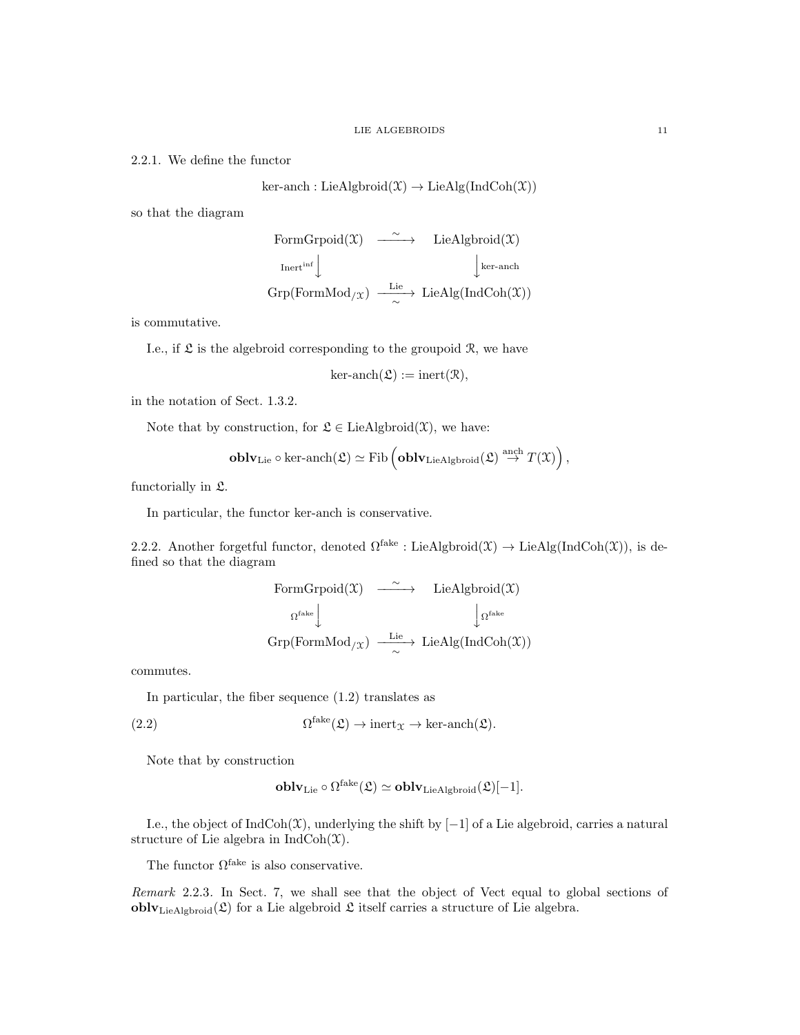2.2.1. We define the functor

$$\text{ker-anch} : \text{LieAlgbroid}(\mathcal{X}) \to \text{LieAlg}(\text{IndCoh}(\mathcal{X}))$$

so that the diagram

$$\begin{array}{ccc}
\text{FormGrpoid}(\mathcal{X}) & \xrightarrow{\sim} & \text{LieAlgbroid}(\mathcal{X}) \\
{\scriptstyle \text{Inert}^{\text{inf}}}\downarrow & & \downarrow{\scriptstyle \text{ker-anch}} \\
\text{Grp}(\text{FormMod}_{/\mathcal{X}}) & \xrightarrow[\sim]{\text{Lie}} & \text{LieAlg}(\text{IndCoh}(\mathcal{X}))
\end{array}$$

is commutative.

I.e., if $\mathfrak{L}$ is the algebroid corresponding to the groupoid $\mathcal{R}$, we have

$$\text{ker-anch}(\mathfrak{L}) := \text{inert}(\mathcal{R}),$$

in the notation of Sect. 1.3.2.

Note that by construction, for $\mathfrak{L} \in \text{LieAlgbroid}(\mathcal{X})$, we have:

$$\mathbf{oblv}_{\text{Lie}} \circ \text{ker-anch}(\mathfrak{L}) \simeq \text{Fib}\left(\mathbf{oblv}_{\text{LieAlgbroid}}(\mathfrak{L}) \overset{\text{anch}}{\to} T(\mathcal{X})\right),$$

functorially in $\mathfrak{L}$.

In particular, the functor ker-anch is conservative.

2.2.2. Another forgetful functor, denoted $\Omega^{\text{fake}} : \text{LieAlgbroid}(\mathcal{X}) \to \text{LieAlg}(\text{IndCoh}(\mathcal{X}))$, is defined so that the diagram

$$\begin{array}{ccc}
\text{FormGrpoid}(\mathcal{X}) & \xrightarrow{\sim} & \text{LieAlgbroid}(\mathcal{X}) \\
{\scriptstyle \Omega^{\text{fake}}}\downarrow & & \downarrow{\scriptstyle \Omega^{\text{fake}}} \\
\text{Grp}(\text{FormMod}_{/\mathcal{X}}) & \xrightarrow[\sim]{\text{Lie}} & \text{LieAlg}(\text{IndCoh}(\mathcal{X}))
\end{array}$$

commutes.

In particular, the fiber sequence (1.2) translates as

$$\Omega^{\text{fake}}(\mathfrak{L}) \to \text{inert}_{\mathcal{X}} \to \text{ker-anch}(\mathfrak{L}). \tag{2.2}$$

Note that by construction

$$\mathbf{oblv}_{\text{Lie}} \circ \Omega^{\text{fake}}(\mathfrak{L}) \simeq \mathbf{oblv}_{\text{LieAlgbroid}}(\mathfrak{L})[-1].$$

I.e., the object of $\text{IndCoh}(\mathcal{X})$, underlying the shift by $[-1]$ of a Lie algebroid, carries a natural structure of Lie algebra in $\text{IndCoh}(\mathcal{X})$.

The functor $\Omega^{\text{fake}}$ is also conservative.

*Remark* 2.2.3. In Sect. 7, we shall see that the object of Vect equal to global sections of $\mathbf{oblv}_{\text{LieAlgbroid}}(\mathfrak{L})$ for a Lie algebroid $\mathfrak{L}$ itself carries a structure of Lie algebra.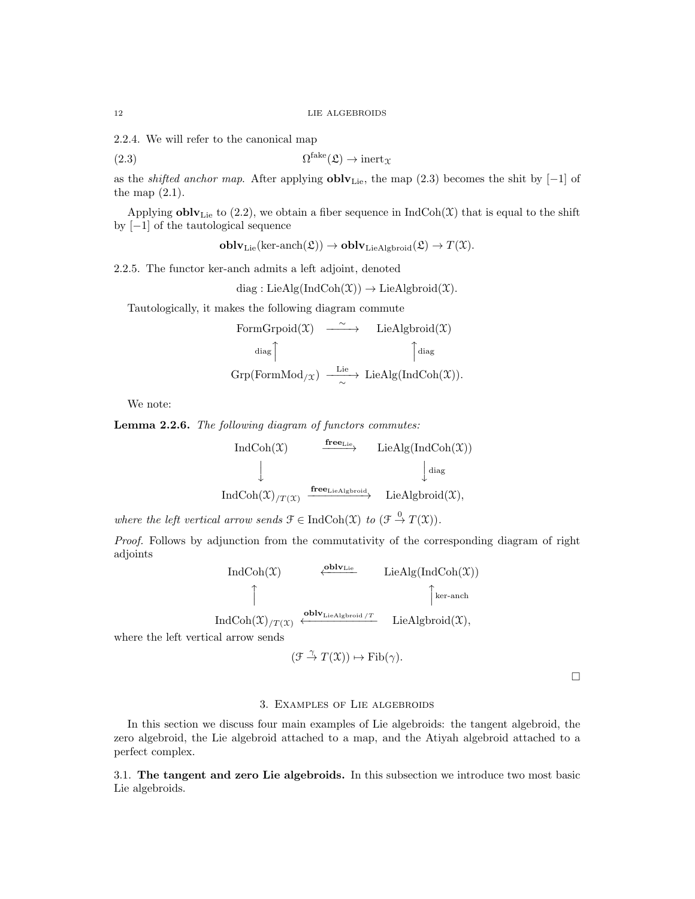2.2.4. We will refer to the canonical map

$$\Omega^{\text{fake}}(\mathfrak{L}) \to \text{inert}_{\mathcal{X}} \tag{2.3}$$

as the *shifted anchor map*. After applying $\mathbf{oblv}_{\text{Lie}}$, the map (2.3) becomes the shit by $[-1]$ of the map (2.1).

Applying $\mathbf{oblv}_{\text{Lie}}$ to (2.2), we obtain a fiber sequence in $\text{IndCoh}(\mathcal{X})$ that is equal to the shift by $[-1]$ of the tautological sequence

$$\mathbf{oblv}_{\text{Lie}}(\text{ker-anch}(\mathfrak{L})) \to \mathbf{oblv}_{\text{LieAlgbroid}}(\mathfrak{L}) \to T(\mathcal{X}).$$

2.2.5. The functor ker-anch admits a left adjoint, denoted

$$\text{diag} : \text{LieAlg}(\text{IndCoh}(\mathcal{X})) \to \text{LieAlgbroid}(\mathcal{X}).$$

Tautologically, it makes the following diagram commute

$$\begin{array}{ccc} \text{FormGrpoid}(\mathcal{X}) & \xrightarrow{\sim} & \text{LieAlgbroid}(\mathcal{X}) \\ {\scriptstyle\text{diag}}\uparrow & & \uparrow{\scriptstyle\text{diag}} \\ \text{Grp}(\text{FormMod}_{/\mathcal{X}}) & \underset{\sim}{\xrightarrow{\text{Lie}}} & \text{LieAlg}(\text{IndCoh}(\mathcal{X})). \end{array}$$

We note:

**Lemma 2.2.6.** *The following diagram of functors commutes:*

$$\begin{array}{ccc} \text{IndCoh}(\mathcal{X}) & \xrightarrow{\mathbf{free}_{\text{Lie}}} & \text{LieAlg}(\text{IndCoh}(\mathcal{X})) \\ \downarrow & & \downarrow{\scriptstyle\text{diag}} \\ \text{IndCoh}(\mathcal{X})_{/T(\mathcal{X})} & \xrightarrow{\mathbf{free}_{\text{LieAlgbroid}}} & \text{LieAlgbroid}(\mathcal{X}), \end{array}$$

*where the left vertical arrow sends $\mathcal{F} \in \text{IndCoh}(\mathcal{X})$ to $(\mathcal{F} \xrightarrow{0} T(\mathcal{X}))$.*

*Proof.* Follows by adjunction from the commutativity of the corresponding diagram of right adjoints

$$\begin{array}{ccc} \text{IndCoh}(\mathcal{X}) & \xleftarrow{\mathbf{oblv}_{\text{Lie}}} & \text{LieAlg}(\text{IndCoh}(\mathcal{X})) \\ \uparrow & & \uparrow{\scriptstyle\text{ker-anch}} \\ \text{IndCoh}(\mathcal{X})_{/T(\mathcal{X})} & \xleftarrow{\mathbf{oblv}_{\text{LieAlgbroid}\,/T}} & \text{LieAlgbroid}(\mathcal{X}), \end{array}$$

where the left vertical arrow sends

$$(\mathcal{F} \xrightarrow{\gamma} T(\mathcal{X})) \mapsto \text{Fib}(\gamma).$$

□

## 3. Examples of Lie algebroids

In this section we discuss four main examples of Lie algebroids: the tangent algebroid, the zero algebroid, the Lie algebroid attached to a map, and the Atiyah algebroid attached to a perfect complex.

### 3.1. The tangent and zero Lie algebroids.

In this subsection we introduce two most basic Lie algebroids.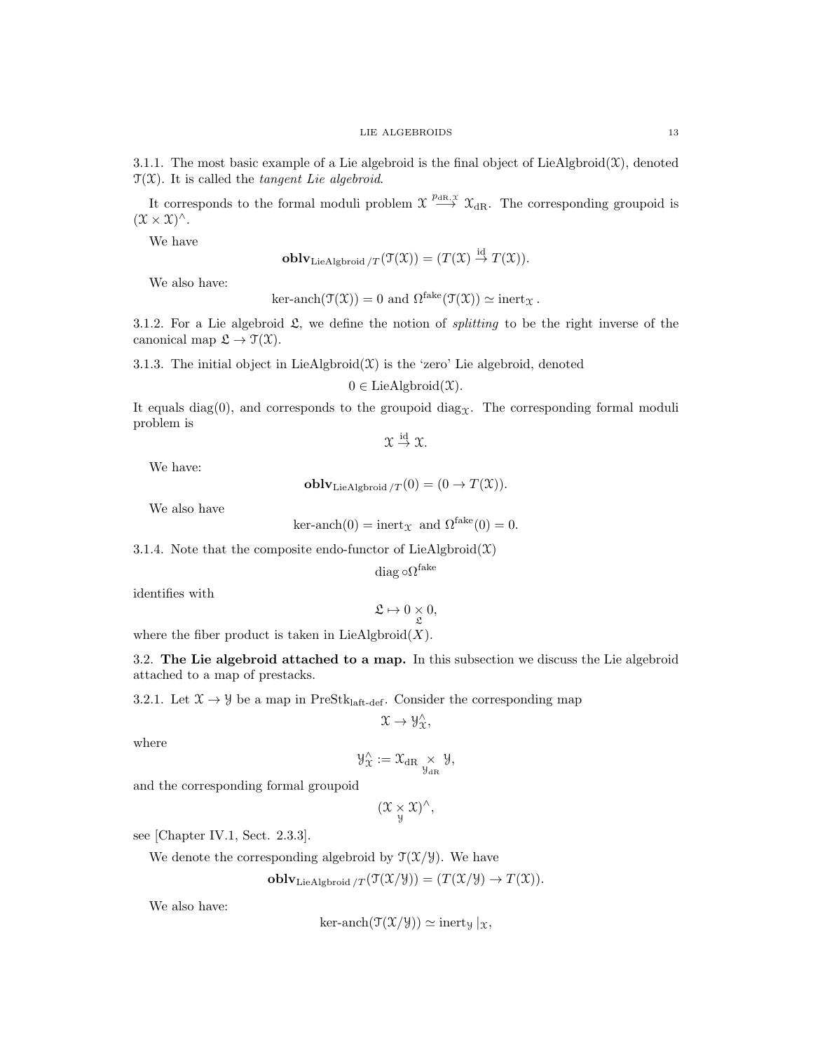3.1.1. The most basic example of a Lie algebroid is the final object of $\text{LieAlgbroid}(\mathcal{X})$, denoted $\mathcal{T}(\mathcal{X})$. It is called the *tangent Lie algebroid*.

It corresponds to the formal moduli problem $\mathcal{X} \overset{p_{\text{dR},\mathcal{X}}}{\longrightarrow} \mathcal{X}_{\text{dR}}$. The corresponding groupoid is $(\mathcal{X} \times \mathcal{X})^\wedge$.

We have

$$\mathbf{oblv}_{\text{LieAlgbroid}\,/T}(\mathcal{T}(\mathcal{X})) = (T(\mathcal{X}) \overset{\text{id}}{\to} T(\mathcal{X})).$$

We also have:

$$\text{ker-anch}(\mathcal{T}(\mathcal{X})) = 0 \text{ and } \Omega^{\text{fake}}(\mathcal{T}(\mathcal{X})) \simeq \text{inert}_{\mathcal{X}}.$$

3.1.2. For a Lie algebroid $\mathfrak{L}$, we define the notion of *splitting* to be the right inverse of the canonical map $\mathfrak{L} \to \mathcal{T}(\mathcal{X})$.

3.1.3. The initial object in $\text{LieAlgbroid}(\mathcal{X})$ is the 'zero' Lie algebroid, denoted

$$0 \in \text{LieAlgbroid}(\mathcal{X}).$$

It equals $\text{diag}(0)$, and corresponds to the groupoid $\text{diag}_{\mathcal{X}}$. The corresponding formal moduli problem is

$$\mathcal{X} \overset{\text{id}}{\to} \mathcal{X}.$$

We have:

$$\mathbf{oblv}_{\text{LieAlgbroid}\,/T}(0) = (0 \to T(\mathcal{X})).$$

We also have

$$\text{ker-anch}(0) = \text{inert}_{\mathcal{X}} \text{ and } \Omega^{\text{fake}}(0) = 0.$$

3.1.4. Note that the composite endo-functor of $\text{LieAlgbroid}(\mathcal{X})$

$$\text{diag} \circ \Omega^{\text{fake}}$$

identifies with

$$\mathfrak{L} \mapsto 0 \underset{\mathfrak{L}}{\times} 0,$$

where the fiber product is taken in $\text{LieAlgbroid}(X)$.

## 3.2. The Lie algebroid attached to a map.

In this subsection we discuss the Lie algebroid attached to a map of prestacks.

3.2.1. Let $\mathcal{X} \to \mathcal{Y}$ be a map in $\text{PreStk}_{\text{laft-def}}$. Consider the corresponding map

$$\mathcal{X} \to \mathcal{Y}^\wedge_{\mathcal{X}},$$

where

$$\mathcal{Y}^\wedge_{\mathcal{X}} := \mathcal{X}_{\text{dR}} \underset{\mathcal{Y}_{\text{dR}}}{\times} \mathcal{Y},$$

and the corresponding formal groupoid

$$(\mathcal{X} \underset{\mathcal{Y}}{\times} \mathcal{X})^\wedge,$$

see [Chapter IV.1, Sect. 2.3.3].

We denote the corresponding algebroid by $\mathcal{T}(\mathcal{X}/\mathcal{Y})$. We have

$$\mathbf{oblv}_{\text{LieAlgbroid}\,/T}(\mathcal{T}(\mathcal{X}/\mathcal{Y})) = (T(\mathcal{X}/\mathcal{Y}) \to T(\mathcal{X})).$$

We also have:

$$\text{ker-anch}(\mathcal{T}(\mathcal{X}/\mathcal{Y})) \simeq \text{inert}_{\mathcal{Y}}\,|_{\mathcal{X}},$$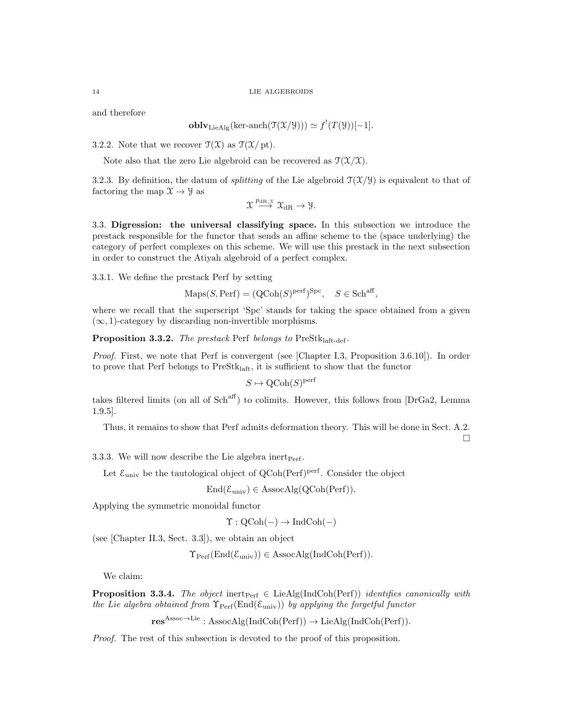and therefore

$$\mathbf{oblv}_{\mathrm{LieAlg}}(\text{ker-anch}(\mathcal{T}(\mathcal{X}/\mathcal{Y}))) \simeq f^!(T(\mathcal{Y}))[-1].$$

3.2.2. Note that we recover $\mathcal{T}(\mathcal{X})$ as $\mathcal{T}(\mathcal{X}/\mathrm{pt})$.

Note also that the zero Lie algebroid can be recovered as $\mathcal{T}(\mathcal{X}/\mathcal{X})$.

3.2.3. By definition, the datum of *splitting* of the Lie algebroid $\mathcal{T}(\mathcal{X}/\mathcal{Y})$ is equivalent to that of factoring the map $\mathcal{X} \to \mathcal{Y}$ as

$$\mathcal{X} \overset{p_{\mathrm{dR},\mathcal{X}}}{\longrightarrow} \mathcal{X}_{\mathrm{dR}} \to \mathcal{Y}.$$

3.3. **Digression: the universal classifying space.** In this subsection we introduce the prestack responsible for the functor that sends an affine scheme to the (space underlying) the category of perfect complexes on this scheme. We will use this prestack in the next subsection in order to construct the Atiyah algebroid of a perfect complex.

3.3.1. We define the prestack Perf by setting

$$\mathrm{Maps}(S, \mathrm{Perf}) = (\mathrm{QCoh}(S)^{\mathrm{perf}})^{\mathrm{Spc}}, \quad S \in \mathrm{Sch}^{\mathrm{aff}},$$

where we recall that the superscript 'Spc' stands for taking the space obtained from a given $(\infty, 1)$-category by discarding non-invertible morphisms.

**Proposition 3.3.2.** *The prestack* Perf *belongs to* $\mathrm{PreStk}_{\mathrm{laft\text{-}def}}$.

*Proof.* First, we note that Perf is convergent (see [Chapter I.3, Proposition 3.6.10]). In order to prove that Perf belongs to $\mathrm{PreStk}_{\mathrm{laft}}$, it is sufficient to show that the functor

$$S \mapsto \mathrm{QCoh}(S)^{\mathrm{perf}}$$

takes filtered limits (on all of $\mathrm{Sch}^{\mathrm{aff}}$) to colimits. However, this follows from [DrGa2, Lemma 1.9.5].

Thus, it remains to show that Perf admits deformation theory. This will be done in Sect. A.2. □

3.3.3. We will now describe the Lie algebra $\mathrm{inert}_{\mathrm{Perf}}$.

Let $\mathcal{E}_{\mathrm{univ}}$ be the tautological object of $\mathrm{QCoh}(\mathrm{Perf})^{\mathrm{perf}}$. Consider the object

$$\mathrm{End}(\mathcal{E}_{\mathrm{univ}}) \in \mathrm{AssocAlg}(\mathrm{QCoh}(\mathrm{Perf})).$$

Applying the symmetric monoidal functor

$$\Upsilon : \mathrm{QCoh}(-) \to \mathrm{IndCoh}(-)$$

(see [Chapter II.3, Sect. 3.3]), we obtain an object

$$\Upsilon_{\mathrm{Perf}}(\mathrm{End}(\mathcal{E}_{\mathrm{univ}})) \in \mathrm{AssocAlg}(\mathrm{IndCoh}(\mathrm{Perf})).$$

We claim:

**Proposition 3.3.4.** *The object* $\mathrm{inert}_{\mathrm{Perf}} \in \mathrm{LieAlg}(\mathrm{IndCoh}(\mathrm{Perf}))$ *identifies canonically with the Lie algebra obtained from* $\Upsilon_{\mathrm{Perf}}(\mathrm{End}(\mathcal{E}_{\mathrm{univ}}))$ *by applying the forgetful functor*

$$\mathbf{res}^{\mathrm{Assoc}\to\mathrm{Lie}} : \mathrm{AssocAlg}(\mathrm{IndCoh}(\mathrm{Perf})) \to \mathrm{LieAlg}(\mathrm{IndCoh}(\mathrm{Perf})).$$

*Proof.* The rest of this subsection is devoted to the proof of this proposition.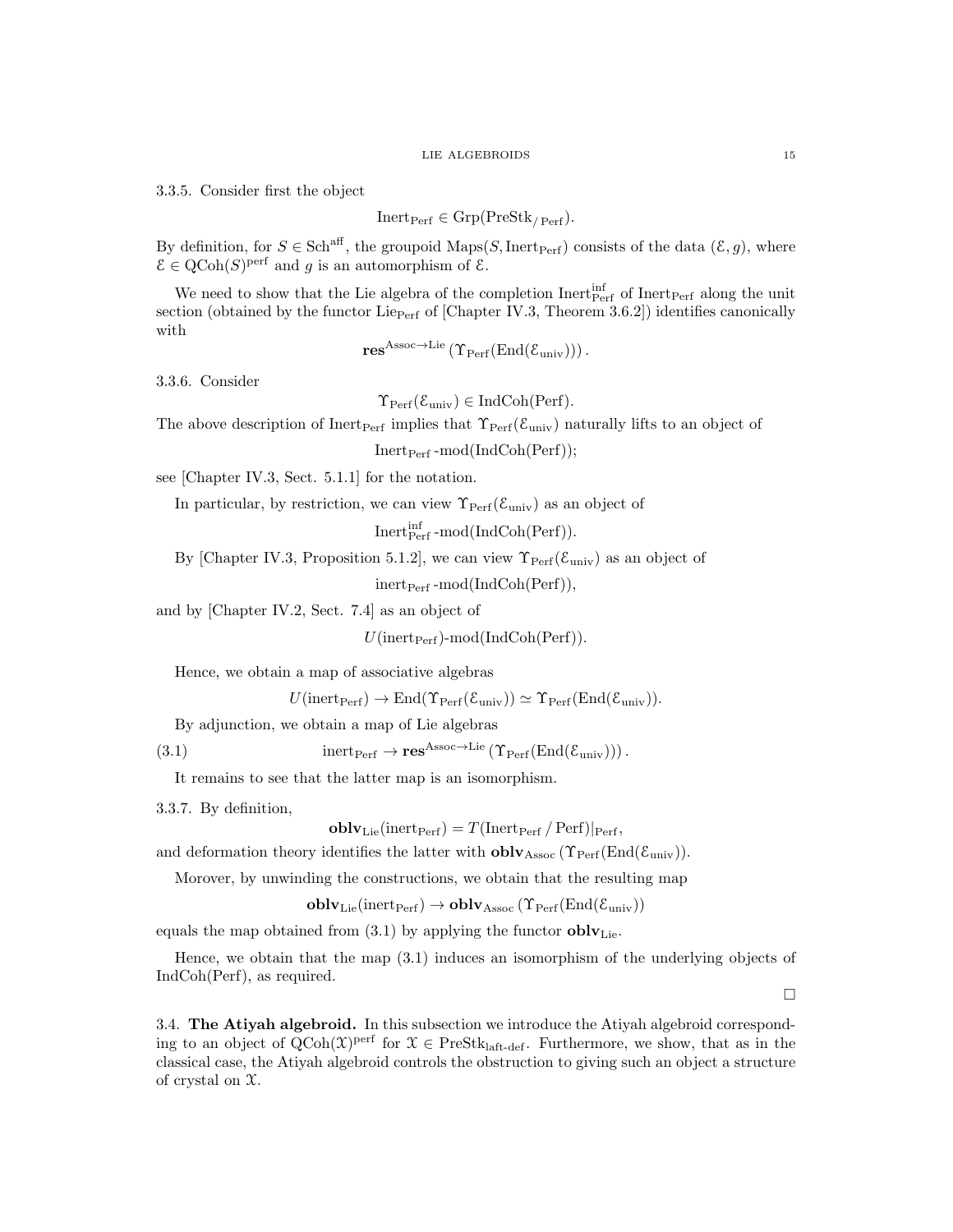3.3.5. Consider first the object

$$\mathrm{Inert}_{\mathrm{Perf}} \in \mathrm{Grp}(\mathrm{PreStk}_{/\,\mathrm{Perf}}).$$

By definition, for $S \in \mathrm{Sch}^{\mathrm{aff}}$, the groupoid $\mathrm{Maps}(S, \mathrm{Inert}_{\mathrm{Perf}})$ consists of the data $(\mathcal{E}, g)$, where $\mathcal{E} \in \mathrm{QCoh}(S)^{\mathrm{perf}}$ and $g$ is an automorphism of $\mathcal{E}$.

We need to show that the Lie algebra of the completion $\mathrm{Inert}^{\mathrm{inf}}_{\mathrm{Perf}}$ of $\mathrm{Inert}_{\mathrm{Perf}}$ along the unit section (obtained by the functor $\mathrm{Lie}_{\mathrm{Perf}}$ of [Chapter IV.3, Theorem 3.6.2]) identifies canonically with

$$\mathbf{res}^{\mathrm{Assoc}\to\mathrm{Lie}}\left(\Upsilon_{\mathrm{Perf}}(\mathrm{End}(\mathcal{E}_{\mathrm{univ}}))\right).$$

3.3.6. Consider

$$\Upsilon_{\mathrm{Perf}}(\mathcal{E}_{\mathrm{univ}}) \in \mathrm{IndCoh}(\mathrm{Perf}).$$

The above description of $\mathrm{Inert}_{\mathrm{Perf}}$ implies that $\Upsilon_{\mathrm{Perf}}(\mathcal{E}_{\mathrm{univ}})$ naturally lifts to an object of

$$\mathrm{Inert}_{\mathrm{Perf}}\text{-mod}(\mathrm{IndCoh}(\mathrm{Perf}));$$

see [Chapter IV.3, Sect. 5.1.1] for the notation.

In particular, by restriction, we can view $\Upsilon_{\mathrm{Perf}}(\mathcal{E}_{\mathrm{univ}})$ as an object of

$$\mathrm{Inert}^{\mathrm{inf}}_{\mathrm{Perf}}\text{-mod}(\mathrm{IndCoh}(\mathrm{Perf})).$$

By [Chapter IV.3, Proposition 5.1.2], we can view $\Upsilon_{\mathrm{Perf}}(\mathcal{E}_{\mathrm{univ}})$ as an object of

$$\mathrm{inert}_{\mathrm{Perf}}\text{-mod}(\mathrm{IndCoh}(\mathrm{Perf})),$$

and by [Chapter IV.2, Sect. 7.4] as an object of

$$U(\mathrm{inert}_{\mathrm{Perf}})\text{-mod}(\mathrm{IndCoh}(\mathrm{Perf})).$$

Hence, we obtain a map of associative algebras

$$U(\mathrm{inert}_{\mathrm{Perf}}) \to \mathrm{End}(\Upsilon_{\mathrm{Perf}}(\mathcal{E}_{\mathrm{univ}})) \simeq \Upsilon_{\mathrm{Perf}}(\mathrm{End}(\mathcal{E}_{\mathrm{univ}})).$$

By adjunction, we obtain a map of Lie algebras

$$\mathrm{inert}_{\mathrm{Perf}} \to \mathbf{res}^{\mathrm{Assoc}\to\mathrm{Lie}}\left(\Upsilon_{\mathrm{Perf}}(\mathrm{End}(\mathcal{E}_{\mathrm{univ}}))\right). \tag{3.1}$$

It remains to see that the latter map is an isomorphism.

3.3.7. By definition,

$$\mathbf{oblv}_{\mathrm{Lie}}(\mathrm{inert}_{\mathrm{Perf}}) = T(\mathrm{Inert}_{\mathrm{Perf}}/\,\mathrm{Perf})|_{\mathrm{Perf}},$$

and deformation theory identifies the latter with $\mathbf{oblv}_{\mathrm{Assoc}}\left(\Upsilon_{\mathrm{Perf}}(\mathrm{End}(\mathcal{E}_{\mathrm{univ}})\right)$.

Morover, by unwinding the constructions, we obtain that the resulting map

$$\mathbf{oblv}_{\mathrm{Lie}}(\mathrm{inert}_{\mathrm{Perf}}) \to \mathbf{oblv}_{\mathrm{Assoc}}\left(\Upsilon_{\mathrm{Perf}}(\mathrm{End}(\mathcal{E}_{\mathrm{univ}})\right)$$

equals the map obtained from (3.1) by applying the functor $\mathbf{oblv}_{\mathrm{Lie}}$.

Hence, we obtain that the map (3.1) induces an isomorphism of the underlying objects of $\mathrm{IndCoh}(\mathrm{Perf})$, as required.

□

3.4. **The Atiyah algebroid.** In this subsection we introduce the Atiyah algebroid corresponding to an object of $\mathrm{QCoh}(\mathcal{X})^{\mathrm{perf}}$ for $\mathcal{X} \in \mathrm{PreStk}_{\mathrm{laft\text{-}def}}$. Furthermore, we show, that as in the classical case, the Atiyah algebroid controls the obstruction to giving such an object a structure of crystal on $\mathcal{X}$.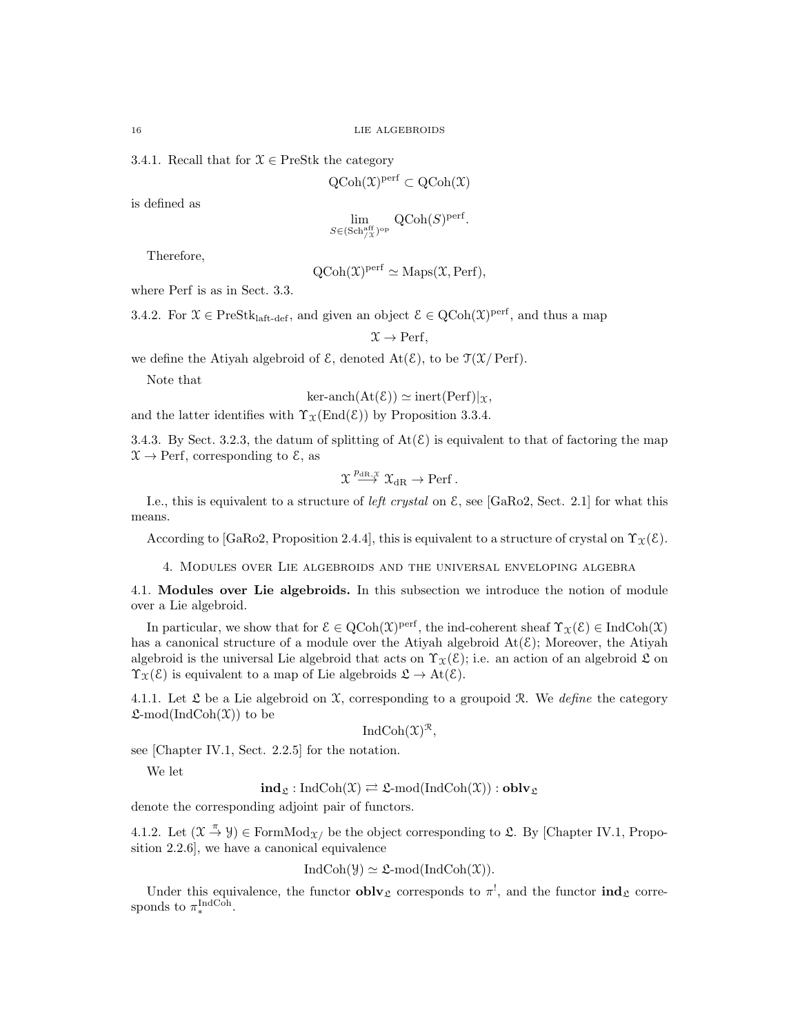3.4.1. Recall that for $\mathcal{X} \in \text{PreStk}$ the category

$$\text{QCoh}(\mathcal{X})^{\text{perf}} \subset \text{QCoh}(\mathcal{X})$$

is defined as

$$\lim_{S \in (\text{Sch}^{\text{aff}}_{/\mathcal{X}})^{\text{op}}} \text{QCoh}(S)^{\text{perf}}.$$

Therefore,

$$\text{QCoh}(\mathcal{X})^{\text{perf}} \simeq \text{Maps}(\mathcal{X}, \text{Perf}),$$

where Perf is as in Sect. 3.3.

3.4.2. For $\mathcal{X} \in \text{PreStk}_{\text{laft-def}}$, and given an object $\mathcal{E} \in \text{QCoh}(\mathcal{X})^{\text{perf}}$, and thus a map

$$\mathcal{X} \to \text{Perf},$$

we define the Atiyah algebroid of $\mathcal{E}$, denoted $\text{At}(\mathcal{E})$, to be $\mathcal{T}(\mathcal{X}/\text{Perf})$.

Note that

$$\text{ker-anch}(\text{At}(\mathcal{E})) \simeq \text{inert}(\text{Perf})|_{\mathcal{X}},$$

and the latter identifies with $\Upsilon_{\mathcal{X}}(\text{End}(\mathcal{E}))$ by Proposition 3.3.4.

3.4.3. By Sect. 3.2.3, the datum of splitting of $\text{At}(\mathcal{E})$ is equivalent to that of factoring the map $\mathcal{X} \to \text{Perf}$, corresponding to $\mathcal{E}$, as

$$\mathcal{X} \overset{p_{\text{dR},\mathcal{X}}}{\longrightarrow} \mathcal{X}_{\text{dR}} \to \text{Perf}.$$

I.e., this is equivalent to a structure of *left crystal* on $\mathcal{E}$, see [GaRo2, Sect. 2.1] for what this means.

According to [GaRo2, Proposition 2.4.4], this is equivalent to a structure of crystal on $\Upsilon_{\mathcal{X}}(\mathcal{E})$.

## 4. Modules over Lie algebroids and the universal enveloping algebra

**4.1. Modules over Lie algebroids.** In this subsection we introduce the notion of module over a Lie algebroid.

In particular, we show that for $\mathcal{E} \in \text{QCoh}(\mathcal{X})^{\text{perf}}$, the ind-coherent sheaf $\Upsilon_{\mathcal{X}}(\mathcal{E}) \in \text{IndCoh}(\mathcal{X})$ has a canonical structure of a module over the Atiyah algebroid $\text{At}(\mathcal{E})$; Moreover, the Atiyah algebroid is the universal Lie algebroid that acts on $\Upsilon_{\mathcal{X}}(\mathcal{E})$; i.e. an action of an algebroid $\mathfrak{L}$ on $\Upsilon_{\mathcal{X}}(\mathcal{E})$ is equivalent to a map of Lie algebroids $\mathfrak{L} \to \text{At}(\mathcal{E})$.

4.1.1. Let $\mathfrak{L}$ be a Lie algebroid on $\mathcal{X}$, corresponding to a groupoid $\mathcal{R}$. We *define* the category $\mathfrak{L}\text{-mod}(\text{IndCoh}(\mathcal{X}))$ to be

$$\text{IndCoh}(\mathcal{X})^{\mathcal{R}},$$

see [Chapter IV.1, Sect. 2.2.5] for the notation.

We let

$$\mathbf{ind}_{\mathfrak{L}} : \text{IndCoh}(\mathcal{X}) \rightleftarrows \mathfrak{L}\text{-mod}(\text{IndCoh}(\mathcal{X})) : \mathbf{oblv}_{\mathfrak{L}}$$

denote the corresponding adjoint pair of functors.

4.1.2. Let $(\mathcal{X} \overset{\pi}{\to} \mathcal{Y}) \in \text{FormMod}_{\mathcal{X}/}$ be the object corresponding to $\mathfrak{L}$. By [Chapter IV.1, Proposition 2.2.6], we have a canonical equivalence

$$\text{IndCoh}(\mathcal{Y}) \simeq \mathfrak{L}\text{-mod}(\text{IndCoh}(\mathcal{X})).$$

Under this equivalence, the functor $\mathbf{oblv}_{\mathfrak{L}}$ corresponds to $\pi^!$, and the functor $\mathbf{ind}_{\mathfrak{L}}$ corresponds to $\pi_*^{\text{IndCoh}}$.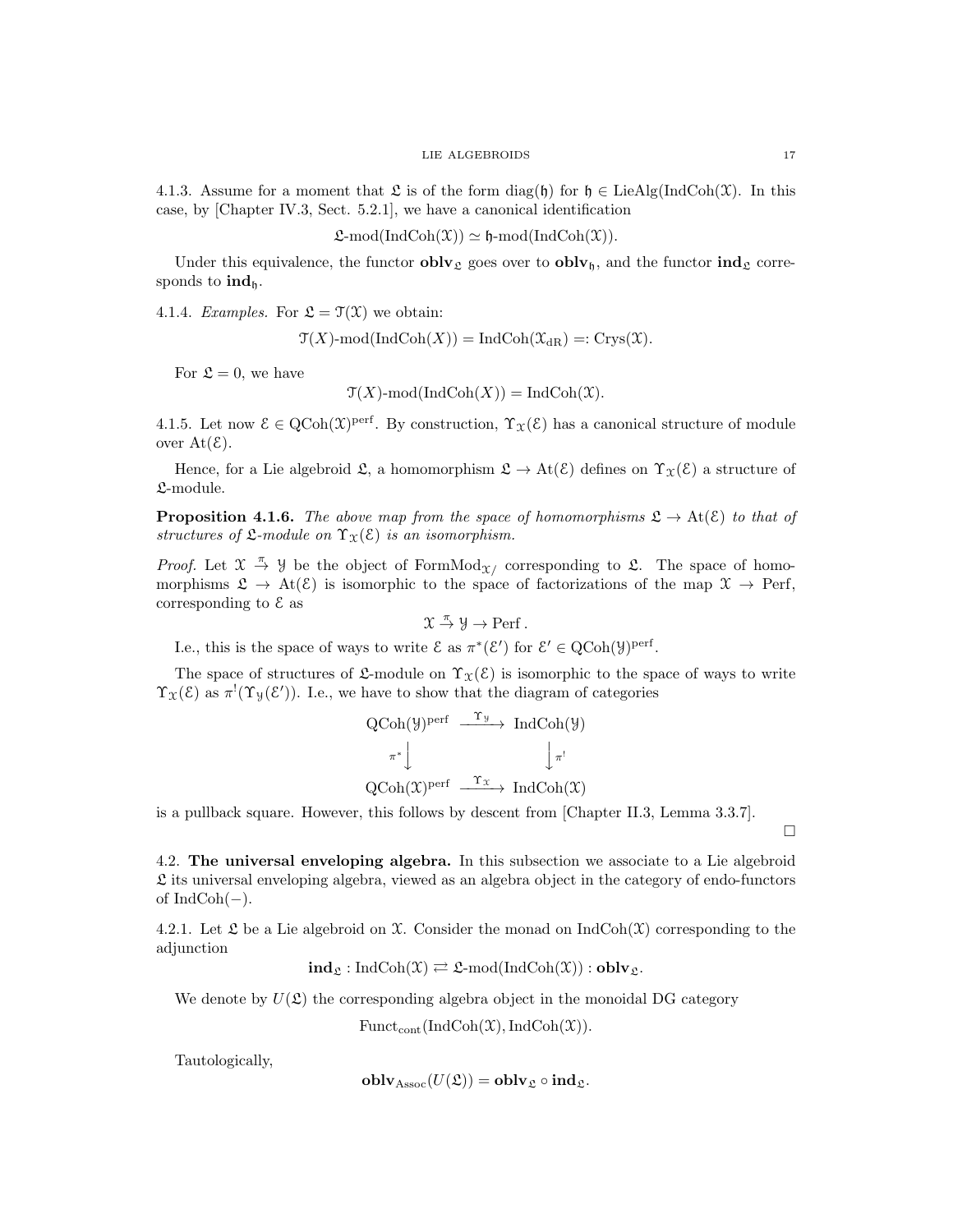4.1.3. Assume for a moment that $\mathfrak{L}$ is of the form $\text{diag}(\mathfrak{h})$ for $\mathfrak{h} \in \text{LieAlg}(\text{IndCoh}(\mathcal{X}))$. In this case, by [Chapter IV.3, Sect. 5.2.1], we have a canonical identification

$$\mathfrak{L}\text{-mod}(\text{IndCoh}(\mathcal{X})) \simeq \mathfrak{h}\text{-mod}(\text{IndCoh}(\mathcal{X})).$$

Under this equivalence, the functor $\mathbf{oblv}_{\mathfrak{L}}$ goes over to $\mathbf{oblv}_{\mathfrak{h}}$, and the functor $\mathbf{ind}_{\mathfrak{L}}$ corresponds to $\mathbf{ind}_{\mathfrak{h}}$.

4.1.4. *Examples.* For $\mathfrak{L} = \mathcal{T}(\mathcal{X})$ we obtain:

$$\mathcal{T}(X)\text{-mod}(\text{IndCoh}(X)) = \text{IndCoh}(\mathcal{X}_{\text{dR}}) =: \text{Crys}(\mathcal{X}).$$

For $\mathfrak{L} = 0$, we have

$$\mathcal{T}(X)\text{-mod}(\text{IndCoh}(X)) = \text{IndCoh}(\mathcal{X}).$$

4.1.5. Let now $\mathcal{E} \in \text{QCoh}(\mathcal{X})^{\text{perf}}$. By construction, $\Upsilon_{\mathcal{X}}(\mathcal{E})$ has a canonical structure of module over $\text{At}(\mathcal{E})$.

Hence, for a Lie algebroid $\mathfrak{L}$, a homomorphism $\mathfrak{L} \to \text{At}(\mathcal{E})$ defines on $\Upsilon_{\mathcal{X}}(\mathcal{E})$ a structure of $\mathfrak{L}$-module.

**Proposition 4.1.6.** *The above map from the space of homomorphisms $\mathfrak{L} \to \text{At}(\mathcal{E})$ to that of structures of $\mathfrak{L}$-module on $\Upsilon_{\mathcal{X}}(\mathcal{E})$ is an isomorphism.*

*Proof.* Let $\mathcal{X} \overset{\pi}{\to} \mathcal{Y}$ be the object of $\text{FormMod}_{\mathcal{X}/}$ corresponding to $\mathfrak{L}$. The space of homomorphisms $\mathfrak{L} \to \text{At}(\mathcal{E})$ is isomorphic to the space of factorizations of the map $\mathcal{X} \to \text{Perf}$, corresponding to $\mathcal{E}$ as

$$\mathcal{X} \overset{\pi}{\to} \mathcal{Y} \to \text{Perf}.$$

I.e., this is the space of ways to write $\mathcal{E}$ as $\pi^*(\mathcal{E}')$ for $\mathcal{E}' \in \text{QCoh}(\mathcal{Y})^{\text{perf}}$.

The space of structures of $\mathfrak{L}$-module on $\Upsilon_{\mathcal{X}}(\mathcal{E})$ is isomorphic to the space of ways to write $\Upsilon_{\mathcal{X}}(\mathcal{E})$ as $\pi^!(\Upsilon_{\mathcal{Y}}(\mathcal{E}'))$. I.e., we have to show that the diagram of categories

$$\begin{array}{ccc}
\text{QCoh}(\mathcal{Y})^{\text{perf}} & \xrightarrow{\Upsilon_{\mathcal{Y}}} & \text{IndCoh}(\mathcal{Y}) \\
{\scriptstyle \pi^*}\downarrow & & \downarrow{\scriptstyle \pi^!} \\
\text{QCoh}(\mathcal{X})^{\text{perf}} & \xrightarrow{\Upsilon_{\mathcal{X}}} & \text{IndCoh}(\mathcal{X})
\end{array}$$

is a pullback square. However, this follows by descent from [Chapter II.3, Lemma 3.3.7]. □

4.2. **The universal enveloping algebra.** In this subsection we associate to a Lie algebroid $\mathfrak{L}$ its universal enveloping algebra, viewed as an algebra object in the category of endo-functors of $\text{IndCoh}(-)$.

4.2.1. Let $\mathfrak{L}$ be a Lie algebroid on $\mathcal{X}$. Consider the monad on $\text{IndCoh}(\mathcal{X})$ corresponding to the adjunction

$$\mathbf{ind}_{\mathfrak{L}} : \text{IndCoh}(\mathcal{X}) \rightleftarrows \mathfrak{L}\text{-mod}(\text{IndCoh}(\mathcal{X})) : \mathbf{oblv}_{\mathfrak{L}}.$$

We denote by $U(\mathfrak{L})$ the corresponding algebra object in the monoidal DG category

$$\text{Funct}_{\text{cont}}(\text{IndCoh}(\mathcal{X}), \text{IndCoh}(\mathcal{X})).$$

Tautologically,

$$\mathbf{oblv}_{\text{Assoc}}(U(\mathfrak{L})) = \mathbf{oblv}_{\mathfrak{L}} \circ \mathbf{ind}_{\mathfrak{L}}.$$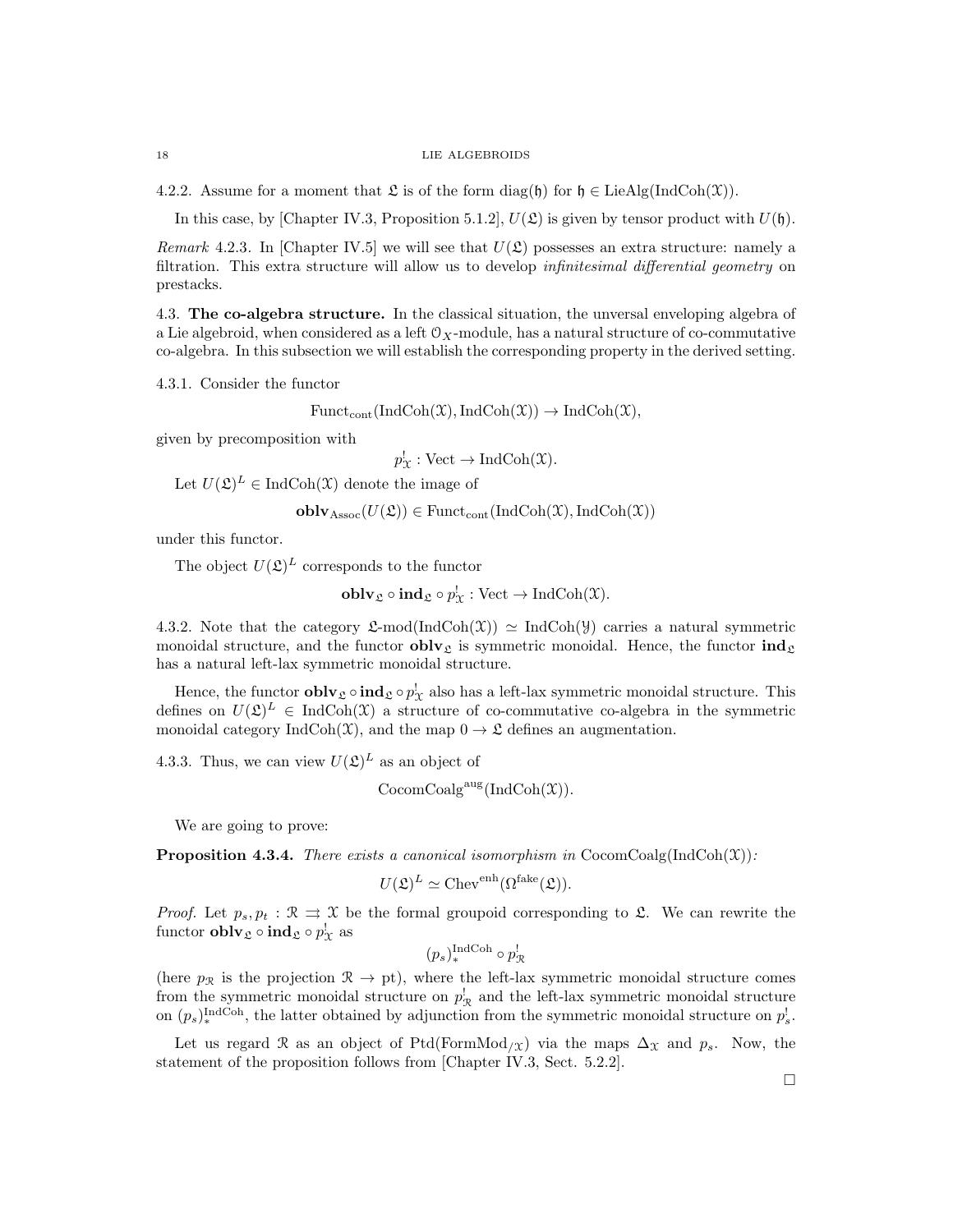4.2.2. Assume for a moment that $\mathfrak{L}$ is of the form $\text{diag}(\mathfrak{h})$ for $\mathfrak{h} \in \text{LieAlg}(\text{IndCoh}(\mathcal{X}))$.

In this case, by [Chapter IV.3, Proposition 5.1.2], $U(\mathfrak{L})$ is given by tensor product with $U(\mathfrak{h})$.

*Remark* 4.2.3. In [Chapter IV.5] we will see that $U(\mathfrak{L})$ possesses an extra structure: namely a filtration. This extra structure will allow us to develop *infinitesimal differential geometry* on prestacks.

## 4.3. The co-algebra structure.

In the classical situation, the unversal enveloping algebra of a Lie algebroid, when considered as a left $\mathcal{O}_X$-module, has a natural structure of co-commutative co-algebra. In this subsection we will establish the corresponding property in the derived setting.

4.3.1. Consider the functor

$$\text{Funct}_{\text{cont}}(\text{IndCoh}(\mathcal{X}), \text{IndCoh}(\mathcal{X})) \to \text{IndCoh}(\mathcal{X}),$$

given by precomposition with

$$p^!_{\mathcal{X}} : \text{Vect} \to \text{IndCoh}(\mathcal{X}).$$

Let $U(\mathfrak{L})^L \in \text{IndCoh}(\mathcal{X})$ denote the image of

$$\mathbf{oblv}_{\text{Assoc}}(U(\mathfrak{L})) \in \text{Funct}_{\text{cont}}(\text{IndCoh}(\mathcal{X}), \text{IndCoh}(\mathcal{X}))$$

under this functor.

The object $U(\mathfrak{L})^L$ corresponds to the functor

$$\mathbf{oblv}_{\mathfrak{L}} \circ \mathbf{ind}_{\mathfrak{L}} \circ p^!_{\mathcal{X}} : \text{Vect} \to \text{IndCoh}(\mathcal{X}).$$

4.3.2. Note that the category $\mathfrak{L}\text{-mod}(\text{IndCoh}(\mathcal{X})) \simeq \text{IndCoh}(\mathcal{Y})$ carries a natural symmetric monoidal structure, and the functor $\mathbf{oblv}_{\mathfrak{L}}$ is symmetric monoidal. Hence, the functor $\mathbf{ind}_{\mathfrak{L}}$ has a natural left-lax symmetric monoidal structure.

Hence, the functor $\mathbf{oblv}_{\mathfrak{L}} \circ \mathbf{ind}_{\mathfrak{L}} \circ p^!_{\mathcal{X}}$ also has a left-lax symmetric monoidal structure. This defines on $U(\mathfrak{L})^L \in \text{IndCoh}(\mathcal{X})$ a structure of co-commutative co-algebra in the symmetric monoidal category $\text{IndCoh}(\mathcal{X})$, and the map $0 \to \mathfrak{L}$ defines an augmentation.

4.3.3. Thus, we can view $U(\mathfrak{L})^L$ as an object of

$$\text{CocomCoalg}^{\text{aug}}(\text{IndCoh}(\mathcal{X})).$$

We are going to prove:

**Proposition 4.3.4.** *There exists a canonical isomorphism in* $\text{CocomCoalg}(\text{IndCoh}(\mathcal{X}))$*:*

$$U(\mathfrak{L})^L \simeq \text{Chev}^{\text{enh}}(\Omega^{\text{fake}}(\mathfrak{L})).$$

*Proof.* Let $p_s, p_t : \mathcal{R} \rightrightarrows \mathcal{X}$ be the formal groupoid corresponding to $\mathfrak{L}$. We can rewrite the functor $\mathbf{oblv}_{\mathfrak{L}} \circ \mathbf{ind}_{\mathfrak{L}} \circ p^!_{\mathcal{X}}$ as

$$(p_s)^{\text{IndCoh}}_* \circ p^!_{\mathcal{R}}$$

(here $p_{\mathcal{R}}$ is the projection $\mathcal{R} \to \text{pt}$), where the left-lax symmetric monoidal structure comes from the symmetric monoidal structure on $p^!_{\mathcal{R}}$ and the left-lax symmetric monoidal structure on $(p_s)^{\text{IndCoh}}_*$, the latter obtained by adjunction from the symmetric monoidal structure on $p^!_s$.

Let us regard $\mathcal{R}$ as an object of $\text{Ptd}(\text{FormMod}_{/\mathcal{X}})$ via the maps $\Delta_{\mathcal{X}}$ and $p_s$. Now, the statement of the proposition follows from [Chapter IV.3, Sect. 5.2.2].

□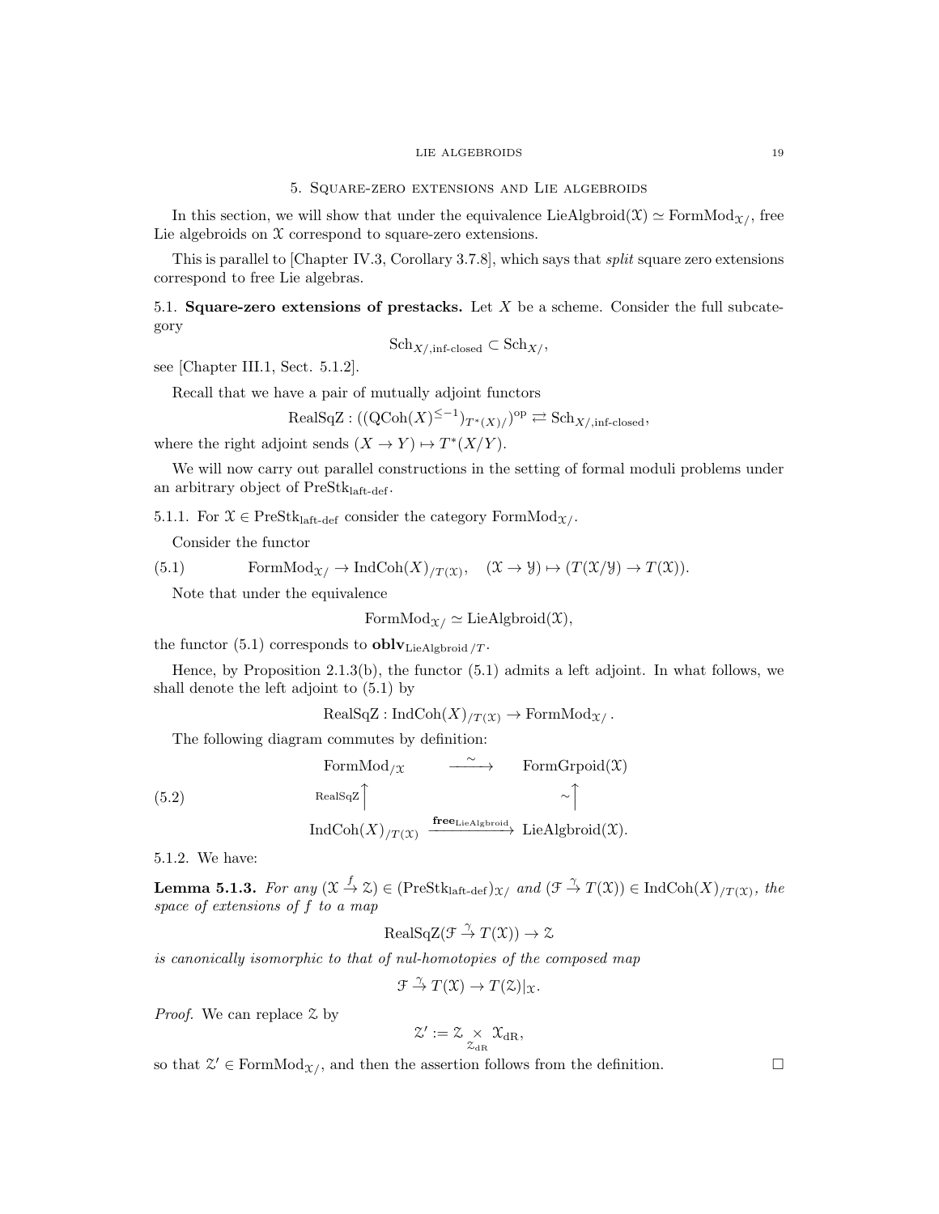## 5. Square-zero extensions and Lie algebroids

In this section, we will show that under the equivalence $\mathrm{LieAlgbroid}(\mathcal{X}) \simeq \mathrm{FormMod}_{\mathcal{X}/}$, free Lie algebroids on $\mathcal{X}$ correspond to square-zero extensions.

This is parallel to [Chapter IV.3, Corollary 3.7.8], which says that *split* square zero extensions correspond to free Lie algebras.

### 5.1. Square-zero extensions of prestacks.

Let $X$ be a scheme. Consider the full subcategory

$$\mathrm{Sch}_{X/,\mathrm{inf\text{-}closed}} \subset \mathrm{Sch}_{X/},$$

see [Chapter III.1, Sect. 5.1.2].

Recall that we have a pair of mutually adjoint functors

$$\mathrm{RealSqZ} : ((\mathrm{QCoh}(X)^{\leq -1})_{T^*(X)/})^{\mathrm{op}} \rightleftarrows \mathrm{Sch}_{X/,\mathrm{inf\text{-}closed}},$$

where the right adjoint sends $(X \to Y) \mapsto T^*(X/Y)$.

We will now carry out parallel constructions in the setting of formal moduli problems under an arbitrary object of $\mathrm{PreStk}_{\mathrm{laft\text{-}def}}$.

5.1.1. For $\mathcal{X} \in \mathrm{PreStk}_{\mathrm{laft\text{-}def}}$ consider the category $\mathrm{FormMod}_{\mathcal{X}/}$.

Consider the functor

$$\mathrm{FormMod}_{\mathcal{X}/} \to \mathrm{IndCoh}(X)_{/T(\mathcal{X})}, \quad (\mathcal{X} \to \mathcal{Y}) \mapsto (T(\mathcal{X}/\mathcal{Y}) \to T(\mathcal{X})). \tag{5.1}$$

Note that under the equivalence

$$\mathrm{FormMod}_{\mathcal{X}/} \simeq \mathrm{LieAlgbroid}(\mathcal{X}),$$

the functor (5.1) corresponds to $\mathbf{oblv}_{\mathrm{LieAlgbroid}\,/T}$.

Hence, by Proposition 2.1.3(b), the functor (5.1) admits a left adjoint. In what follows, we shall denote the left adjoint to (5.1) by

$$\mathrm{RealSqZ} : \mathrm{IndCoh}(X)_{/T(\mathcal{X})} \to \mathrm{FormMod}_{\mathcal{X}/}.$$

The following diagram commutes by definition:

$$\begin{array}{ccc}
\mathrm{FormMod}_{/\mathcal{X}} & \xrightarrow{\sim} & \mathrm{FormGrpoid}(\mathcal{X}) \\
{\scriptstyle \mathrm{RealSqZ}}\uparrow & & \uparrow{\scriptstyle \sim} \\
\mathrm{IndCoh}(X)_{/T(\mathcal{X})} & \xrightarrow{\mathbf{free}_{\mathrm{LieAlgbroid}}} & \mathrm{LieAlgbroid}(\mathcal{X}).
\end{array} \tag{5.2}$$

5.1.2. We have:

**Lemma 5.1.3.** *For any $(\mathcal{X} \xrightarrow{f} \mathcal{Z}) \in (\mathrm{PreStk}_{\mathrm{laft\text{-}def}})_{\mathcal{X}/}$ and $(\mathcal{F} \xrightarrow{\gamma} T(\mathcal{X})) \in \mathrm{IndCoh}(X)_{/T(\mathcal{X})}$, the space of extensions of $f$ to a map*

$$\mathrm{RealSqZ}(\mathcal{F} \xrightarrow{\gamma} T(\mathcal{X})) \to \mathcal{Z}$$

*is canonically isomorphic to that of nul-homotopies of the composed map*

$$\mathcal{F} \xrightarrow{\gamma} T(\mathcal{X}) \to T(\mathcal{Z})|_{\mathcal{X}}.$$

*Proof.* We can replace $\mathcal{Z}$ by

$$\mathcal{Z}' := \mathcal{Z} \underset{\mathcal{Z}_{\mathrm{dR}}}{\times} \mathcal{X}_{\mathrm{dR}},$$

so that $\mathcal{Z}' \in \mathrm{FormMod}_{\mathcal{X}/}$, and then the assertion follows from the definition. □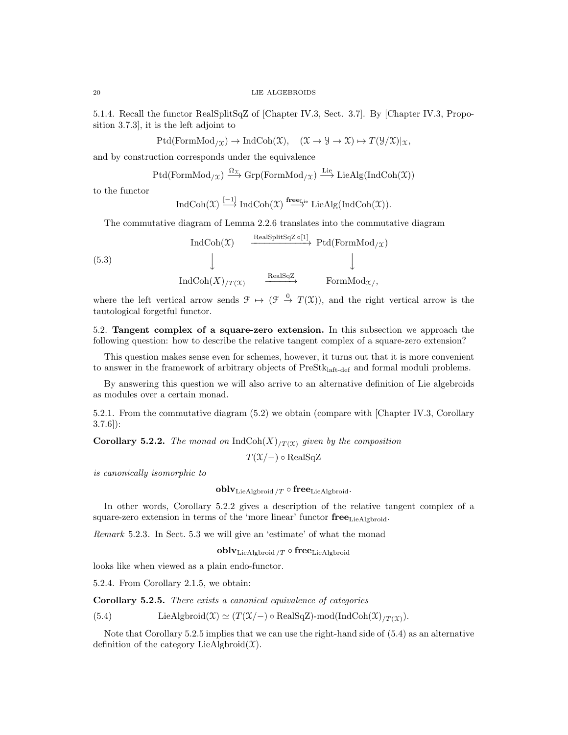5.1.4. Recall the functor RealSplitSqZ of [Chapter IV.3, Sect. 3.7]. By [Chapter IV.3, Proposition 3.7.3], it is the left adjoint to

$$\mathrm{Ptd}(\mathrm{FormMod}_{/\mathcal{X}}) \to \mathrm{IndCoh}(\mathcal{X}), \quad (\mathcal{X} \to \mathcal{Y} \to \mathcal{X}) \mapsto T(\mathcal{Y}/\mathcal{X})|_{\mathcal{X}},$$

and by construction corresponds under the equivalence

$$\mathrm{Ptd}(\mathrm{FormMod}_{/\mathcal{X}}) \xrightarrow{\Omega_{\mathcal{X}}} \mathrm{Grp}(\mathrm{FormMod}_{/\mathcal{X}}) \xrightarrow{\mathrm{Lie}} \mathrm{LieAlg}(\mathrm{IndCoh}(\mathcal{X}))$$

to the functor

$$\mathrm{IndCoh}(\mathcal{X}) \xrightarrow{[-1]} \mathrm{IndCoh}(\mathcal{X}) \xrightarrow{\mathbf{free}_{\mathrm{Lie}}} \mathrm{LieAlg}(\mathrm{IndCoh}(\mathcal{X})).$$

The commutative diagram of Lemma 2.2.6 translates into the commutative diagram

$$\begin{array}{ccc} \mathrm{IndCoh}(\mathcal{X}) & \xrightarrow{\mathrm{RealSplitSqZ}\circ[1]} & \mathrm{Ptd}(\mathrm{FormMod}_{/\mathcal{X}}) \\ \downarrow & & \downarrow \\ \mathrm{IndCoh}(X)_{/T(\mathcal{X})} & \xrightarrow{\mathrm{RealSqZ}} & \mathrm{FormMod}_{\mathcal{X}/}, \end{array} \tag{5.3}$$

where the left vertical arrow sends $\mathcal{F} \mapsto (\mathcal{F} \xrightarrow{0} T(\mathcal{X}))$, and the right vertical arrow is the tautological forgetful functor.

## 5.2. Tangent complex of a square-zero extension.

In this subsection we approach the following question: how to describe the relative tangent complex of a square-zero extension?

This question makes sense even for schemes, however, it turns out that it is more convenient to answer in the framework of arbitrary objects of $\mathrm{PreStk}_{\mathrm{laft\text{-}def}}$ and formal moduli problems.

By answering this question we will also arrive to an alternative definition of Lie algebroids as modules over a certain monad.

5.2.1. From the commutative diagram (5.2) we obtain (compare with [Chapter IV.3, Corollary 3.7.6]):

**Corollary 5.2.2.** *The monad on* $\mathrm{IndCoh}(X)_{/T(\mathcal{X})}$ *given by the composition*

$$T(\mathcal{X}/-) \circ \mathrm{RealSqZ}$$

*is canonically isomorphic to*

$$\mathbf{oblv}_{\mathrm{LieAlgbroid}\,/T} \circ \mathbf{free}_{\mathrm{LieAlgbroid}}.$$

In other words, Corollary 5.2.2 gives a description of the relative tangent complex of a square-zero extension in terms of the 'more linear' functor $\mathbf{free}_{\mathrm{LieAlgbroid}}$.

*Remark* 5.2.3. In Sect. 5.3 we will give an 'estimate' of what the monad

$$\mathbf{oblv}_{\mathrm{LieAlgbroid}\,/T} \circ \mathbf{free}_{\mathrm{LieAlgbroid}}$$

looks like when viewed as a plain endo-functor.

5.2.4. From Corollary 2.1.5, we obtain:

**Corollary 5.2.5.** *There exists a canonical equivalence of categories*

$$\mathrm{LieAlgbroid}(\mathcal{X}) \simeq (T(\mathcal{X}/-) \circ \mathrm{RealSqZ})\text{-mod}(\mathrm{IndCoh}(\mathcal{X})_{/T(\mathcal{X})}). \tag{5.4}$$

Note that Corollary 5.2.5 implies that we can use the right-hand side of (5.4) as an alternative definition of the category $\mathrm{LieAlgbroid}(\mathcal{X})$.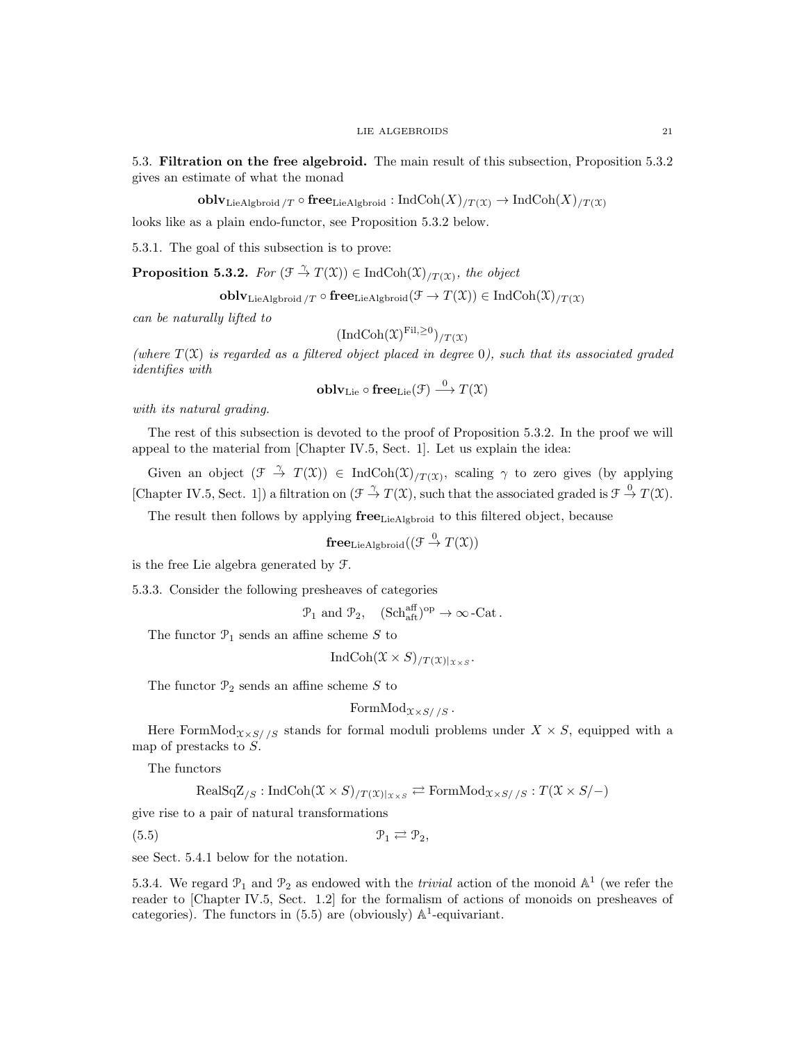5.3. **Filtration on the free algebroid.** The main result of this subsection, Proposition 5.3.2 gives an estimate of what the monad

$$\mathbf{oblv}_{\text{LieAlgbroid}\,/T} \circ \mathbf{free}_{\text{LieAlgbroid}} : \text{IndCoh}(X)_{/T(\mathcal{X})} \to \text{IndCoh}(X)_{/T(\mathcal{X})}$$

looks like as a plain endo-functor, see Proposition 5.3.2 below.

5.3.1. The goal of this subsection is to prove:

**Proposition 5.3.2.** *For $(\mathcal{F} \overset{\gamma}{\to} T(\mathcal{X})) \in \text{IndCoh}(\mathcal{X})_{/T(\mathcal{X})}$, the object*

$$\mathbf{oblv}_{\text{LieAlgbroid}\,/T} \circ \mathbf{free}_{\text{LieAlgbroid}}(\mathcal{F} \to T(\mathcal{X})) \in \text{IndCoh}(\mathcal{X})_{/T(\mathcal{X})}$$

*can be naturally lifted to*

$$(\text{IndCoh}(\mathcal{X})^{\text{Fil},\geq 0})_{/T(\mathcal{X})}$$

*(where $T(\mathcal{X})$ is regarded as a filtered object placed in degree $0$), such that its associated graded identifies with*

$$\mathbf{oblv}_{\text{Lie}} \circ \mathbf{free}_{\text{Lie}}(\mathcal{F}) \overset{0}{\longrightarrow} T(\mathcal{X})$$

*with its natural grading.*

The rest of this subsection is devoted to the proof of Proposition 5.3.2. In the proof we will appeal to the material from [Chapter IV.5, Sect. 1]. Let us explain the idea:

Given an object $(\mathcal{F} \overset{\gamma}{\to} T(\mathcal{X})) \in \text{IndCoh}(\mathcal{X})_{/T(\mathcal{X})}$, scaling $\gamma$ to zero gives (by applying [Chapter IV.5, Sect. 1]) a filtration on $(\mathcal{F} \overset{\gamma}{\to} T(\mathcal{X})$, such that the associated graded is $\mathcal{F} \overset{0}{\to} T(\mathcal{X})$.

The result then follows by applying $\mathbf{free}_{\text{LieAlgbroid}}$ to this filtered object, because

$$\mathbf{free}_{\text{LieAlgbroid}}((\mathcal{F} \overset{0}{\to} T(\mathcal{X}))$$

is the free Lie algebra generated by $\mathcal{F}$.

5.3.3. Consider the following presheaves of categories

$$\mathcal{P}_1 \text{ and } \mathcal{P}_2, \quad (\text{Sch}^{\text{aff}}_{\text{aft}})^{\text{op}} \to \infty\text{-Cat}\,.$$

The functor $\mathcal{P}_1$ sends an affine scheme $S$ to

$$\text{IndCoh}(\mathcal{X} \times S)_{/T(\mathcal{X})|_{\mathcal{X}\times S}}.$$

The functor $\mathcal{P}_2$ sends an affine scheme $S$ to

$$\text{FormMod}_{\mathcal{X}\times S//S}\,.$$

Here $\text{FormMod}_{\mathcal{X}\times S//S}$ stands for formal moduli problems under $X \times S$, equipped with a map of prestacks to $S$.

The functors

$$\text{RealSqZ}_{/S} : \text{IndCoh}(\mathcal{X} \times S)_{/T(\mathcal{X})|_{\mathcal{X}\times S}} \rightleftarrows \text{FormMod}_{\mathcal{X}\times S//S} : T(\mathcal{X} \times S/-)$$

give rise to a pair of natural transformations

$$\mathcal{P}_1 \rightleftarrows \mathcal{P}_2, \tag{5.5}$$

see Sect. 5.4.1 below for the notation.

5.3.4. We regard $\mathcal{P}_1$ and $\mathcal{P}_2$ as endowed with the *trivial* action of the monoid $\mathbb{A}^1$ (we refer the reader to [Chapter IV.5, Sect. 1.2] for the formalism of actions of monoids on presheaves of categories). The functors in (5.5) are (obviously) $\mathbb{A}^1$-equivariant.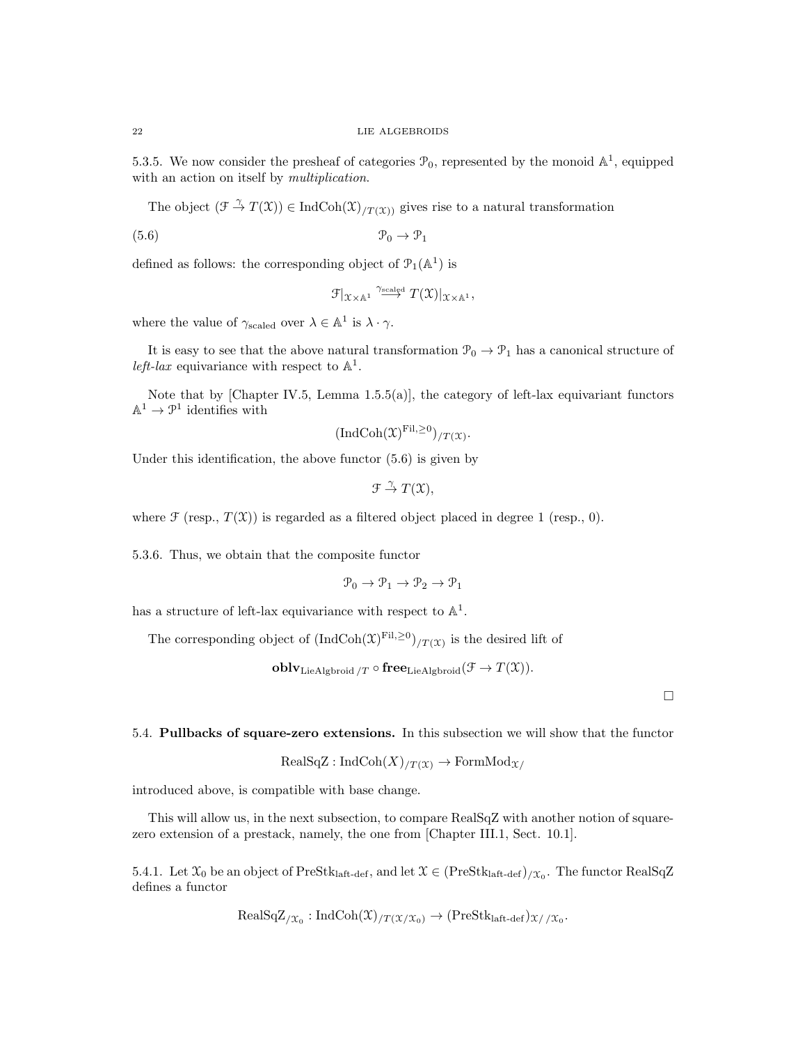5.3.5. We now consider the presheaf of categories $\mathcal{P}_0$, represented by the monoid $\mathbb{A}^1$, equipped with an action on itself by *multiplication*.

The object $(\mathcal{F} \xrightarrow{\gamma} T(\mathcal{X})) \in \operatorname{IndCoh}(\mathcal{X})_{/T(\mathcal{X}))}$ gives rise to a natural transformation

$$\mathcal{P}_0 \to \mathcal{P}_1 \tag{5.6}$$

defined as follows: the corresponding object of $\mathcal{P}_1(\mathbb{A}^1)$ is

$$\mathcal{F}|_{\mathcal{X}\times\mathbb{A}^1} \xrightarrow{\gamma_{\text{scaled}}} T(\mathcal{X})|_{\mathcal{X}\times\mathbb{A}^1},$$

where the value of $\gamma_{\text{scaled}}$ over $\lambda \in \mathbb{A}^1$ is $\lambda \cdot \gamma$.

It is easy to see that the above natural transformation $\mathcal{P}_0 \to \mathcal{P}_1$ has a canonical structure of *left-lax* equivariance with respect to $\mathbb{A}^1$.

Note that by [Chapter IV.5, Lemma 1.5.5(a)], the category of left-lax equivariant functors $\mathbb{A}^1 \to \mathcal{P}^1$ identifies with

$$(\operatorname{IndCoh}(\mathcal{X})^{\text{Fil},\geq 0})_{/T(\mathcal{X})}.$$

Under this identification, the above functor (5.6) is given by

$$\mathcal{F} \xrightarrow{\gamma} T(\mathcal{X}),$$

where $\mathcal{F}$ (resp., $T(\mathcal{X})$) is regarded as a filtered object placed in degree 1 (resp., 0).

5.3.6. Thus, we obtain that the composite functor

$$\mathcal{P}_0 \to \mathcal{P}_1 \to \mathcal{P}_2 \to \mathcal{P}_1$$

has a structure of left-lax equivariance with respect to $\mathbb{A}^1$.

The corresponding object of $(\operatorname{IndCoh}(\mathcal{X})^{\text{Fil},\geq 0})_{/T(\mathcal{X})}$ is the desired lift of

$$\mathbf{oblv}_{\text{LieAlgbroid}\,/T} \circ \mathbf{free}_{\text{LieAlgbroid}}(\mathcal{F} \to T(\mathcal{X})).$$

$\square$

## 5.4. Pullbacks of square-zero extensions.

In this subsection we will show that the functor

$$\text{RealSqZ} : \operatorname{IndCoh}(X)_{/T(\mathcal{X})} \to \text{FormMod}_{\mathcal{X}/}$$

introduced above, is compatible with base change.

This will allow us, in the next subsection, to compare RealSqZ with another notion of square-zero extension of a prestack, namely, the one from [Chapter III.1, Sect. 10.1].

5.4.1. Let $\mathcal{X}_0$ be an object of $\text{PreStk}_{\text{laft-def}}$, and let $\mathcal{X} \in (\text{PreStk}_{\text{laft-def}})_{/\mathcal{X}_0}$. The functor RealSqZ defines a functor

$$\text{RealSqZ}_{/\mathcal{X}_0} : \operatorname{IndCoh}(\mathcal{X})_{/T(\mathcal{X}/\mathcal{X}_0)} \to (\text{PreStk}_{\text{laft-def}})_{\mathcal{X}//\mathcal{X}_0}.$$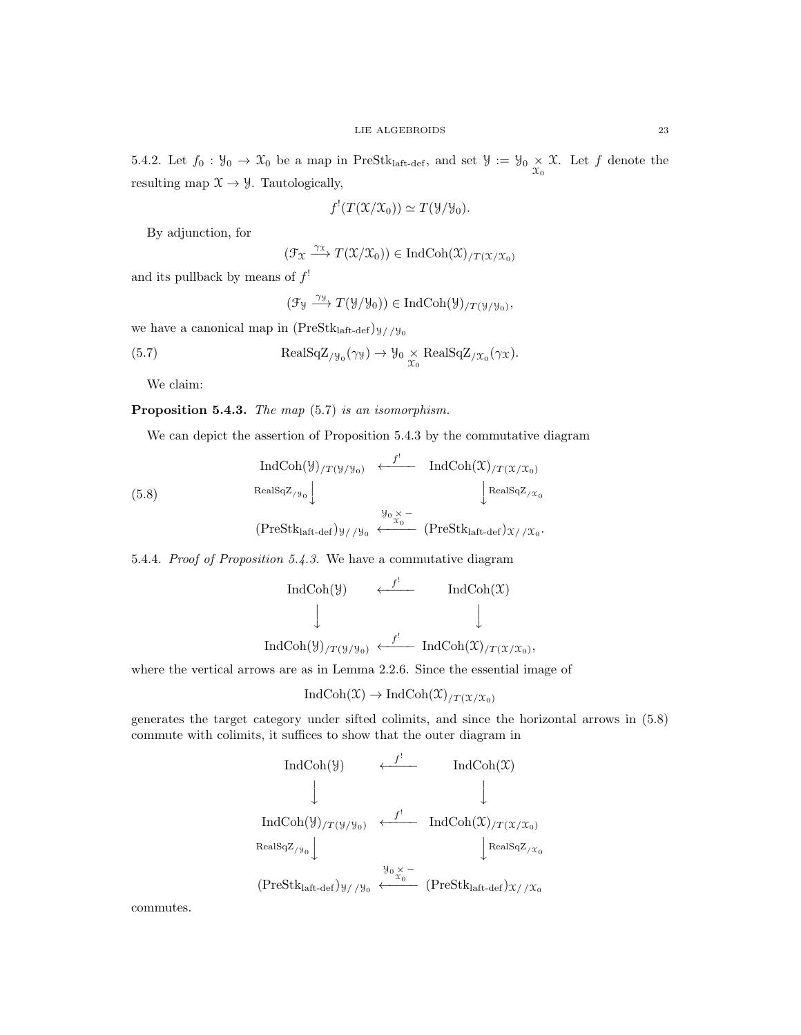5.4.2. Let $f_0 : \mathcal{Y}_0 \to \mathcal{X}_0$ be a map in $\mathrm{PreStk}_{\mathrm{laft\text{-}def}}$, and set $\mathcal{Y} := \mathcal{Y}_0 \underset{\mathcal{X}_0}{\times} \mathcal{X}$. Let $f$ denote the resulting map $\mathcal{X} \to \mathcal{Y}$. Tautologically,

$$f^!(T(\mathcal{X}/\mathcal{X}_0)) \simeq T(\mathcal{Y}/\mathcal{Y}_0).$$

By adjunction, for

$$(\mathcal{F}_{\mathcal{X}} \xrightarrow{\gamma_{\mathcal{X}}} T(\mathcal{X}/\mathcal{X}_0)) \in \mathrm{IndCoh}(\mathcal{X})_{/T(\mathcal{X}/\mathcal{X}_0)}$$

and its pullback by means of $f^!$

$$(\mathcal{F}_{\mathcal{Y}} \xrightarrow{\gamma_{\mathcal{Y}}} T(\mathcal{Y}/\mathcal{Y}_0)) \in \mathrm{IndCoh}(\mathcal{Y})_{/T(\mathcal{Y}/\mathcal{Y}_0)},$$

we have a canonical map in $(\mathrm{PreStk}_{\mathrm{laft\text{-}def}})_{\mathcal{Y}//\mathcal{Y}_0}$

$$\mathrm{RealSqZ}_{/\mathcal{Y}_0}(\gamma_{\mathcal{Y}}) \to \mathcal{Y}_0 \underset{\mathcal{X}_0}{\times} \mathrm{RealSqZ}_{/\mathcal{X}_0}(\gamma_{\mathcal{X}}). \tag{5.7}$$

We claim:

**Proposition 5.4.3.** *The map* (5.7) *is an isomorphism.*

We can depict the assertion of Proposition 5.4.3 by the commutative diagram

$$\begin{array}{ccc} \mathrm{IndCoh}(\mathcal{Y})_{/T(\mathcal{Y}/\mathcal{Y}_0)} & \xleftarrow{f^!} & \mathrm{IndCoh}(\mathcal{X})_{/T(\mathcal{X}/\mathcal{X}_0)} \\ {\scriptstyle \mathrm{RealSqZ}_{/\mathcal{Y}_0}}\downarrow & & \downarrow{\scriptstyle \mathrm{RealSqZ}_{/\mathcal{X}_0}} \\ (\mathrm{PreStk}_{\mathrm{laft\text{-}def}})_{\mathcal{Y}//\mathcal{Y}_0} & \xleftarrow{\mathcal{Y}_0 \underset{\mathcal{X}_0}{\times} -} & (\mathrm{PreStk}_{\mathrm{laft\text{-}def}})_{\mathcal{X}//\mathcal{X}_0}. \end{array} \tag{5.8}$$

5.4.4. *Proof of Proposition 5.4.3.* We have a commutative diagram

$$\begin{array}{ccc} \mathrm{IndCoh}(\mathcal{Y}) & \xleftarrow{f^!} & \mathrm{IndCoh}(\mathcal{X}) \\ \downarrow & & \downarrow \\ \mathrm{IndCoh}(\mathcal{Y})_{/T(\mathcal{Y}/\mathcal{Y}_0)} & \xleftarrow{f^!} & \mathrm{IndCoh}(\mathcal{X})_{/T(\mathcal{X}/\mathcal{X}_0)}, \end{array}$$

where the vertical arrows are as in Lemma 2.2.6. Since the essential image of

$$\mathrm{IndCoh}(\mathcal{X}) \to \mathrm{IndCoh}(\mathcal{X})_{/T(\mathcal{X}/\mathcal{X}_0)}$$

generates the target category under sifted colimits, and since the horizontal arrows in (5.8) commute with colimits, it suffices to show that the outer diagram in

$$\begin{array}{ccc} \mathrm{IndCoh}(\mathcal{Y}) & \xleftarrow{f^!} & \mathrm{IndCoh}(\mathcal{X}) \\ \downarrow & & \downarrow \\ \mathrm{IndCoh}(\mathcal{Y})_{/T(\mathcal{Y}/\mathcal{Y}_0)} & \xleftarrow{f^!} & \mathrm{IndCoh}(\mathcal{X})_{/T(\mathcal{X}/\mathcal{X}_0)} \\ {\scriptstyle \mathrm{RealSqZ}_{/\mathcal{Y}_0}}\downarrow & & \downarrow{\scriptstyle \mathrm{RealSqZ}_{/\mathcal{X}_0}} \\ (\mathrm{PreStk}_{\mathrm{laft\text{-}def}})_{\mathcal{Y}//\mathcal{Y}_0} & \xleftarrow{\mathcal{Y}_0 \underset{\mathcal{X}_0}{\times} -} & (\mathrm{PreStk}_{\mathrm{laft\text{-}def}})_{\mathcal{X}//\mathcal{X}_0} \end{array}$$

commutes.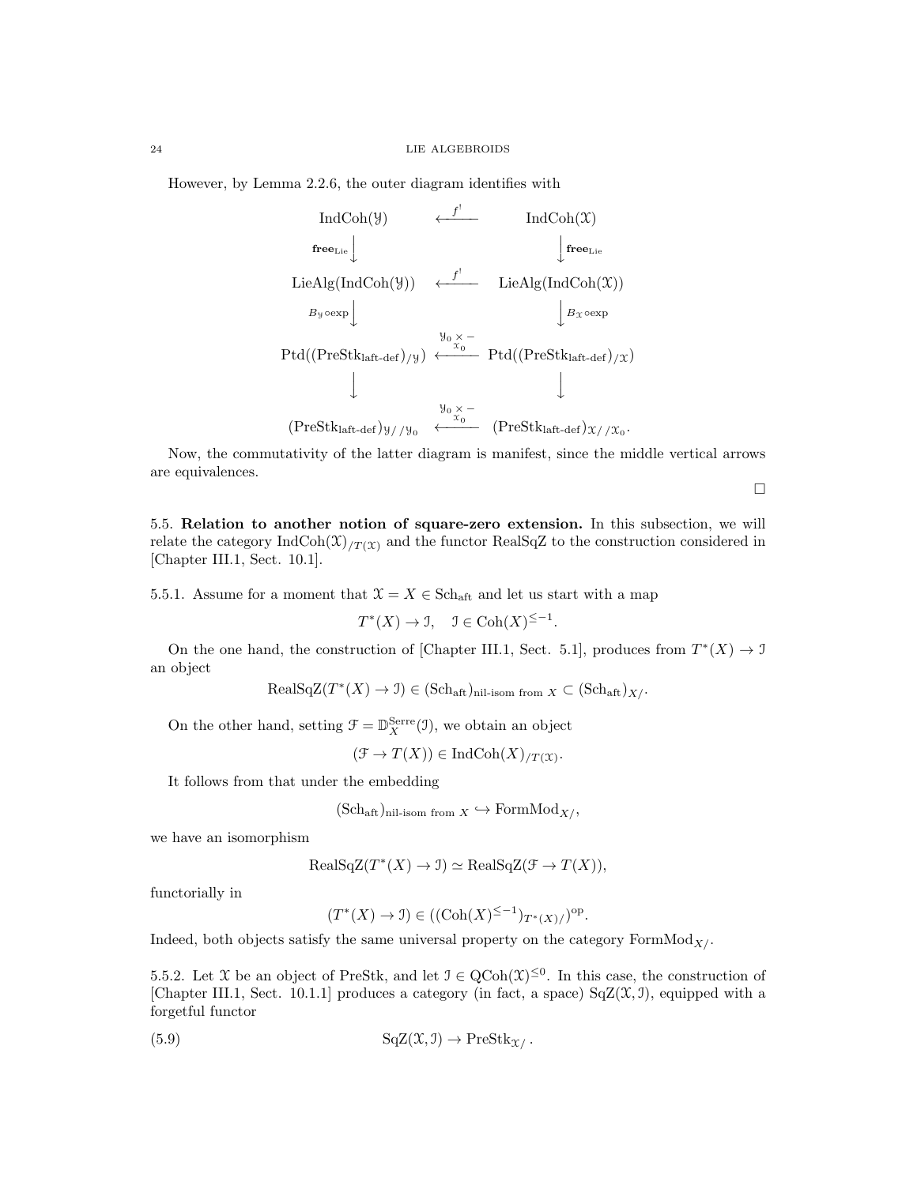However, by Lemma 2.2.6, the outer diagram identifies with

$$
\begin{array}{ccc}
\operatorname{IndCoh}(\mathcal{Y}) & \xleftarrow{f^!} & \operatorname{IndCoh}(\mathcal{X}) \\
\Big\downarrow {\scriptstyle \mathbf{free}_{\mathrm{Lie}}} & & \Big\downarrow {\scriptstyle \mathbf{free}_{\mathrm{Lie}}} \\
\operatorname{LieAlg}(\operatorname{IndCoh}(\mathcal{Y})) & \xleftarrow{f^!} & \operatorname{LieAlg}(\operatorname{IndCoh}(\mathcal{X})) \\
\Big\downarrow {\scriptstyle B_{\mathcal{Y}} \circ \exp} & & \Big\downarrow {\scriptstyle B_{\mathcal{X}} \circ \exp} \\
\operatorname{Ptd}((\operatorname{PreStk}_{\text{laft-def}})_{/\mathcal{Y}}) & \xleftarrow{\mathcal{Y}_0 \underset{\mathcal{X}_0}{\times} -} & \operatorname{Ptd}((\operatorname{PreStk}_{\text{laft-def}})_{/\mathcal{X}}) \\
\Big\downarrow & & \Big\downarrow \\
(\operatorname{PreStk}_{\text{laft-def}})_{\mathcal{Y}//\mathcal{Y}_0} & \xleftarrow{\mathcal{Y}_0 \underset{\mathcal{X}_0}{\times} -} & (\operatorname{PreStk}_{\text{laft-def}})_{\mathcal{X}//\mathcal{X}_0}.
\end{array}
$$

Now, the commutativity of the latter diagram is manifest, since the middle vertical arrows are equivalences.

□

## 5.5. Relation to another notion of square-zero extension.

In this subsection, we will relate the category $\operatorname{IndCoh}(\mathcal{X})_{/T(\mathcal{X})}$ and the functor RealSqZ to the construction considered in [Chapter III.1, Sect. 10.1].

5.5.1. Assume for a moment that $\mathcal{X} = X \in \operatorname{Sch}_{\text{aft}}$ and let us start with a map

$$T^*(X) \to \mathcal{I}, \quad \mathcal{I} \in \operatorname{Coh}(X)^{\leq -1}.$$

On the one hand, the construction of [Chapter III.1, Sect. 5.1], produces from $T^*(X) \to \mathcal{I}$ an object

$$\operatorname{RealSqZ}(T^*(X) \to \mathcal{I}) \in (\operatorname{Sch}_{\text{aft}})_{\text{nil-isom from } X} \subset (\operatorname{Sch}_{\text{aft}})_{X/}.$$

On the other hand, setting $\mathcal{F} = \mathbb{D}_X^{\text{Serre}}(\mathcal{I})$, we obtain an object

$$(\mathcal{F} \to T(X)) \in \operatorname{IndCoh}(X)_{/T(\mathcal{X})}.$$

It follows from that under the embedding

$$(\operatorname{Sch}_{\text{aft}})_{\text{nil-isom from } X} \hookrightarrow \operatorname{FormMod}_{X/},$$

we have an isomorphism

$$\operatorname{RealSqZ}(T^*(X) \to \mathcal{I}) \simeq \operatorname{RealSqZ}(\mathcal{F} \to T(X)),$$

functorially in

$$(T^*(X) \to \mathcal{I}) \in ((\operatorname{Coh}(X)^{\leq -1})_{T^*(X)/})^{\text{op}}.$$

Indeed, both objects satisfy the same universal property on the category $\operatorname{FormMod}_{X/}$.

5.5.2. Let $\mathcal{X}$ be an object of PreStk, and let $\mathcal{I} \in \operatorname{QCoh}(\mathcal{X})^{\leq 0}$. In this case, the construction of [Chapter III.1, Sect. 10.1.1] produces a category (in fact, a space) $\operatorname{SqZ}(\mathcal{X}, \mathcal{I})$, equipped with a forgetful functor

$$\operatorname{SqZ}(\mathcal{X}, \mathcal{I}) \to \operatorname{PreStk}_{\mathcal{X}/}. \tag{5.9}$$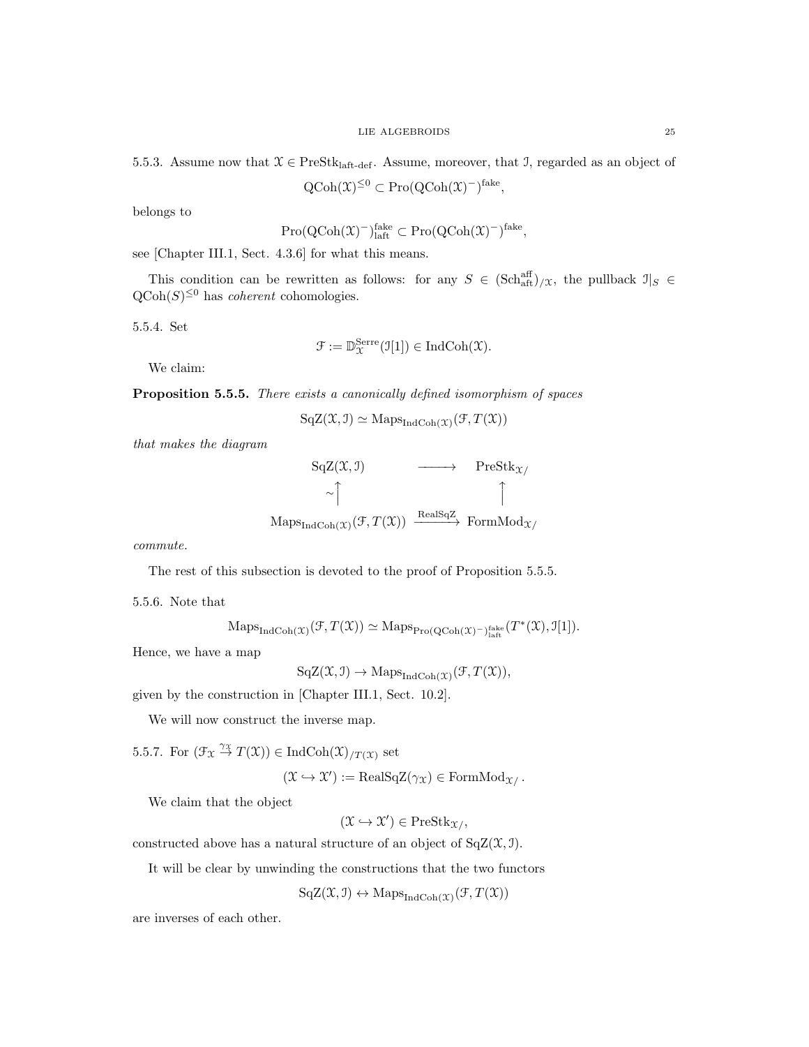5.5.3. Assume now that $\mathcal{X} \in \mathrm{PreStk}_{\mathrm{laft\text{-}def}}$. Assume, moreover, that $\mathcal{I}$, regarded as an object of

$$\mathrm{QCoh}(\mathcal{X})^{\leq 0} \subset \mathrm{Pro}(\mathrm{QCoh}(\mathcal{X})^{-})^{\mathrm{fake}},$$

belongs to

$$\mathrm{Pro}(\mathrm{QCoh}(\mathcal{X})^{-})^{\mathrm{fake}}_{\mathrm{laft}} \subset \mathrm{Pro}(\mathrm{QCoh}(\mathcal{X})^{-})^{\mathrm{fake}},$$

see [Chapter III.1, Sect. 4.3.6] for what this means.

This condition can be rewritten as follows: for any $S \in (\mathrm{Sch}^{\mathrm{aff}}_{\mathrm{aft}})_{/\mathcal{X}}$, the pullback $\mathcal{I}|_S \in \mathrm{QCoh}(S)^{\leq 0}$ has *coherent* cohomologies.

5.5.4. Set

$$\mathcal{F} := \mathbb{D}^{\mathrm{Serre}}_{\mathcal{X}}(\mathcal{I}[1]) \in \mathrm{IndCoh}(\mathcal{X}).$$

We claim:

**Proposition 5.5.5.** *There exists a canonically defined isomorphism of spaces*

$$\mathrm{SqZ}(\mathcal{X}, \mathcal{I}) \simeq \mathrm{Maps}_{\mathrm{IndCoh}(\mathcal{X})}(\mathcal{F}, T(\mathcal{X}))$$

*that makes the diagram*

$$\begin{array}{ccc} \mathrm{SqZ}(\mathcal{X}, \mathcal{I}) & \longrightarrow & \mathrm{PreStk}_{\mathcal{X}/} \\ \sim\Big\uparrow & & \Big\uparrow \\ \mathrm{Maps}_{\mathrm{IndCoh}(\mathcal{X})}(\mathcal{F}, T(\mathcal{X})) & \xrightarrow{\mathrm{RealSqZ}} & \mathrm{FormMod}_{\mathcal{X}/} \end{array}$$

*commute.*

The rest of this subsection is devoted to the proof of Proposition 5.5.5.

5.5.6. Note that

$$\mathrm{Maps}_{\mathrm{IndCoh}(\mathcal{X})}(\mathcal{F}, T(\mathcal{X})) \simeq \mathrm{Maps}_{\mathrm{Pro}(\mathrm{QCoh}(\mathcal{X})^{-})^{\mathrm{fake}}_{\mathrm{laft}}}(T^*(\mathcal{X}), \mathcal{I}[1]).$$

Hence, we have a map

$$\mathrm{SqZ}(\mathcal{X}, \mathcal{I}) \to \mathrm{Maps}_{\mathrm{IndCoh}(\mathcal{X})}(\mathcal{F}, T(\mathcal{X})),$$

given by the construction in [Chapter III.1, Sect. 10.2].

We will now construct the inverse map.

5.5.7. For $(\mathcal{F}_{\mathcal{X}} \overset{\gamma_{\mathcal{X}}}{\to} T(\mathcal{X})) \in \mathrm{IndCoh}(\mathcal{X})_{/T(\mathcal{X})}$ set

$$(\mathcal{X} \hookrightarrow \mathcal{X}') := \mathrm{RealSqZ}(\gamma_{\mathcal{X}}) \in \mathrm{FormMod}_{\mathcal{X}/}.$$

We claim that the object

$$(\mathcal{X} \hookrightarrow \mathcal{X}') \in \mathrm{PreStk}_{\mathcal{X}/},$$

constructed above has a natural structure of an object of $\mathrm{SqZ}(\mathcal{X}, \mathcal{I})$.

It will be clear by unwinding the constructions that the two functors

$$\mathrm{SqZ}(\mathcal{X}, \mathcal{I}) \leftrightarrow \mathrm{Maps}_{\mathrm{IndCoh}(\mathcal{X})}(\mathcal{F}, T(\mathcal{X}))$$

are inverses of each other.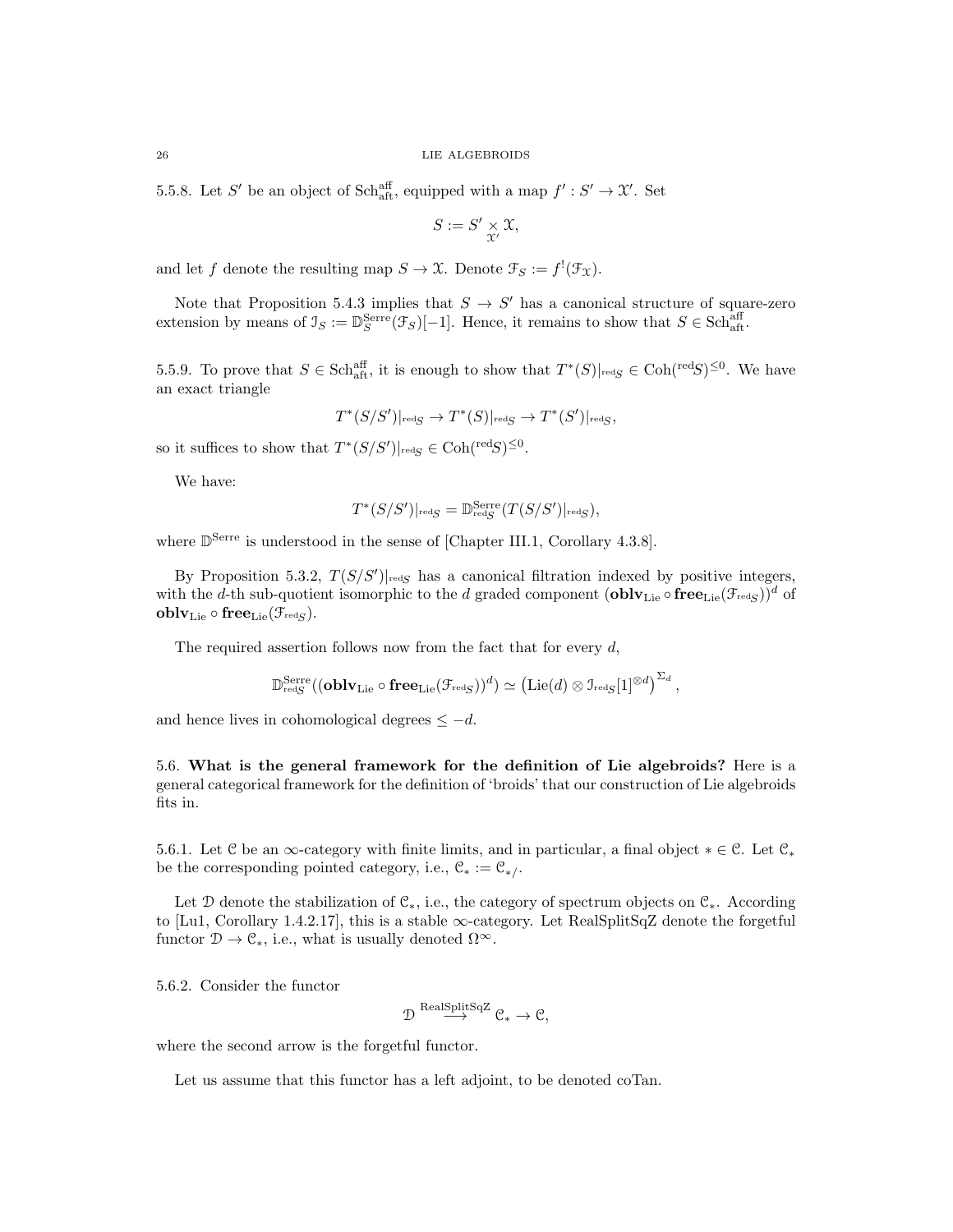5.5.8. Let $S'$ be an object of $\mathrm{Sch}^{\mathrm{aff}}_{\mathrm{aft}}$, equipped with a map $f' : S' \to \mathcal{X}'$. Set

$$S := S' \underset{\mathcal{X}'}{\times} \mathcal{X},$$

and let $f$ denote the resulting map $S \to \mathcal{X}$. Denote $\mathcal{F}_S := f^!(\mathcal{F}_{\mathcal{X}})$.

Note that Proposition 5.4.3 implies that $S \to S'$ has a canonical structure of square-zero extension by means of $\mathcal{I}_S := \mathbb{D}^{\mathrm{Serre}}_S(\mathcal{F}_S)[-1]$. Hence, it remains to show that $S \in \mathrm{Sch}^{\mathrm{aff}}_{\mathrm{aft}}$.

5.5.9. To prove that $S \in \mathrm{Sch}^{\mathrm{aff}}_{\mathrm{aft}}$, it is enough to show that $T^*(S)|_{{}^{\mathrm{red}}S} \in \mathrm{Coh}({}^{\mathrm{red}}S)^{\leq 0}$. We have an exact triangle

$$T^*(S/S')|_{{}^{\mathrm{red}}S} \to T^*(S)|_{{}^{\mathrm{red}}S} \to T^*(S')|_{{}^{\mathrm{red}}S},$$

so it suffices to show that $T^*(S/S')|_{{}^{\mathrm{red}}S} \in \mathrm{Coh}({}^{\mathrm{red}}S)^{\leq 0}$.

We have:

$$T^*(S/S')|_{{}^{\mathrm{red}}S} = \mathbb{D}^{\mathrm{Serre}}_{{}^{\mathrm{red}}S}(T(S/S')|_{{}^{\mathrm{red}}S}),$$

where $\mathbb{D}^{\mathrm{Serre}}$ is understood in the sense of [Chapter III.1, Corollary 4.3.8].

By Proposition 5.3.2, $T(S/S')|_{{}^{\mathrm{red}}S}$ has a canonical filtration indexed by positive integers, with the $d$-th sub-quotient isomorphic to the $d$ graded component $(\mathbf{oblv}_{\mathrm{Lie}} \circ \mathbf{free}_{\mathrm{Lie}}(\mathcal{F}_{{}^{\mathrm{red}}S}))^d$ of $\mathbf{oblv}_{\mathrm{Lie}} \circ \mathbf{free}_{\mathrm{Lie}}(\mathcal{F}_{{}^{\mathrm{red}}S})$.

The required assertion follows now from the fact that for every $d$,

$$\mathbb{D}^{\mathrm{Serre}}_{{}^{\mathrm{red}}S}((\mathbf{oblv}_{\mathrm{Lie}} \circ \mathbf{free}_{\mathrm{Lie}}(\mathcal{F}_{{}^{\mathrm{red}}S}))^d) \simeq \left(\mathrm{Lie}(d) \otimes \mathcal{I}_{{}^{\mathrm{red}}S}[1]^{\otimes d}\right)^{\Sigma_d},$$

and hence lives in cohomological degrees $\leq -d$.

5.6. **What is the general framework for the definition of Lie algebroids?** Here is a general categorical framework for the definition of 'broids' that our construction of Lie algebroids fits in.

5.6.1. Let $\mathcal{C}$ be an $\infty$-category with finite limits, and in particular, a final object $* \in \mathcal{C}$. Let $\mathcal{C}_*$ be the corresponding pointed category, i.e., $\mathcal{C}_* := \mathcal{C}_{*/}$.

Let $\mathcal{D}$ denote the stabilization of $\mathcal{C}_*$, i.e., the category of spectrum objects on $\mathcal{C}_*$. According to [Lu1, Corollary 1.4.2.17], this is a stable $\infty$-category. Let RealSplitSqZ denote the forgetful functor $\mathcal{D} \to \mathcal{C}_*$, i.e., what is usually denoted $\Omega^\infty$.

5.6.2. Consider the functor

$$\mathcal{D} \overset{\mathrm{RealSplitSqZ}}{\longrightarrow} \mathcal{C}_* \to \mathcal{C},$$

where the second arrow is the forgetful functor.

Let us assume that this functor has a left adjoint, to be denoted coTan.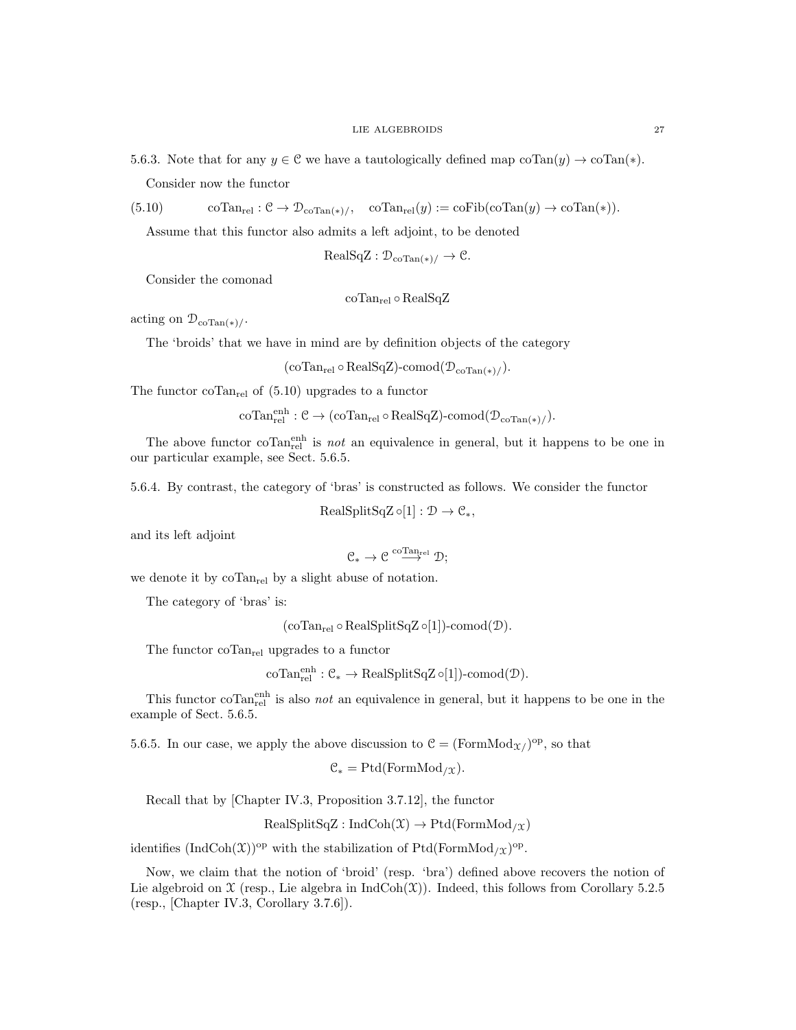5.6.3. Note that for any $y \in \mathcal{C}$ we have a tautologically defined map $\text{coTan}(y) \to \text{coTan}(*)$.

Consider now the functor

$$\text{coTan}_{\text{rel}} : \mathcal{C} \to \mathcal{D}_{\text{coTan}(*)/}, \quad \text{coTan}_{\text{rel}}(y) := \text{coFib}(\text{coTan}(y) \to \text{coTan}(*)). \tag{5.10}$$

Assume that this functor also admits a left adjoint, to be denoted

$$\text{RealSqZ} : \mathcal{D}_{\text{coTan}(*)/} \to \mathcal{C}.$$

Consider the comonad

$$\text{coTan}_{\text{rel}} \circ \text{RealSqZ}$$

acting on $\mathcal{D}_{\text{coTan}(*)/}$.

The 'broids' that we have in mind are by definition objects of the category

$$(\text{coTan}_{\text{rel}} \circ \text{RealSqZ})\text{-comod}(\mathcal{D}_{\text{coTan}(*)/}).$$

The functor $\text{coTan}_{\text{rel}}$ of (5.10) upgrades to a functor

$$\text{coTan}^{\text{enh}}_{\text{rel}} : \mathcal{C} \to (\text{coTan}_{\text{rel}} \circ \text{RealSqZ})\text{-comod}(\mathcal{D}_{\text{coTan}(*)/}).$$

The above functor $\text{coTan}^{\text{enh}}_{\text{rel}}$ is *not* an equivalence in general, but it happens to be one in our particular example, see Sect. 5.6.5.

5.6.4. By contrast, the category of 'bras' is constructed as follows. We consider the functor

$$\text{RealSplitSqZ} \circ [1] : \mathcal{D} \to \mathcal{C}_*,$$

and its left adjoint

$$\mathcal{C}_* \to \mathcal{C} \overset{\text{coTan}_{\text{rel}}}{\longrightarrow} \mathcal{D};$$

we denote it by $\text{coTan}_{\text{rel}}$ by a slight abuse of notation.

The category of 'bras' is:

$$(\text{coTan}_{\text{rel}} \circ \text{RealSplitSqZ} \circ [1])\text{-comod}(\mathcal{D}).$$

The functor $\text{coTan}_{\text{rel}}$ upgrades to a functor

$$\text{coTan}^{\text{enh}}_{\text{rel}} : \mathcal{C}_* \to \text{RealSplitSqZ} \circ [1])\text{-comod}(\mathcal{D}).$$

This functor $\text{coTan}^{\text{enh}}_{\text{rel}}$ is also *not* an equivalence in general, but it happens to be one in the example of Sect. 5.6.5.

5.6.5. In our case, we apply the above discussion to $\mathcal{C} = (\text{FormMod}_{\mathcal{X}/})^{\text{op}}$, so that

$$\mathcal{C}_* = \text{Ptd}(\text{FormMod}_{/\mathcal{X}}).$$

Recall that by [Chapter IV.3, Proposition 3.7.12], the functor

$$\text{RealSplitSqZ} : \text{IndCoh}(\mathcal{X}) \to \text{Ptd}(\text{FormMod}_{/\mathcal{X}})$$

identifies $(\text{IndCoh}(\mathcal{X}))^{\text{op}}$ with the stabilization of $\text{Ptd}(\text{FormMod}_{/\mathcal{X}})^{\text{op}}$.

Now, we claim that the notion of 'broid' (resp. 'bra') defined above recovers the notion of Lie algebroid on $\mathcal{X}$ (resp., Lie algebra in $\text{IndCoh}(\mathcal{X})$). Indeed, this follows from Corollary 5.2.5 (resp., [Chapter IV.3, Corollary 3.7.6]).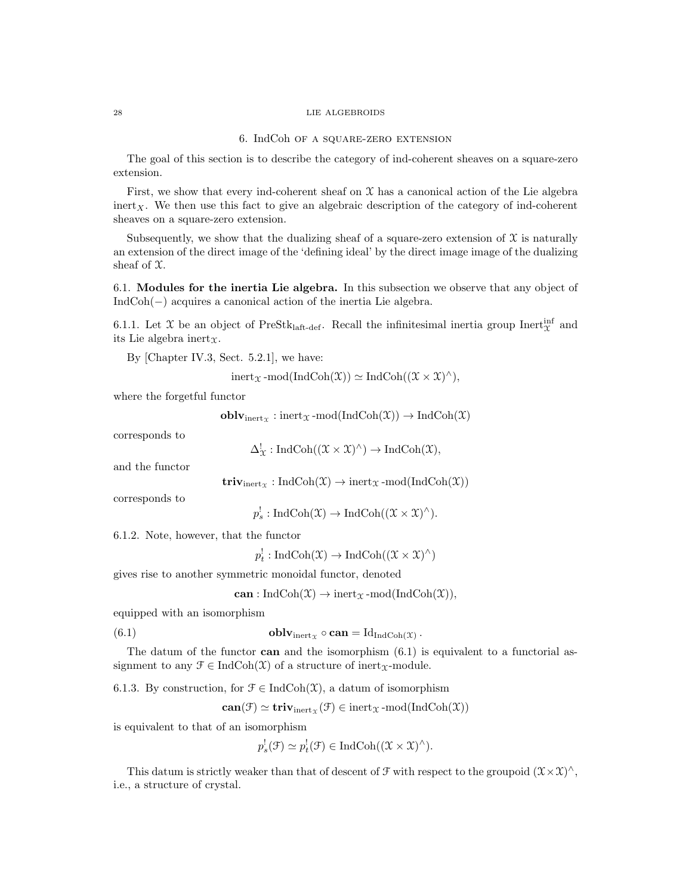## 6. IndCoh of a square-zero extension

The goal of this section is to describe the category of ind-coherent sheaves on a square-zero extension.

First, we show that every ind-coherent sheaf on $\mathcal{X}$ has a canonical action of the Lie algebra $\mathrm{inert}_X$. We then use this fact to give an algebraic description of the category of ind-coherent sheaves on a square-zero extension.

Subsequently, we show that the dualizing sheaf of a square-zero extension of $\mathcal{X}$ is naturally an extension of the direct image of the 'defining ideal' by the direct image image of the dualizing sheaf of $\mathcal{X}$.

6.1. **Modules for the inertia Lie algebra.** In this subsection we observe that any object of $\mathrm{IndCoh}(-)$ acquires a canonical action of the inertia Lie algebra.

6.1.1. Let $\mathcal{X}$ be an object of $\mathrm{PreStk}_{\mathrm{laft\text{-}def}}$. Recall the infinitesimal inertia group $\mathrm{Inert}^{\mathrm{inf}}_{\mathcal{X}}$ and its Lie algebra $\mathrm{inert}_{\mathcal{X}}$.

By [Chapter IV.3, Sect. 5.2.1], we have:

$$\mathrm{inert}_{\mathcal{X}}\text{-mod}(\mathrm{IndCoh}(\mathcal{X})) \simeq \mathrm{IndCoh}((\mathcal{X} \times \mathcal{X})^\wedge),$$

where the forgetful functor

$$\mathbf{oblv}_{\mathrm{inert}_{\mathcal{X}}} : \mathrm{inert}_{\mathcal{X}}\text{-mod}(\mathrm{IndCoh}(\mathcal{X})) \to \mathrm{IndCoh}(\mathcal{X})$$

corresponds to

$$\Delta^!_{\mathcal{X}} : \mathrm{IndCoh}((\mathcal{X} \times \mathcal{X})^\wedge) \to \mathrm{IndCoh}(\mathcal{X}),$$

and the functor

$$\mathbf{triv}_{\mathrm{inert}_{\mathcal{X}}} : \mathrm{IndCoh}(\mathcal{X}) \to \mathrm{inert}_{\mathcal{X}}\text{-mod}(\mathrm{IndCoh}(\mathcal{X}))$$

corresponds to

$$p^!_s : \mathrm{IndCoh}(\mathcal{X}) \to \mathrm{IndCoh}((\mathcal{X} \times \mathcal{X})^\wedge).$$

6.1.2. Note, however, that the functor

$$p^!_t : \mathrm{IndCoh}(\mathcal{X}) \to \mathrm{IndCoh}((\mathcal{X} \times \mathcal{X})^\wedge)$$

gives rise to another symmetric monoidal functor, denoted

$$\mathbf{can} : \mathrm{IndCoh}(\mathcal{X}) \to \mathrm{inert}_{\mathcal{X}}\text{-mod}(\mathrm{IndCoh}(\mathcal{X})),$$

equipped with an isomorphism

$$\mathbf{oblv}_{\mathrm{inert}_{\mathcal{X}}} \circ \mathbf{can} = \mathrm{Id}_{\mathrm{IndCoh}(\mathcal{X})}. \tag{6.1}$$

The datum of the functor **can** and the isomorphism (6.1) is equivalent to a functorial assignment to any $\mathcal{F} \in \mathrm{IndCoh}(\mathcal{X})$ of a structure of $\mathrm{inert}_{\mathcal{X}}$-module.

6.1.3. By construction, for $\mathcal{F} \in \mathrm{IndCoh}(\mathcal{X})$, a datum of isomorphism

$$\mathbf{can}(\mathcal{F}) \simeq \mathbf{triv}_{\mathrm{inert}_{\mathcal{X}}}(\mathcal{F}) \in \mathrm{inert}_{\mathcal{X}}\text{-mod}(\mathrm{IndCoh}(\mathcal{X}))$$

is equivalent to that of an isomorphism

$$p^!_s(\mathcal{F}) \simeq p^!_t(\mathcal{F}) \in \mathrm{IndCoh}((\mathcal{X} \times \mathcal{X})^\wedge).$$

This datum is strictly weaker than that of descent of $\mathcal{F}$ with respect to the groupoid $(\mathcal{X} \times \mathcal{X})^\wedge$, i.e., a structure of crystal.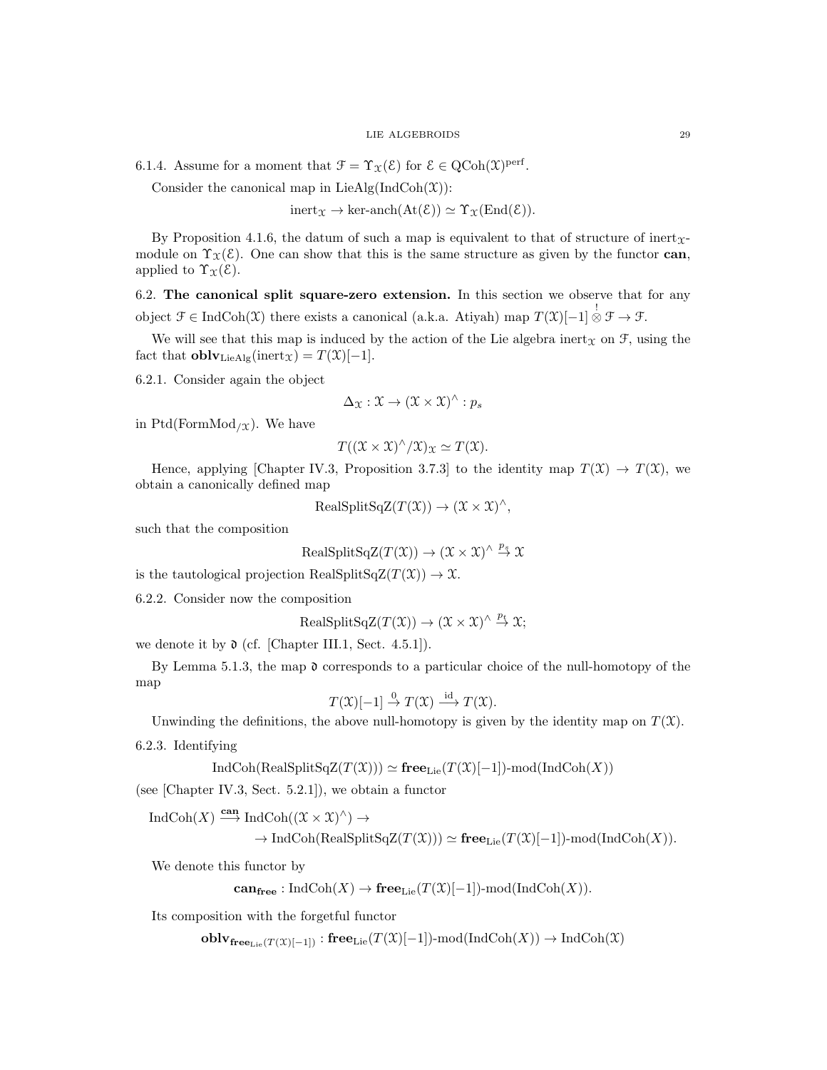6.1.4. Assume for a moment that $\mathcal{F} = \Upsilon_{\mathcal{X}}(\mathcal{E})$ for $\mathcal{E} \in \mathrm{QCoh}(\mathcal{X})^{\mathrm{perf}}$.

Consider the canonical map in $\mathrm{LieAlg}(\mathrm{IndCoh}(\mathcal{X}))$:

$$\mathrm{inert}_{\mathcal{X}} \to \text{ker-anch}(\mathrm{At}(\mathcal{E})) \simeq \Upsilon_{\mathcal{X}}(\mathrm{End}(\mathcal{E})).$$

By Proposition 4.1.6, the datum of such a map is equivalent to that of structure of $\mathrm{inert}_{\mathcal{X}}$-module on $\Upsilon_{\mathcal{X}}(\mathcal{E})$. One can show that this is the same structure as given by the functor **can**, applied to $\Upsilon_{\mathcal{X}}(\mathcal{E})$.

6.2. **The canonical split square-zero extension.** In this section we observe that for any object $\mathcal{F} \in \mathrm{IndCoh}(\mathcal{X})$ there exists a canonical (a.k.a. Atiyah) map $T(\mathcal{X})[-1] \overset{!}{\otimes} \mathcal{F} \to \mathcal{F}$.

We will see that this map is induced by the action of the Lie algebra $\mathrm{inert}_{\mathcal{X}}$ on $\mathcal{F}$, using the fact that $\mathbf{oblv}_{\mathrm{LieAlg}}(\mathrm{inert}_{\mathcal{X}}) = T(\mathcal{X})[-1]$.

6.2.1. Consider again the object

$$\Delta_{\mathcal{X}} : \mathcal{X} \to (\mathcal{X} \times \mathcal{X})^{\wedge} : p_s$$

in $\mathrm{Ptd}(\mathrm{FormMod}_{/\mathcal{X}})$. We have

$$T((\mathcal{X} \times \mathcal{X})^{\wedge}/\mathcal{X})_{\mathcal{X}} \simeq T(\mathcal{X}).$$

Hence, applying [Chapter IV.3, Proposition 3.7.3] to the identity map $T(\mathcal{X}) \to T(\mathcal{X})$, we obtain a canonically defined map

$$\mathrm{RealSplitSqZ}(T(\mathcal{X})) \to (\mathcal{X} \times \mathcal{X})^{\wedge},$$

such that the composition

$$\mathrm{RealSplitSqZ}(T(\mathcal{X})) \to (\mathcal{X} \times \mathcal{X})^{\wedge} \overset{p_s}{\to} \mathcal{X}$$

is the tautological projection $\mathrm{RealSplitSqZ}(T(\mathcal{X})) \to \mathcal{X}$.

6.2.2. Consider now the composition

$$\mathrm{RealSplitSqZ}(T(\mathcal{X})) \to (\mathcal{X} \times \mathcal{X})^{\wedge} \overset{p_t}{\to} \mathcal{X};$$

we denote it by $\mathfrak{d}$ (cf. [Chapter III.1, Sect. 4.5.1]).

By Lemma 5.1.3, the map $\mathfrak{d}$ corresponds to a particular choice of the null-homotopy of the map

$$T(\mathcal{X})[-1] \overset{0}{\to} T(\mathcal{X}) \overset{\mathrm{id}}{\longrightarrow} T(\mathcal{X}).$$

Unwinding the definitions, the above null-homotopy is given by the identity map on $T(\mathcal{X})$.

6.2.3. Identifying

$$\mathrm{IndCoh}(\mathrm{RealSplitSqZ}(T(\mathcal{X}))) \simeq \mathbf{free}_{\mathrm{Lie}}(T(\mathcal{X})[-1])\text{-mod}(\mathrm{IndCoh}(X))$$

(see [Chapter IV.3, Sect. 5.2.1]), we obtain a functor

$$\mathrm{IndCoh}(X) \overset{\mathbf{can}}{\longrightarrow} \mathrm{IndCoh}((\mathcal{X} \times \mathcal{X})^{\wedge}) \to$$
$$\to \mathrm{IndCoh}(\mathrm{RealSplitSqZ}(T(\mathcal{X}))) \simeq \mathbf{free}_{\mathrm{Lie}}(T(\mathcal{X})[-1])\text{-mod}(\mathrm{IndCoh}(X)).$$

We denote this functor by

$$\mathbf{can}_{\mathbf{free}} : \mathrm{IndCoh}(X) \to \mathbf{free}_{\mathrm{Lie}}(T(\mathcal{X})[-1])\text{-mod}(\mathrm{IndCoh}(X)).$$

Its composition with the forgetful functor

$$\mathbf{oblv}_{\mathbf{free}_{\mathrm{Lie}}(T(\mathcal{X})[-1])} : \mathbf{free}_{\mathrm{Lie}}(T(\mathcal{X})[-1])\text{-mod}(\mathrm{IndCoh}(X)) \to \mathrm{IndCoh}(\mathcal{X})$$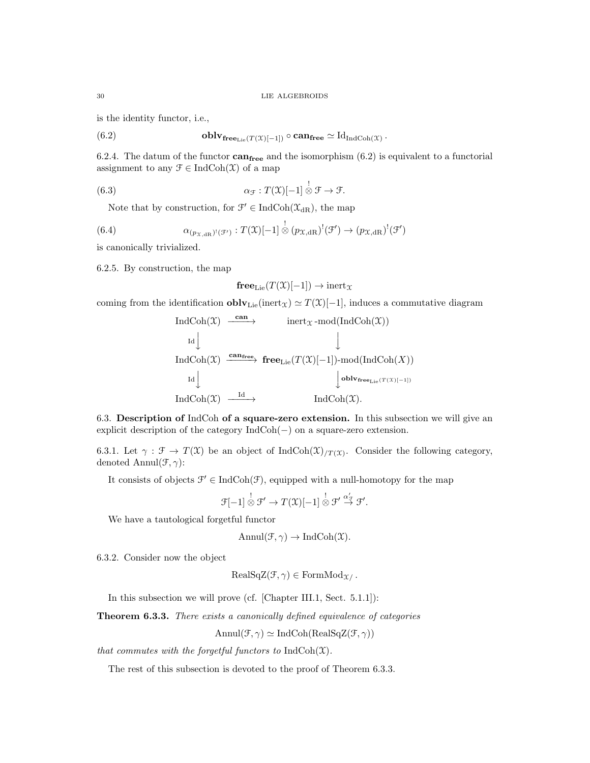is the identity functor, i.e.,

$$\mathbf{oblv}_{\mathbf{free}_{\mathrm{Lie}}(T(\mathcal{X})[-1])} \circ \mathbf{can}_{\mathbf{free}} \simeq \mathrm{Id}_{\mathrm{IndCoh}(\mathcal{X})} . \tag{6.2}$$

6.2.4. The datum of the functor $\mathbf{can}_{\mathbf{free}}$ and the isomorphism (6.2) is equivalent to a functorial assignment to any $\mathcal{F} \in \mathrm{IndCoh}(\mathcal{X})$ of a map

$$\alpha_{\mathcal{F}} : T(\mathcal{X})[-1] \overset{!}{\otimes} \mathcal{F} \to \mathcal{F}. \tag{6.3}$$

Note that by construction, for $\mathcal{F}' \in \mathrm{IndCoh}(\mathcal{X}_{\mathrm{dR}})$, the map

$$\alpha_{(p_{\mathcal{X},\mathrm{dR}})^!(\mathcal{F}')} : T(\mathcal{X})[-1] \overset{!}{\otimes} (p_{\mathcal{X},\mathrm{dR}})^!(\mathcal{F}') \to (p_{\mathcal{X},\mathrm{dR}})^!(\mathcal{F}') \tag{6.4}$$

is canonically trivialized.

6.2.5. By construction, the map

$$\mathbf{free}_{\mathrm{Lie}}(T(\mathcal{X})[-1]) \to \mathrm{inert}_{\mathcal{X}}$$

coming from the identification $\mathbf{oblv}_{\mathrm{Lie}}(\mathrm{inert}_{\mathcal{X}}) \simeq T(\mathcal{X})[-1]$, induces a commutative diagram

$$\begin{array}{ccc}
\mathrm{IndCoh}(\mathcal{X}) & \xrightarrow{\mathbf{can}} & \mathrm{inert}_{\mathcal{X}}\text{-mod}(\mathrm{IndCoh}(\mathcal{X})) \\
{\scriptstyle \mathrm{Id}}\downarrow & & \downarrow \\
\mathrm{IndCoh}(\mathcal{X}) & \xrightarrow{\mathbf{can}_{\mathbf{free}}} & \mathbf{free}_{\mathrm{Lie}}(T(\mathcal{X})[-1])\text{-mod}(\mathrm{IndCoh}(X)) \\
{\scriptstyle \mathrm{Id}}\downarrow & & \downarrow {\scriptstyle \mathbf{oblv}_{\mathbf{free}_{\mathrm{Lie}}(T(\mathcal{X})[-1])}} \\
\mathrm{IndCoh}(\mathcal{X}) & \xrightarrow{\mathrm{Id}} & \mathrm{IndCoh}(\mathcal{X}).
\end{array}$$

6.3. **Description of** IndCoh **of a square-zero extension.** In this subsection we will give an explicit description of the category $\mathrm{IndCoh}(-)$ on a square-zero extension.

6.3.1. Let $\gamma : \mathcal{F} \to T(\mathcal{X})$ be an object of $\mathrm{IndCoh}(\mathcal{X})_{/T(\mathcal{X})}$. Consider the following category, denoted $\mathrm{Annul}(\mathcal{F}, \gamma)$:

It consists of objects $\mathcal{F}' \in \mathrm{IndCoh}(\mathcal{F})$, equipped with a null-homotopy for the map

$$\mathcal{F}[-1] \overset{!}{\otimes} \mathcal{F}' \to T(\mathcal{X})[-1] \overset{!}{\otimes} \mathcal{F}' \overset{\alpha'_{\mathcal{F}}}{\to} \mathcal{F}'.$$

We have a tautological forgetful functor

$$\mathrm{Annul}(\mathcal{F}, \gamma) \to \mathrm{IndCoh}(\mathcal{X}).$$

6.3.2. Consider now the object

$$\mathrm{RealSqZ}(\mathcal{F}, \gamma) \in \mathrm{FormMod}_{\mathcal{X}/} .$$

In this subsection we will prove (cf. [Chapter III.1, Sect. 5.1.1]):

**Theorem 6.3.3.** *There exists a canonically defined equivalence of categories*

$$\mathrm{Annul}(\mathcal{F}, \gamma) \simeq \mathrm{IndCoh}(\mathrm{RealSqZ}(\mathcal{F}, \gamma))$$

*that commutes with the forgetful functors to* $\mathrm{IndCoh}(\mathcal{X})$.

The rest of this subsection is devoted to the proof of Theorem 6.3.3.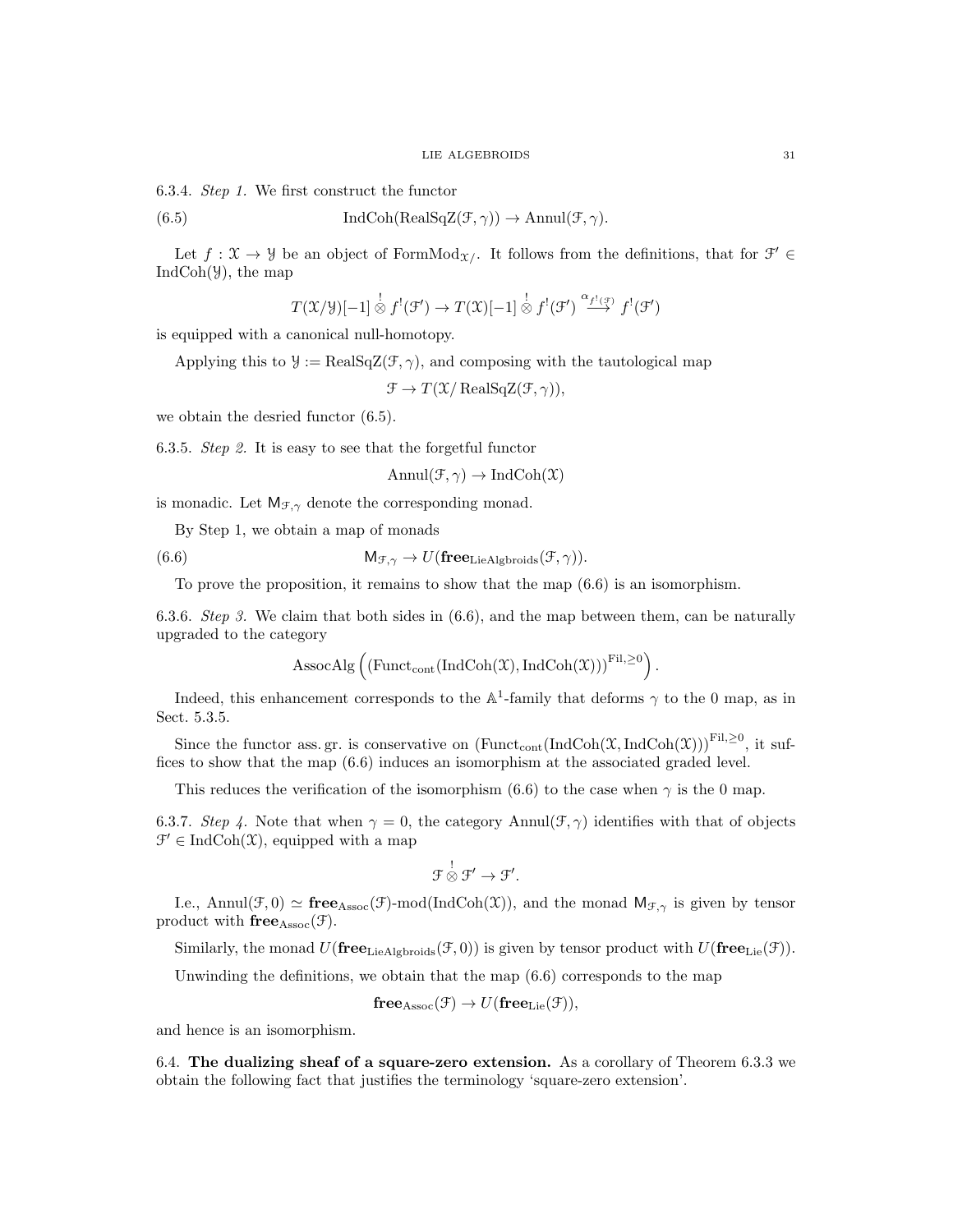6.3.4. *Step 1.* We first construct the functor

$$\text{IndCoh}(\text{RealSqZ}(\mathcal{F},\gamma)) \to \text{Annul}(\mathcal{F},\gamma). \tag{6.5}$$

Let $f : \mathcal{X} \to \mathcal{Y}$ be an object of $\text{FormMod}_{\mathcal{X}/}$. It follows from the definitions, that for $\mathcal{F}' \in \text{IndCoh}(\mathcal{Y})$, the map

$$T(\mathcal{X}/\mathcal{Y})[-1] \overset{!}{\otimes} f^!(\mathcal{F}') \to T(\mathcal{X})[-1] \overset{!}{\otimes} f^!(\mathcal{F}') \overset{\alpha_{f^!(\mathcal{F})}}{\longrightarrow} f^!(\mathcal{F}')$$

is equipped with a canonical null-homotopy.

Applying this to $\mathcal{Y} := \text{RealSqZ}(\mathcal{F},\gamma)$, and composing with the tautological map

$$\mathcal{F} \to T(\mathcal{X}/\operatorname{RealSqZ}(\mathcal{F},\gamma)),$$

we obtain the desried functor (6.5).

6.3.5. *Step 2.* It is easy to see that the forgetful functor

$$\text{Annul}(\mathcal{F},\gamma) \to \text{IndCoh}(\mathcal{X})$$

is monadic. Let $\mathsf{M}_{\mathcal{F},\gamma}$ denote the corresponding monad.

By Step 1, we obtain a map of monads

$$\mathsf{M}_{\mathcal{F},\gamma} \to U(\mathbf{free}_{\text{LieAlgbroids}}(\mathcal{F},\gamma)). \tag{6.6}$$

To prove the proposition, it remains to show that the map (6.6) is an isomorphism.

6.3.6. *Step 3.* We claim that both sides in (6.6), and the map between them, can be naturally upgraded to the category

$$\text{AssocAlg}\left( (\text{Funct}_{\text{cont}}(\text{IndCoh}(\mathcal{X}), \text{IndCoh}(\mathcal{X})))^{\text{Fil},\geq 0} \right).$$

Indeed, this enhancement corresponds to the $\mathbb{A}^1$-family that deforms $\gamma$ to the 0 map, as in Sect. 5.3.5.

Since the functor ass. gr. is conservative on $(\text{Funct}_{\text{cont}}(\text{IndCoh}(\mathcal{X}, \text{IndCoh}(\mathcal{X})))^{\text{Fil},\geq 0}$, it suffices to show that the map (6.6) induces an isomorphism at the associated graded level.

This reduces the verification of the isomorphism (6.6) to the case when $\gamma$ is the 0 map.

6.3.7. *Step 4.* Note that when $\gamma = 0$, the category $\text{Annul}(\mathcal{F},\gamma)$ identifies with that of objects $\mathcal{F}' \in \text{IndCoh}(\mathcal{X})$, equipped with a map

$$\mathcal{F} \overset{!}{\otimes} \mathcal{F}' \to \mathcal{F}'.$$

I.e., $\text{Annul}(\mathcal{F}, 0) \simeq \mathbf{free}_{\text{Assoc}}(\mathcal{F})\text{-mod}(\text{IndCoh}(\mathcal{X}))$, and the monad $\mathsf{M}_{\mathcal{F},\gamma}$ is given by tensor product with $\mathbf{free}_{\text{Assoc}}(\mathcal{F})$.

Similarly, the monad $U(\mathbf{free}_{\text{LieAlgbroids}}(\mathcal{F}, 0))$ is given by tensor product with $U(\mathbf{free}_{\text{Lie}}(\mathcal{F}))$.

Unwinding the definitions, we obtain that the map (6.6) corresponds to the map

$$\mathbf{free}_{\text{Assoc}}(\mathcal{F}) \to U(\mathbf{free}_{\text{Lie}}(\mathcal{F})),$$

and hence is an isomorphism.

6.4. **The dualizing sheaf of a square-zero extension.** As a corollary of Theorem 6.3.3 we obtain the following fact that justifies the terminology 'square-zero extension'.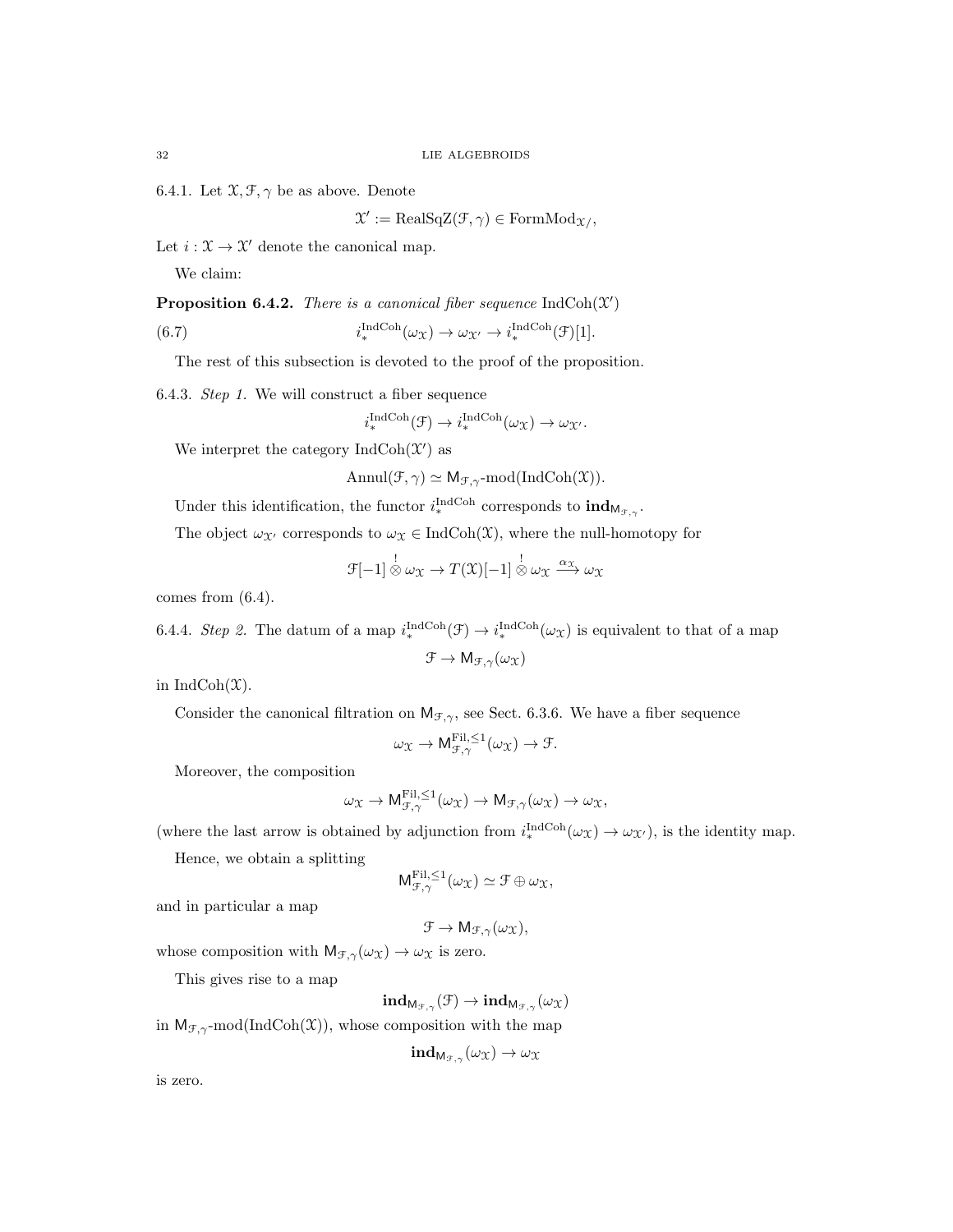6.4.1. Let $\mathcal{X}, \mathcal{F}, \gamma$ be as above. Denote

$$\mathcal{X}' := \text{RealSqZ}(\mathcal{F}, \gamma) \in \text{FormMod}_{\mathcal{X}/},$$

Let $i : \mathcal{X} \to \mathcal{X}'$ denote the canonical map.

We claim:

**Proposition 6.4.2.** *There is a canonical fiber sequence* $\text{IndCoh}(\mathcal{X}')$

$$i_*^{\text{IndCoh}}(\omega_{\mathcal{X}}) \to \omega_{\mathcal{X}'} \to i_*^{\text{IndCoh}}(\mathcal{F})[1]. \tag{6.7}$$

The rest of this subsection is devoted to the proof of the proposition.

6.4.3. *Step 1.* We will construct a fiber sequence

$$i_*^{\text{IndCoh}}(\mathcal{F}) \to i_*^{\text{IndCoh}}(\omega_{\mathcal{X}}) \to \omega_{\mathcal{X}'}.$$

We interpret the category $\text{IndCoh}(\mathcal{X}')$ as

$$\text{Annul}(\mathcal{F}, \gamma) \simeq \mathsf{M}_{\mathcal{F},\gamma}\text{-mod}(\text{IndCoh}(\mathcal{X})).$$

Under this identification, the functor $i_*^{\text{IndCoh}}$ corresponds to $\mathbf{ind}_{\mathsf{M}_{\mathcal{F},\gamma}}$.

The object $\omega_{\mathcal{X}'}$ corresponds to $\omega_{\mathcal{X}} \in \text{IndCoh}(\mathcal{X})$, where the null-homotopy for

$$\mathcal{F}[-1] \overset{!}{\otimes} \omega_{\mathcal{X}} \to T(\mathcal{X})[-1] \overset{!}{\otimes} \omega_{\mathcal{X}} \xrightarrow{\alpha_{\mathcal{X}}} \omega_{\mathcal{X}}$$

comes from (6.4).

6.4.4. *Step 2.* The datum of a map $i_*^{\text{IndCoh}}(\mathcal{F}) \to i_*^{\text{IndCoh}}(\omega_{\mathcal{X}})$ is equivalent to that of a map

$$\mathcal{F} \to \mathsf{M}_{\mathcal{F},\gamma}(\omega_{\mathcal{X}})$$

in $\text{IndCoh}(\mathcal{X})$.

Consider the canonical filtration on $\mathsf{M}_{\mathcal{F},\gamma}$, see Sect. 6.3.6. We have a fiber sequence

$$\omega_{\mathcal{X}} \to \mathsf{M}_{\mathcal{F},\gamma}^{\text{Fil},\leq 1}(\omega_{\mathcal{X}}) \to \mathcal{F}.$$

Moreover, the composition

$$\omega_{\mathcal{X}} \to \mathsf{M}_{\mathcal{F},\gamma}^{\text{Fil},\leq 1}(\omega_{\mathcal{X}}) \to \mathsf{M}_{\mathcal{F},\gamma}(\omega_{\mathcal{X}}) \to \omega_{\mathcal{X}},$$

(where the last arrow is obtained by adjunction from $i_*^{\text{IndCoh}}(\omega_{\mathcal{X}}) \to \omega_{\mathcal{X}'}$), is the identity map.

Hence, we obtain a splitting

$$\mathsf{M}_{\mathcal{F},\gamma}^{\text{Fil},\leq 1}(\omega_{\mathcal{X}}) \simeq \mathcal{F} \oplus \omega_{\mathcal{X}},$$

and in particular a map

$$\mathcal{F} \to \mathsf{M}_{\mathcal{F},\gamma}(\omega_{\mathcal{X}}),$$

whose composition with $\mathsf{M}_{\mathcal{F},\gamma}(\omega_{\mathcal{X}}) \to \omega_{\mathcal{X}}$ is zero.

This gives rise to a map

$$\mathbf{ind}_{\mathsf{M}_{\mathcal{F},\gamma}}(\mathcal{F}) \to \mathbf{ind}_{\mathsf{M}_{\mathcal{F},\gamma}}(\omega_{\mathcal{X}})$$

in $\mathsf{M}_{\mathcal{F},\gamma}\text{-mod}(\text{IndCoh}(\mathcal{X}))$, whose composition with the map

$$\mathbf{ind}_{\mathsf{M}_{\mathcal{F},\gamma}}(\omega_{\mathcal{X}}) \to \omega_{\mathcal{X}}$$

is zero.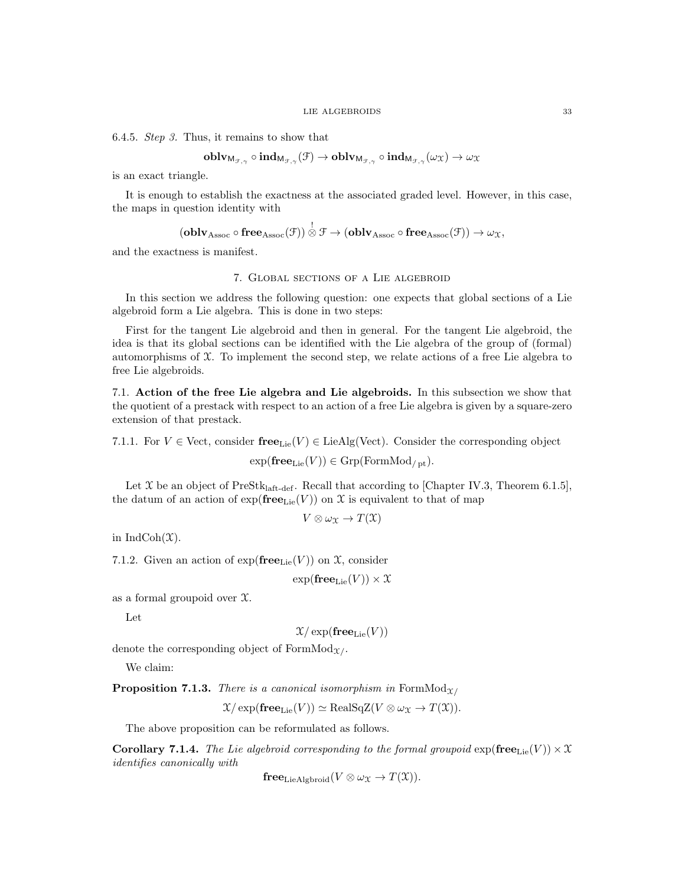6.4.5. *Step 3.* Thus, it remains to show that

$$\mathbf{oblv}_{\mathsf{M}_{\mathcal{F},\gamma}} \circ \mathbf{ind}_{\mathsf{M}_{\mathcal{F},\gamma}}(\mathcal{F}) \to \mathbf{oblv}_{\mathsf{M}_{\mathcal{F},\gamma}} \circ \mathbf{ind}_{\mathsf{M}_{\mathcal{F},\gamma}}(\omega_{\mathcal{X}}) \to \omega_{\mathcal{X}}$$

is an exact triangle.

It is enough to establish the exactness at the associated graded level. However, in this case, the maps in question identity with

$$(\mathbf{oblv}_{\mathrm{Assoc}} \circ \mathbf{free}_{\mathrm{Assoc}}(\mathcal{F})) \overset{!}{\otimes} \mathcal{F} \to (\mathbf{oblv}_{\mathrm{Assoc}} \circ \mathbf{free}_{\mathrm{Assoc}}(\mathcal{F})) \to \omega_{\mathcal{X}},$$

and the exactness is manifest.

## 7. Global sections of a Lie algebroid

In this section we address the following question: one expects that global sections of a Lie algebroid form a Lie algebra. This is done in two steps:

First for the tangent Lie algebroid and then in general. For the tangent Lie algebroid, the idea is that its global sections can be identified with the Lie algebra of the group of (formal) automorphisms of $\mathcal{X}$. To implement the second step, we relate actions of a free Lie algebra to free Lie algebroids.

7.1. **Action of the free Lie algebra and Lie algebroids.** In this subsection we show that the quotient of a prestack with respect to an action of a free Lie algebra is given by a square-zero extension of that prestack.

7.1.1. For $V \in \mathrm{Vect}$, consider $\mathbf{free}_{\mathrm{Lie}}(V) \in \mathrm{LieAlg}(\mathrm{Vect})$. Consider the corresponding object

$$\exp(\mathbf{free}_{\mathrm{Lie}}(V)) \in \mathrm{Grp}(\mathrm{FormMod}_{/\,\mathrm{pt}}).$$

Let $\mathcal{X}$ be an object of $\mathrm{PreStk}_{\mathrm{laft\text{-}def}}$. Recall that according to [Chapter IV.3, Theorem 6.1.5], the datum of an action of $\exp(\mathbf{free}_{\mathrm{Lie}}(V))$ on $\mathcal{X}$ is equivalent to that of map

$$V \otimes \omega_{\mathcal{X}} \to T(\mathcal{X})$$

in $\mathrm{IndCoh}(\mathcal{X})$.

7.1.2. Given an action of $\exp(\mathbf{free}_{\mathrm{Lie}}(V))$ on $\mathcal{X}$, consider

$$\exp(\mathbf{free}_{\mathrm{Lie}}(V)) \times \mathcal{X}$$

as a formal groupoid over $\mathcal{X}$.

Let

$$\mathcal{X}/\exp(\mathbf{free}_{\mathrm{Lie}}(V))$$

denote the corresponding object of $\mathrm{FormMod}_{\mathcal{X}/}$.

We claim:

**Proposition 7.1.3.** *There is a canonical isomorphism in* $\mathrm{FormMod}_{\mathcal{X}/}$

$$\mathcal{X}/\exp(\mathbf{free}_{\mathrm{Lie}}(V)) \simeq \mathrm{RealSqZ}(V \otimes \omega_{\mathcal{X}} \to T(\mathcal{X})).$$

The above proposition can be reformulated as follows.

**Corollary 7.1.4.** *The Lie algebroid corresponding to the formal groupoid* $\exp(\mathbf{free}_{\mathrm{Lie}}(V)) \times \mathcal{X}$ *identifies canonically with*

$$\mathbf{free}_{\mathrm{LieAlgbroid}}(V \otimes \omega_{\mathcal{X}} \to T(\mathcal{X})).$$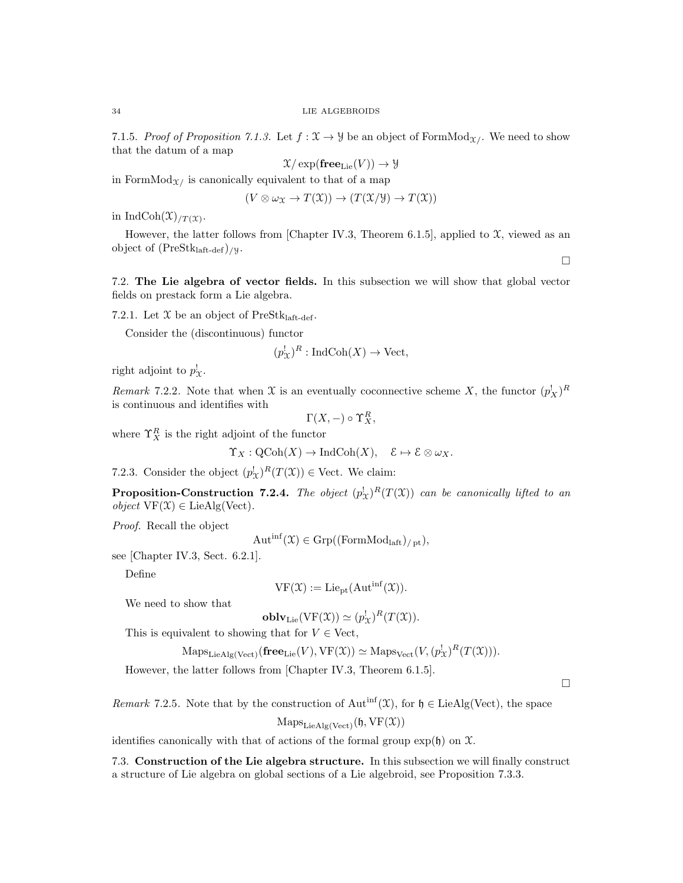7.1.5. *Proof of Proposition 7.1.3.* Let $f : \mathcal{X} \to \mathcal{Y}$ be an object of $\mathrm{FormMod}_{\mathcal{X}/}$. We need to show that the datum of a map

$$\mathcal{X}/\exp(\mathbf{free}_{\mathrm{Lie}}(V)) \to \mathcal{Y}$$

in $\mathrm{FormMod}_{\mathcal{X}/}$ is canonically equivalent to that of a map

$$(V \otimes \omega_{\mathcal{X}} \to T(\mathcal{X})) \to (T(\mathcal{X}/\mathcal{Y}) \to T(\mathcal{X}))$$

in $\mathrm{IndCoh}(\mathcal{X})_{/T(\mathcal{X})}$.

However, the latter follows from [Chapter IV.3, Theorem 6.1.5], applied to $\mathcal{X}$, viewed as an object of $(\mathrm{PreStk}_{\mathrm{laft\text{-}def}})_{/\mathcal{Y}}$.

□

## 7.2. The Lie algebra of vector fields.

In this subsection we will show that global vector fields on prestack form a Lie algebra.

7.2.1. Let $\mathcal{X}$ be an object of $\mathrm{PreStk}_{\mathrm{laft\text{-}def}}$.

Consider the (discontinuous) functor

$$(p^!_{\mathcal{X}})^R : \mathrm{IndCoh}(X) \to \mathrm{Vect},$$

right adjoint to $p^!_{\mathcal{X}}$.

*Remark* 7.2.2. Note that when $\mathcal{X}$ is an eventually coconnective scheme $X$, the functor $(p^!_X)^R$ is continuous and identifies with

$$\Gamma(X, -) \circ \Upsilon^R_X,$$

where $\Upsilon^R_X$ is the right adjoint of the functor

$$\Upsilon_X : \mathrm{QCoh}(X) \to \mathrm{IndCoh}(X), \quad \mathcal{E} \mapsto \mathcal{E} \otimes \omega_X.$$

7.2.3. Consider the object $(p^!_{\mathcal{X}})^R(T(\mathcal{X})) \in \mathrm{Vect}$. We claim:

**Proposition-Construction 7.2.4.** *The object $(p^!_{\mathcal{X}})^R(T(\mathcal{X}))$ can be canonically lifted to an object $\mathrm{VF}(\mathcal{X}) \in \mathrm{LieAlg}(\mathrm{Vect})$.*

*Proof.* Recall the object

$$\mathrm{Aut}^{\mathrm{inf}}(\mathcal{X}) \in \mathrm{Grp}((\mathrm{FormMod}_{\mathrm{laft}})_{/\,\mathrm{pt}}),$$

see [Chapter IV.3, Sect. 6.2.1].

Define

$$\mathrm{VF}(\mathcal{X}) := \mathrm{Lie}_{\mathrm{pt}}(\mathrm{Aut}^{\mathrm{inf}}(\mathcal{X})).$$

We need to show that

$$\mathbf{oblv}_{\mathrm{Lie}}(\mathrm{VF}(\mathcal{X})) \simeq (p^!_{\mathcal{X}})^R(T(\mathcal{X})).$$

This is equivalent to showing that for $V \in \mathrm{Vect}$,

$$\mathrm{Maps}_{\mathrm{LieAlg}(\mathrm{Vect})}(\mathbf{free}_{\mathrm{Lie}}(V), \mathrm{VF}(\mathcal{X})) \simeq \mathrm{Maps}_{\mathrm{Vect}}(V, (p^!_{\mathcal{X}})^R(T(\mathcal{X}))).$$

However, the latter follows from [Chapter IV.3, Theorem 6.1.5].

□

*Remark* 7.2.5. Note that by the construction of $\mathrm{Aut}^{\mathrm{inf}}(\mathcal{X})$, for $\mathfrak{h} \in \mathrm{LieAlg}(\mathrm{Vect})$, the space

$$\mathrm{Maps}_{\mathrm{LieAlg}(\mathrm{Vect})}(\mathfrak{h}, \mathrm{VF}(\mathcal{X}))$$

identifies canonically with that of actions of the formal group $\exp(\mathfrak{h})$ on $\mathcal{X}$.

## 7.3. Construction of the Lie algebra structure.

In this subsection we will finally construct a structure of Lie algebra on global sections of a Lie algebroid, see Proposition 7.3.3.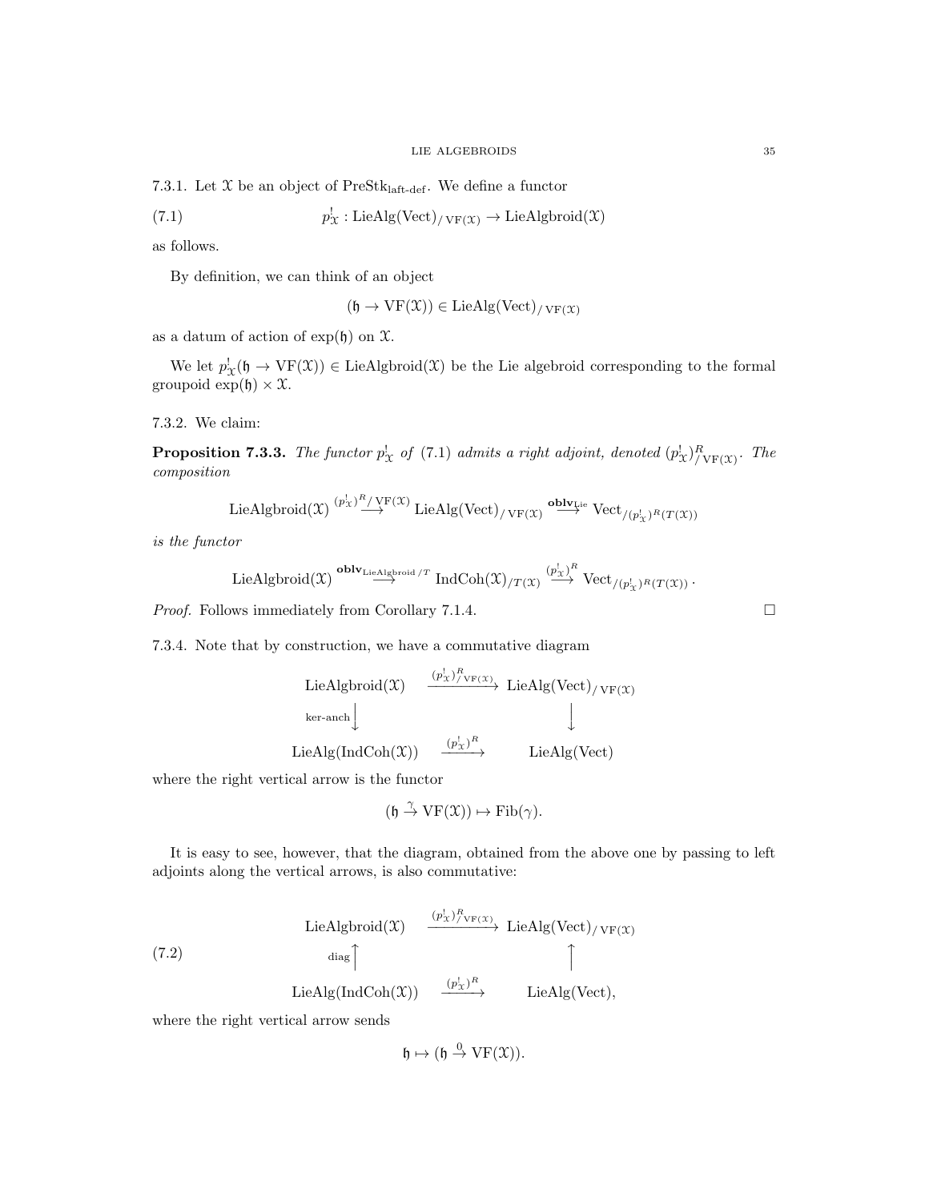7.3.1. Let $\mathcal{X}$ be an object of $\mathrm{PreStk}_{\mathrm{laft\text{-}def}}$. We define a functor

$$p^!_{\mathcal{X}} : \mathrm{LieAlg}(\mathrm{Vect})_{/\,\mathrm{VF}(\mathcal{X})} \to \mathrm{LieAlgbroid}(\mathcal{X}) \tag{7.1}$$

as follows.

By definition, we can think of an object

$$(\mathfrak{h} \to \mathrm{VF}(\mathcal{X})) \in \mathrm{LieAlg}(\mathrm{Vect})_{/\,\mathrm{VF}(\mathcal{X})}$$

as a datum of action of $\exp(\mathfrak{h})$ on $\mathcal{X}$.

We let $p^!_{\mathcal{X}}(\mathfrak{h} \to \mathrm{VF}(\mathcal{X})) \in \mathrm{LieAlgbroid}(\mathcal{X})$ be the Lie algebroid corresponding to the formal groupoid $\exp(\mathfrak{h}) \times \mathcal{X}$.

7.3.2. We claim:

**Proposition 7.3.3.** *The functor $p^!_{\mathcal{X}}$ of (7.1) admits a right adjoint, denoted $(p^!_{\mathcal{X}})^R_{/\,\mathrm{VF}(\mathcal{X})}$. The composition*

$$\mathrm{LieAlgbroid}(\mathcal{X}) \overset{(p^!_{\mathcal{X}})^R{}_{/\,\mathrm{VF}(\mathcal{X})}}{\longrightarrow} \mathrm{LieAlg}(\mathrm{Vect})_{/\,\mathrm{VF}(\mathcal{X})} \overset{\mathbf{oblv}_{\mathrm{Lie}}}{\longrightarrow} \mathrm{Vect}_{/(p^!_{\mathcal{X}})^R(T(\mathcal{X}))}$$

*is the functor*

$$\mathrm{LieAlgbroid}(\mathcal{X}) \overset{\mathbf{oblv}_{\mathrm{LieAlgbroid}\,/T}}{\longrightarrow} \mathrm{IndCoh}(\mathcal{X})_{/T(\mathcal{X})} \overset{(p^!_{\mathcal{X}})^R}{\longrightarrow} \mathrm{Vect}_{/(p^!_{\mathcal{X}})^R(T(\mathcal{X}))}.$$

*Proof.* Follows immediately from Corollary 7.1.4. □

7.3.4. Note that by construction, we have a commutative diagram

$$\begin{array}{ccc}
\mathrm{LieAlgbroid}(\mathcal{X}) & \xrightarrow{(p^!_{\mathcal{X}})^R_{/\,\mathrm{VF}(\mathcal{X})}} & \mathrm{LieAlg}(\mathrm{Vect})_{/\,\mathrm{VF}(\mathcal{X})} \\
{\scriptstyle \text{ker-anch}}\downarrow & & \downarrow \\
\mathrm{LieAlg}(\mathrm{IndCoh}(\mathcal{X})) & \xrightarrow{(p^!_{\mathcal{X}})^R} & \mathrm{LieAlg}(\mathrm{Vect})
\end{array}$$

where the right vertical arrow is the functor

$$(\mathfrak{h} \overset{\gamma}{\to} \mathrm{VF}(\mathcal{X})) \mapsto \mathrm{Fib}(\gamma).$$

It is easy to see, however, that the diagram, obtained from the above one by passing to left adjoints along the vertical arrows, is also commutative:

$$\begin{array}{ccc}
\mathrm{LieAlgbroid}(\mathcal{X}) & \xrightarrow{(p^!_{\mathcal{X}})^R_{/\,\mathrm{VF}(\mathcal{X})}} & \mathrm{LieAlg}(\mathrm{Vect})_{/\,\mathrm{VF}(\mathcal{X})} \\
{\scriptstyle \mathrm{diag}}\uparrow & & \uparrow \\
\mathrm{LieAlg}(\mathrm{IndCoh}(\mathcal{X})) & \xrightarrow{(p^!_{\mathcal{X}})^R} & \mathrm{LieAlg}(\mathrm{Vect}),
\end{array} \tag{7.2}$$

where the right vertical arrow sends

$$\mathfrak{h} \mapsto (\mathfrak{h} \overset{0}{\to} \mathrm{VF}(\mathcal{X})).$$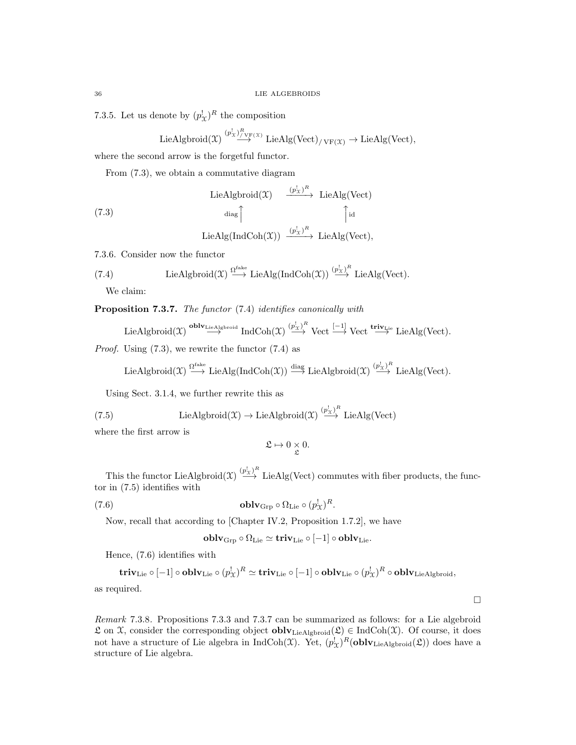7.3.5. Let us denote by $(p^!_{\mathcal{X}})^R$ the composition

$$\text{LieAlgbroid}(\mathcal{X}) \overset{(p^!_{\mathcal{X}})^R_{/\,\text{VF}(\mathcal{X})}}{\longrightarrow} \text{LieAlg}(\text{Vect})_{/\,\text{VF}(\mathcal{X})} \to \text{LieAlg}(\text{Vect}),$$

where the second arrow is the forgetful functor.

From (7.3), we obtain a commutative diagram

$$\begin{array}{ccc}
\text{LieAlgbroid}(\mathcal{X}) & \xrightarrow{(p^!_{\mathcal{X}})^R} & \text{LieAlg}(\text{Vect}) \\
{\scriptstyle \text{diag}}\uparrow & & \uparrow{\scriptstyle \text{id}} \\
\text{LieAlg}(\text{IndCoh}(\mathcal{X})) & \xrightarrow{(p^!_{\mathcal{X}})^R} & \text{LieAlg}(\text{Vect}),
\end{array} \tag{7.3}$$

7.3.6. Consider now the functor

$$\text{LieAlgbroid}(\mathcal{X}) \overset{\Omega^{\text{fake}}}{\longrightarrow} \text{LieAlg}(\text{IndCoh}(\mathcal{X})) \overset{(p^!_{\mathcal{X}})^R}{\longrightarrow} \text{LieAlg}(\text{Vect}). \tag{7.4}$$

We claim:

**Proposition 7.3.7.** *The functor* (7.4) *identifies canonically with*

$$\text{LieAlgbroid}(\mathcal{X}) \overset{\mathbf{oblv}_{\text{LieAlgbroid}}}{\longrightarrow} \text{IndCoh}(\mathcal{X}) \overset{(p^!_{\mathcal{X}})^R}{\longrightarrow} \text{Vect} \overset{[-1]}{\longrightarrow} \text{Vect} \overset{\mathbf{triv}_{\text{Lie}}}{\longrightarrow} \text{LieAlg}(\text{Vect}).$$

*Proof.* Using (7.3), we rewrite the functor (7.4) as

$$\text{LieAlgbroid}(\mathcal{X}) \overset{\Omega^{\text{fake}}}{\longrightarrow} \text{LieAlg}(\text{IndCoh}(\mathcal{X})) \overset{\text{diag}}{\longrightarrow} \text{LieAlgbroid}(\mathcal{X}) \overset{(p^!_{\mathcal{X}})^R}{\longrightarrow} \text{LieAlg}(\text{Vect}).$$

Using Sect. 3.1.4, we further rewrite this as

$$\text{LieAlgbroid}(\mathcal{X}) \to \text{LieAlgbroid}(\mathcal{X}) \overset{(p^!_{\mathcal{X}})^R}{\longrightarrow} \text{LieAlg}(\text{Vect}) \tag{7.5}$$

where the first arrow is

$$\mathfrak{L} \mapsto 0 \underset{\mathfrak{L}}{\times} 0.$$

This the functor $\text{LieAlgbroid}(\mathcal{X}) \overset{(p^!_{\mathcal{X}})^R}{\longrightarrow} \text{LieAlg}(\text{Vect})$ commutes with fiber products, the functor in (7.5) identifies with

$$\mathbf{oblv}_{\text{Grp}} \circ \Omega_{\text{Lie}} \circ (p^!_{\mathcal{X}})^R. \tag{7.6}$$

Now, recall that according to [Chapter IV.2, Proposition 1.7.2], we have

$$\mathbf{oblv}_{\text{Grp}} \circ \Omega_{\text{Lie}} \simeq \mathbf{triv}_{\text{Lie}} \circ [-1] \circ \mathbf{oblv}_{\text{Lie}}.$$

Hence, (7.6) identifies with

$$\mathbf{triv}_{\text{Lie}} \circ [-1] \circ \mathbf{oblv}_{\text{Lie}} \circ (p^!_{\mathcal{X}})^R \simeq \mathbf{triv}_{\text{Lie}} \circ [-1] \circ \mathbf{oblv}_{\text{Lie}} \circ (p^!_{\mathcal{X}})^R \circ \mathbf{oblv}_{\text{LieAlgbroid}},$$

as required.

□

*Remark* 7.3.8. Propositions 7.3.3 and 7.3.7 can be summarized as follows: for a Lie algebroid $\mathfrak{L}$ on $\mathcal{X}$, consider the corresponding object $\mathbf{oblv}_{\text{LieAlgbroid}}(\mathfrak{L}) \in \text{IndCoh}(\mathcal{X})$. Of course, it does not have a structure of Lie algebra in $\text{IndCoh}(\mathcal{X})$. Yet, $(p^!_{\mathcal{X}})^R(\mathbf{oblv}_{\text{LieAlgbroid}}(\mathfrak{L}))$ does have a structure of Lie algebra.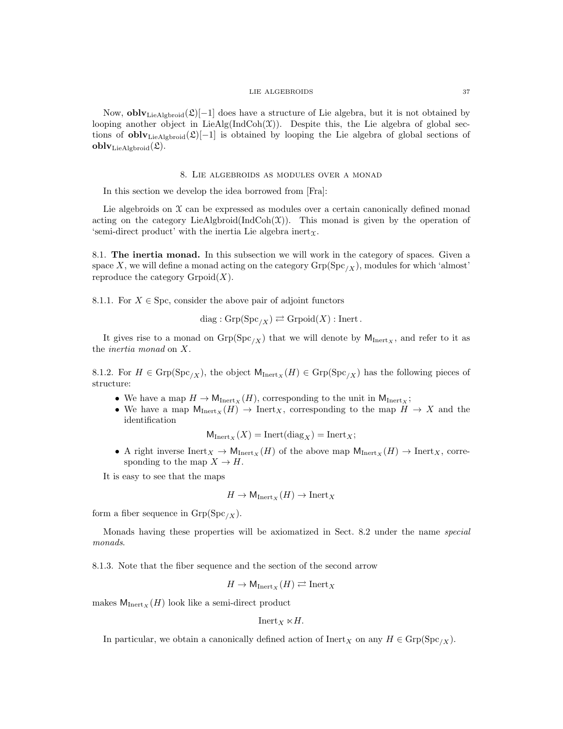Now, $\mathbf{oblv}_{\mathrm{LieAlgbroid}}(\mathfrak{L})[-1]$ does have a structure of Lie algebra, but it is not obtained by looping another object in $\mathrm{LieAlg}(\mathrm{IndCoh}(\mathcal{X}))$. Despite this, the Lie algebra of global sections of $\mathbf{oblv}_{\mathrm{LieAlgbroid}}(\mathfrak{L})[-1]$ is obtained by looping the Lie algebra of global sections of $\mathbf{oblv}_{\mathrm{LieAlgbroid}}(\mathfrak{L})$.

## 8. Lie algebroids as modules over a monad

In this section we develop the idea borrowed from [Fra]:

Lie algebroids on $\mathcal{X}$ can be expressed as modules over a certain canonically defined monad acting on the category $\mathrm{LieAlgbroid}(\mathrm{IndCoh}(\mathcal{X}))$. This monad is given by the operation of 'semi-direct product' with the inertia Lie algebra $\mathrm{inert}_{\mathcal{X}}$.

8.1. **The inertia monad.** In this subsection we will work in the category of spaces. Given a space $X$, we will define a monad acting on the category $\mathrm{Grp}(\mathrm{Spc}_{/X})$, modules for which 'almost' reproduce the category $\mathrm{Grpoid}(X)$.

8.1.1. For $X \in \mathrm{Spc}$, consider the above pair of adjoint functors

$$\mathrm{diag} : \mathrm{Grp}(\mathrm{Spc}_{/X}) \rightleftarrows \mathrm{Grpoid}(X) : \mathrm{Inert}\,.$$

It gives rise to a monad on $\mathrm{Grp}(\mathrm{Spc}_{/X})$ that we will denote by $\mathsf{M}_{\mathrm{Inert}_X}$, and refer to it as the *inertia monad* on $X$.

8.1.2. For $H \in \mathrm{Grp}(\mathrm{Spc}_{/X})$, the object $\mathsf{M}_{\mathrm{Inert}_X}(H) \in \mathrm{Grp}(\mathrm{Spc}_{/X})$ has the following pieces of structure:

- We have a map $H \to \mathsf{M}_{\mathrm{Inert}_X}(H)$, corresponding to the unit in $\mathsf{M}_{\mathrm{Inert}_X}$;
- We have a map $\mathsf{M}_{\mathrm{Inert}_X}(H) \to \mathrm{Inert}_X$, corresponding to the map $H \to X$ and the identification
$$\mathsf{M}_{\mathrm{Inert}_X}(X) = \mathrm{Inert}(\mathrm{diag}_X) = \mathrm{Inert}_X;$$
- A right inverse $\mathrm{Inert}_X \to \mathsf{M}_{\mathrm{Inert}_X}(H)$ of the above map $\mathsf{M}_{\mathrm{Inert}_X}(H) \to \mathrm{Inert}_X$, corresponding to the map $X \to H$.

It is easy to see that the maps

$$H \to \mathsf{M}_{\mathrm{Inert}_X}(H) \to \mathrm{Inert}_X$$

form a fiber sequence in $\mathrm{Grp}(\mathrm{Spc}_{/X})$.

Monads having these properties will be axiomatized in Sect. 8.2 under the name *special monads*.

8.1.3. Note that the fiber sequence and the section of the second arrow

$$H \to \mathsf{M}_{\mathrm{Inert}_X}(H) \rightleftarrows \mathrm{Inert}_X$$

makes $\mathsf{M}_{\mathrm{Inert}_X}(H)$ look like a semi-direct product

$$\mathrm{Inert}_X \ltimes H.$$

In particular, we obtain a canonically defined action of $\mathrm{Inert}_X$ on any $H \in \mathrm{Grp}(\mathrm{Spc}_{/X})$.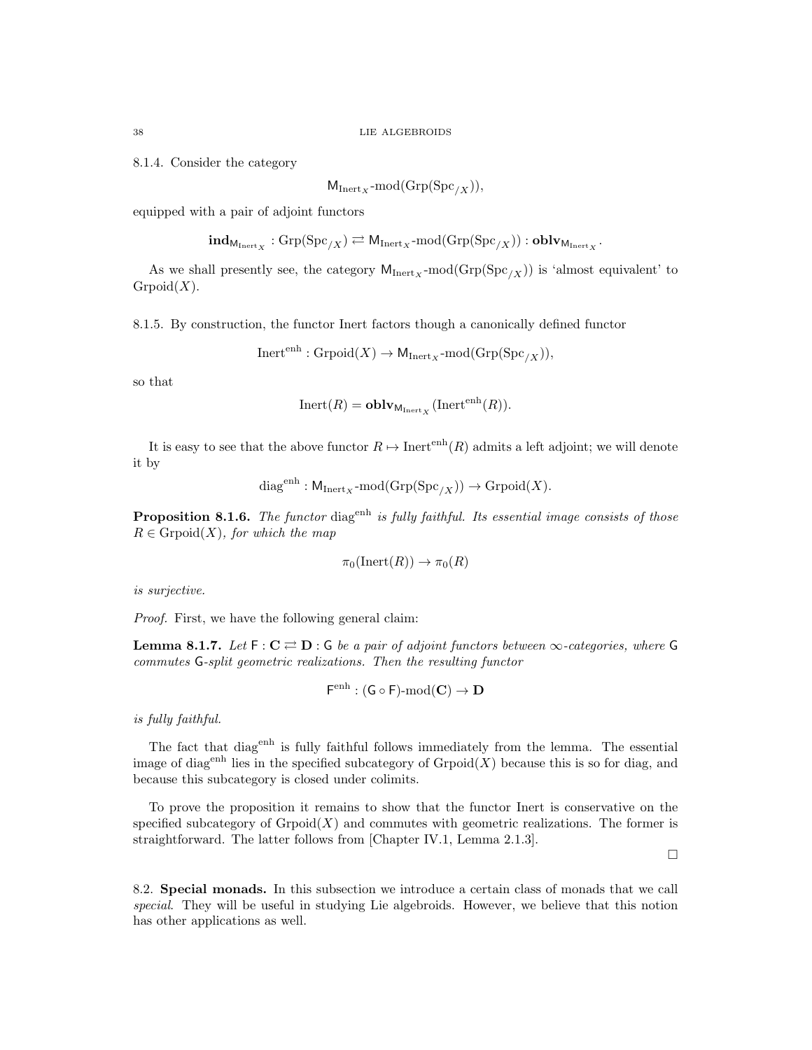8.1.4. Consider the category

$$\mathsf{M}_{\mathrm{Inert}_X}\text{-mod}(\mathrm{Grp}(\mathrm{Spc}_{/X})),$$

equipped with a pair of adjoint functors

$$\mathbf{ind}_{\mathsf{M}_{\mathrm{Inert}_X}} : \mathrm{Grp}(\mathrm{Spc}_{/X}) \rightleftarrows \mathsf{M}_{\mathrm{Inert}_X}\text{-mod}(\mathrm{Grp}(\mathrm{Spc}_{/X})) : \mathbf{oblv}_{\mathsf{M}_{\mathrm{Inert}_X}}.$$

As we shall presently see, the category $\mathsf{M}_{\mathrm{Inert}_X}\text{-mod}(\mathrm{Grp}(\mathrm{Spc}_{/X}))$ is 'almost equivalent' to $\mathrm{Grpoid}(X)$.

8.1.5. By construction, the functor Inert factors though a canonically defined functor

$$\mathrm{Inert}^{\mathrm{enh}} : \mathrm{Grpoid}(X) \to \mathsf{M}_{\mathrm{Inert}_X}\text{-mod}(\mathrm{Grp}(\mathrm{Spc}_{/X})),$$

so that

$$\mathrm{Inert}(R) = \mathbf{oblv}_{\mathsf{M}_{\mathrm{Inert}_X}}(\mathrm{Inert}^{\mathrm{enh}}(R)).$$

It is easy to see that the above functor $R \mapsto \mathrm{Inert}^{\mathrm{enh}}(R)$ admits a left adjoint; we will denote it by

$$\mathrm{diag}^{\mathrm{enh}} : \mathsf{M}_{\mathrm{Inert}_X}\text{-mod}(\mathrm{Grp}(\mathrm{Spc}_{/X})) \to \mathrm{Grpoid}(X).$$

**Proposition 8.1.6.** *The functor* $\mathrm{diag}^{\mathrm{enh}}$ *is fully faithful. Its essential image consists of those* $R \in \mathrm{Grpoid}(X)$*, for which the map*

$$\pi_0(\mathrm{Inert}(R)) \to \pi_0(R)$$

*is surjective.*

*Proof.* First, we have the following general claim:

**Lemma 8.1.7.** *Let* $\mathsf{F} : \mathbf{C} \rightleftarrows \mathbf{D} : \mathsf{G}$ *be a pair of adjoint functors between* $\infty$*-categories, where* $\mathsf{G}$ *commutes* $\mathsf{G}$*-split geometric realizations. Then the resulting functor*

$$\mathsf{F}^{\mathrm{enh}} : (\mathsf{G} \circ \mathsf{F})\text{-mod}(\mathbf{C}) \to \mathbf{D}$$

*is fully faithful.*

The fact that $\mathrm{diag}^{\mathrm{enh}}$ is fully faithful follows immediately from the lemma. The essential image of $\mathrm{diag}^{\mathrm{enh}}$ lies in the specified subcategory of $\mathrm{Grpoid}(X)$ because this is so for diag, and because this subcategory is closed under colimits.

To prove the proposition it remains to show that the functor Inert is conservative on the specified subcategory of $\mathrm{Grpoid}(X)$ and commutes with geometric realizations. The former is straightforward. The latter follows from [Chapter IV.1, Lemma 2.1.3].

□

8.2. **Special monads.** In this subsection we introduce a certain class of monads that we call *special*. They will be useful in studying Lie algebroids. However, we believe that this notion has other applications as well.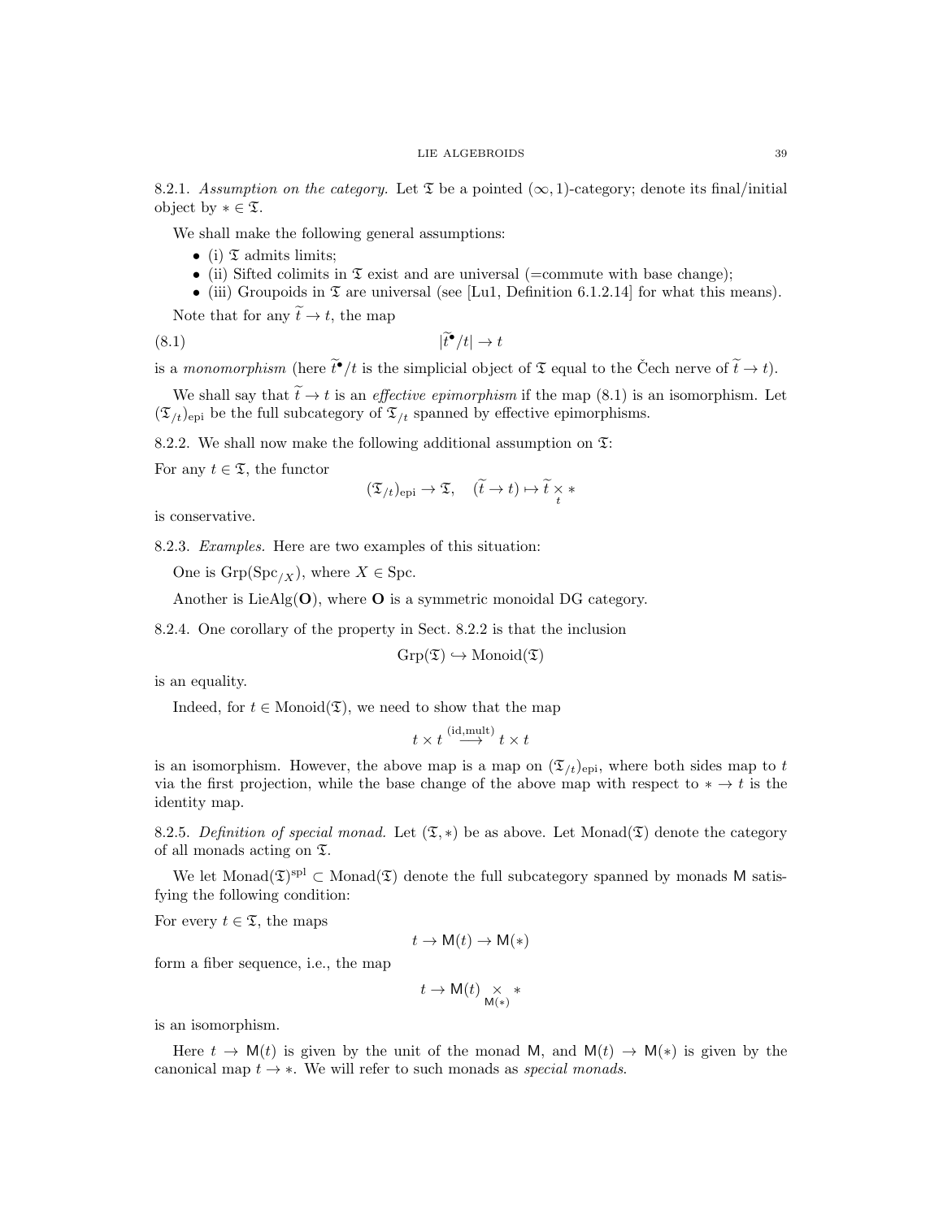8.2.1. *Assumption on the category.* Let $\mathfrak{T}$ be a pointed $(\infty,1)$-category; denote its final/initial object by $* \in \mathfrak{T}$.

We shall make the following general assumptions:

- (i) $\mathfrak{T}$ admits limits;
- (ii) Sifted colimits in $\mathfrak{T}$ exist and are universal (=commute with base change);
- (iii) Groupoids in $\mathfrak{T}$ are universal (see [Lu1, Definition 6.1.2.14] for what this means).

Note that for any $\widetilde{t} \to t$, the map

$$|\widetilde{t}^\bullet/t| \to t \tag{8.1}$$

is a *monomorphism* (here $\widetilde{t}^\bullet/t$ is the simplicial object of $\mathfrak{T}$ equal to the Čech nerve of $\widetilde{t} \to t$).

We shall say that $\widetilde{t} \to t$ is an *effective epimorphism* if the map (8.1) is an isomorphism. Let $(\mathfrak{T}_{/t})_{\text{epi}}$ be the full subcategory of $\mathfrak{T}_{/t}$ spanned by effective epimorphisms.

8.2.2. We shall now make the following additional assumption on $\mathfrak{T}$:

For any $t \in \mathfrak{T}$, the functor

$$(\mathfrak{T}_{/t})_{\text{epi}} \to \mathfrak{T}, \quad (\widetilde{t} \to t) \mapsto \widetilde{t} \underset{t}{\times} *$$

is conservative.

8.2.3. *Examples.* Here are two examples of this situation:

One is $\text{Grp}(\text{Spc}_{/X})$, where $X \in \text{Spc}$.

Another is $\text{LieAlg}(\mathbf{O})$, where $\mathbf{O}$ is a symmetric monoidal DG category.

8.2.4. One corollary of the property in Sect. 8.2.2 is that the inclusion

$$\text{Grp}(\mathfrak{T}) \hookrightarrow \text{Monoid}(\mathfrak{T})$$

is an equality.

Indeed, for $t \in \text{Monoid}(\mathfrak{T})$, we need to show that the map

$$t \times t \overset{(\text{id},\text{mult})}{\longrightarrow} t \times t$$

is an isomorphism. However, the above map is a map on $(\mathfrak{T}_{/t})_{\text{epi}}$, where both sides map to $t$ via the first projection, while the base change of the above map with respect to $* \to t$ is the identity map.

8.2.5. *Definition of special monad.* Let $(\mathfrak{T}, *)$ be as above. Let $\text{Monad}(\mathfrak{T})$ denote the category of all monads acting on $\mathfrak{T}$.

We let $\text{Monad}(\mathfrak{T})^{\text{spl}} \subset \text{Monad}(\mathfrak{T})$ denote the full subcategory spanned by monads $\mathsf{M}$ satisfying the following condition:

For every $t \in \mathfrak{T}$, the maps

$$t \to \mathsf{M}(t) \to \mathsf{M}(*)$$

form a fiber sequence, i.e., the map

$$t \to \mathsf{M}(t) \underset{\mathsf{M}(*)}{\times} *$$

is an isomorphism.

Here $t \to \mathsf{M}(t)$ is given by the unit of the monad $\mathsf{M}$, and $\mathsf{M}(t) \to \mathsf{M}(*)$ is given by the canonical map $t \to *$. We will refer to such monads as *special monads*.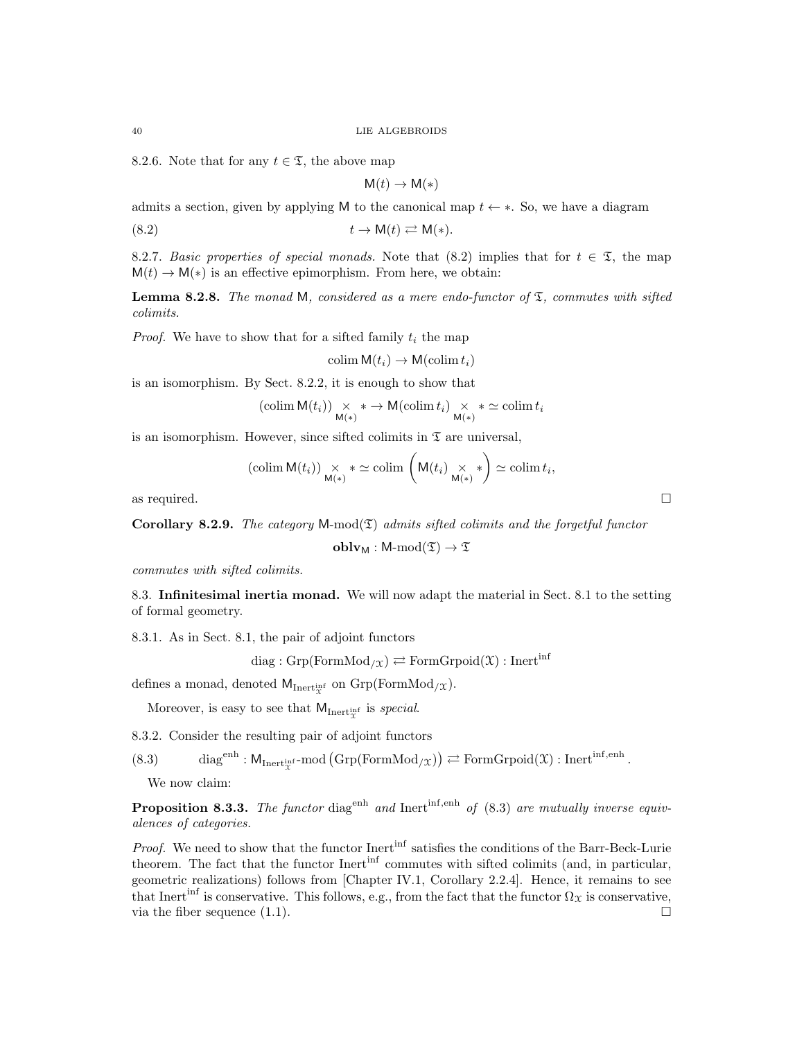8.2.6. Note that for any $t \in \mathfrak{T}$, the above map

$$\mathsf{M}(t) \to \mathsf{M}(*)$$

admits a section, given by applying $\mathsf{M}$ to the canonical map $t \leftarrow *$. So, we have a diagram

$$t \to \mathsf{M}(t) \rightleftarrows \mathsf{M}(*). \tag{8.2}$$

8.2.7. *Basic properties of special monads.* Note that (8.2) implies that for $t \in \mathfrak{T}$, the map $\mathsf{M}(t) \to \mathsf{M}(*)$ is an effective epimorphism. From here, we obtain:

**Lemma 8.2.8.** *The monad $\mathsf{M}$, considered as a mere endo-functor of $\mathfrak{T}$, commutes with sifted colimits.*

*Proof.* We have to show that for a sifted family $t_i$ the map

$$\operatorname{colim} \mathsf{M}(t_i) \to \mathsf{M}(\operatorname{colim} t_i)$$

is an isomorphism. By Sect. 8.2.2, it is enough to show that

$$(\operatorname{colim} \mathsf{M}(t_i)) \underset{\mathsf{M}(*)}{\times} * \to \mathsf{M}(\operatorname{colim} t_i) \underset{\mathsf{M}(*)}{\times} * \simeq \operatorname{colim} t_i$$

is an isomorphism. However, since sifted colimits in $\mathfrak{T}$ are universal,

$$(\operatorname{colim} \mathsf{M}(t_i)) \underset{\mathsf{M}(*)}{\times} * \simeq \operatorname{colim} \left( \mathsf{M}(t_i) \underset{\mathsf{M}(*)}{\times} * \right) \simeq \operatorname{colim} t_i,$$

as required. $\square$

**Corollary 8.2.9.** *The category $\mathsf{M}\text{-mod}(\mathfrak{T})$ admits sifted colimits and the forgetful functor*

$$\mathbf{oblv}_{\mathsf{M}} : \mathsf{M}\text{-mod}(\mathfrak{T}) \to \mathfrak{T}$$

*commutes with sifted colimits.*

8.3. **Infinitesimal inertia monad.** We will now adapt the material in Sect. 8.1 to the setting of formal geometry.

8.3.1. As in Sect. 8.1, the pair of adjoint functors

$$\operatorname{diag} : \operatorname{Grp}(\operatorname{FormMod}_{/\mathcal{X}}) \rightleftarrows \operatorname{FormGrpoid}(\mathcal{X}) : \operatorname{Inert}^{\inf}$$

defines a monad, denoted $\mathsf{M}_{\operatorname{Inert}^{\inf}_{\mathcal{X}}}$ on $\operatorname{Grp}(\operatorname{FormMod}_{/\mathcal{X}})$.

Moreover, is easy to see that $\mathsf{M}_{\operatorname{Inert}^{\inf}_{\mathcal{X}}}$ is *special*.

8.3.2. Consider the resulting pair of adjoint functors

$$\operatorname{diag}^{\operatorname{enh}} : \mathsf{M}_{\operatorname{Inert}^{\inf}_{\mathcal{X}}}\text{-mod}\left(\operatorname{Grp}(\operatorname{FormMod}_{/\mathcal{X}})\right) \rightleftarrows \operatorname{FormGrpoid}(\mathcal{X}) : \operatorname{Inert}^{\inf,\operatorname{enh}}. \tag{8.3}$$

We now claim:

**Proposition 8.3.3.** *The functor $\operatorname{diag}^{\operatorname{enh}}$ and $\operatorname{Inert}^{\inf,\operatorname{enh}}$ of (8.3) are mutually inverse equivalences of categories.*

*Proof.* We need to show that the functor $\operatorname{Inert}^{\inf}$ satisfies the conditions of the Barr-Beck-Lurie theorem. The fact that the functor $\operatorname{Inert}^{\inf}$ commutes with sifted colimits (and, in particular, geometric realizations) follows from [Chapter IV.1, Corollary 2.2.4]. Hence, it remains to see that $\operatorname{Inert}^{\inf}$ is conservative. This follows, e.g., from the fact that the functor $\Omega_{\mathcal{X}}$ is conservative, via the fiber sequence (1.1). $\square$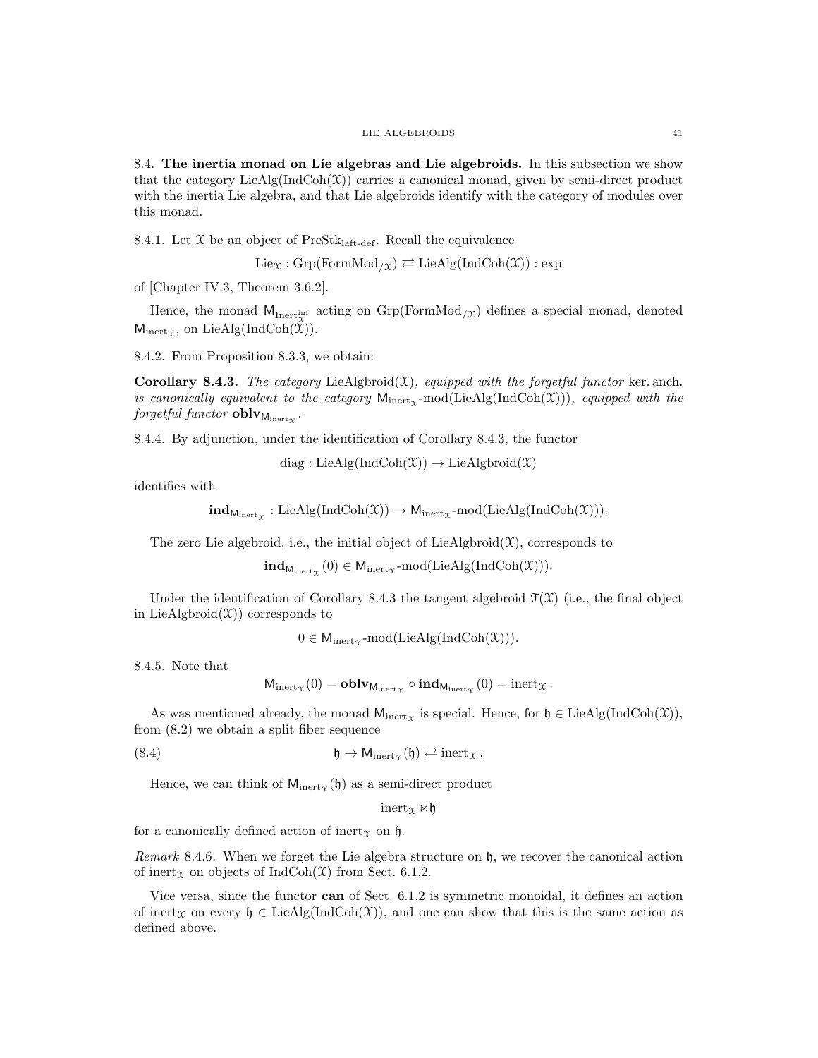8.4. **The inertia monad on Lie algebras and Lie algebroids.** In this subsection we show that the category $\text{LieAlg}(\text{IndCoh}(\mathcal{X}))$ carries a canonical monad, given by semi-direct product with the inertia Lie algebra, and that Lie algebroids identify with the category of modules over this monad.

8.4.1. Let $\mathcal{X}$ be an object of $\text{PreStk}_{\text{laft-def}}$. Recall the equivalence

$$\text{Lie}_{\mathcal{X}} : \text{Grp}(\text{FormMod}_{/\mathcal{X}}) \rightleftarrows \text{LieAlg}(\text{IndCoh}(\mathcal{X})) : \exp$$

of [Chapter IV.3, Theorem 3.6.2].

Hence, the monad $\mathsf{M}_{\text{Inert}^{\text{inf}}_{\mathcal{X}}}$ acting on $\text{Grp}(\text{FormMod}_{/\mathcal{X}})$ defines a special monad, denoted $\mathsf{M}_{\text{inert}_{\mathcal{X}}}$, on $\text{LieAlg}(\text{IndCoh}(\mathcal{X}))$.

8.4.2. From Proposition 8.3.3, we obtain:

**Corollary 8.4.3.** *The category* $\text{LieAlgbroid}(\mathcal{X})$*, equipped with the forgetful functor* $\text{ker. anch.}$ *is canonically equivalent to the category* $\mathsf{M}_{\text{inert}_{\mathcal{X}}}\text{-mod}(\text{LieAlg}(\text{IndCoh}(\mathcal{X})))$*, equipped with the forgetful functor* $\mathbf{oblv}_{\mathsf{M}_{\text{inert}_{\mathcal{X}}}}$.

8.4.4. By adjunction, under the identification of Corollary 8.4.3, the functor

$$\text{diag} : \text{LieAlg}(\text{IndCoh}(\mathcal{X})) \to \text{LieAlgbroid}(\mathcal{X})$$

identifies with

$$\mathbf{ind}_{\mathsf{M}_{\text{inert}_{\mathcal{X}}}} : \text{LieAlg}(\text{IndCoh}(\mathcal{X})) \to \mathsf{M}_{\text{inert}_{\mathcal{X}}}\text{-mod}(\text{LieAlg}(\text{IndCoh}(\mathcal{X}))).$$

The zero Lie algebroid, i.e., the initial object of $\text{LieAlgbroid}(\mathcal{X})$, corresponds to

$$\mathbf{ind}_{\mathsf{M}_{\text{inert}_{\mathcal{X}}}}(0) \in \mathsf{M}_{\text{inert}_{\mathcal{X}}}\text{-mod}(\text{LieAlg}(\text{IndCoh}(\mathcal{X}))).$$

Under the identification of Corollary 8.4.3 the tangent algebroid $\mathcal{T}(\mathcal{X})$ (i.e., the final object in $\text{LieAlgbroid}(\mathcal{X})$) corresponds to

$$0 \in \mathsf{M}_{\text{inert}_{\mathcal{X}}}\text{-mod}(\text{LieAlg}(\text{IndCoh}(\mathcal{X}))).$$

8.4.5. Note that

$$\mathsf{M}_{\text{inert}_{\mathcal{X}}}(0) = \mathbf{oblv}_{\mathsf{M}_{\text{inert}_{\mathcal{X}}}} \circ \mathbf{ind}_{\mathsf{M}_{\text{inert}_{\mathcal{X}}}}(0) = \text{inert}_{\mathcal{X}}.$$

As was mentioned already, the monad $\mathsf{M}_{\text{inert}_{\mathcal{X}}}$ is special. Hence, for $\mathfrak{h} \in \text{LieAlg}(\text{IndCoh}(\mathcal{X}))$, from (8.2) we obtain a split fiber sequence

$$\mathfrak{h} \to \mathsf{M}_{\text{inert}_{\mathcal{X}}}(\mathfrak{h}) \rightleftarrows \text{inert}_{\mathcal{X}}. \tag{8.4}$$

Hence, we can think of $\mathsf{M}_{\text{inert}_{\mathcal{X}}}(\mathfrak{h})$ as a semi-direct product

$$\text{inert}_{\mathcal{X}} \ltimes \mathfrak{h}$$

for a canonically defined action of $\text{inert}_{\mathcal{X}}$ on $\mathfrak{h}$.

*Remark* 8.4.6. When we forget the Lie algebra structure on $\mathfrak{h}$, we recover the canonical action of $\text{inert}_{\mathcal{X}}$ on objects of $\text{IndCoh}(\mathcal{X})$ from Sect. 6.1.2.

Vice versa, since the functor **can** of Sect. 6.1.2 is symmetric monoidal, it defines an action of $\text{inert}_{\mathcal{X}}$ on every $\mathfrak{h} \in \text{LieAlg}(\text{IndCoh}(\mathcal{X}))$, and one can show that this is the same action as defined above.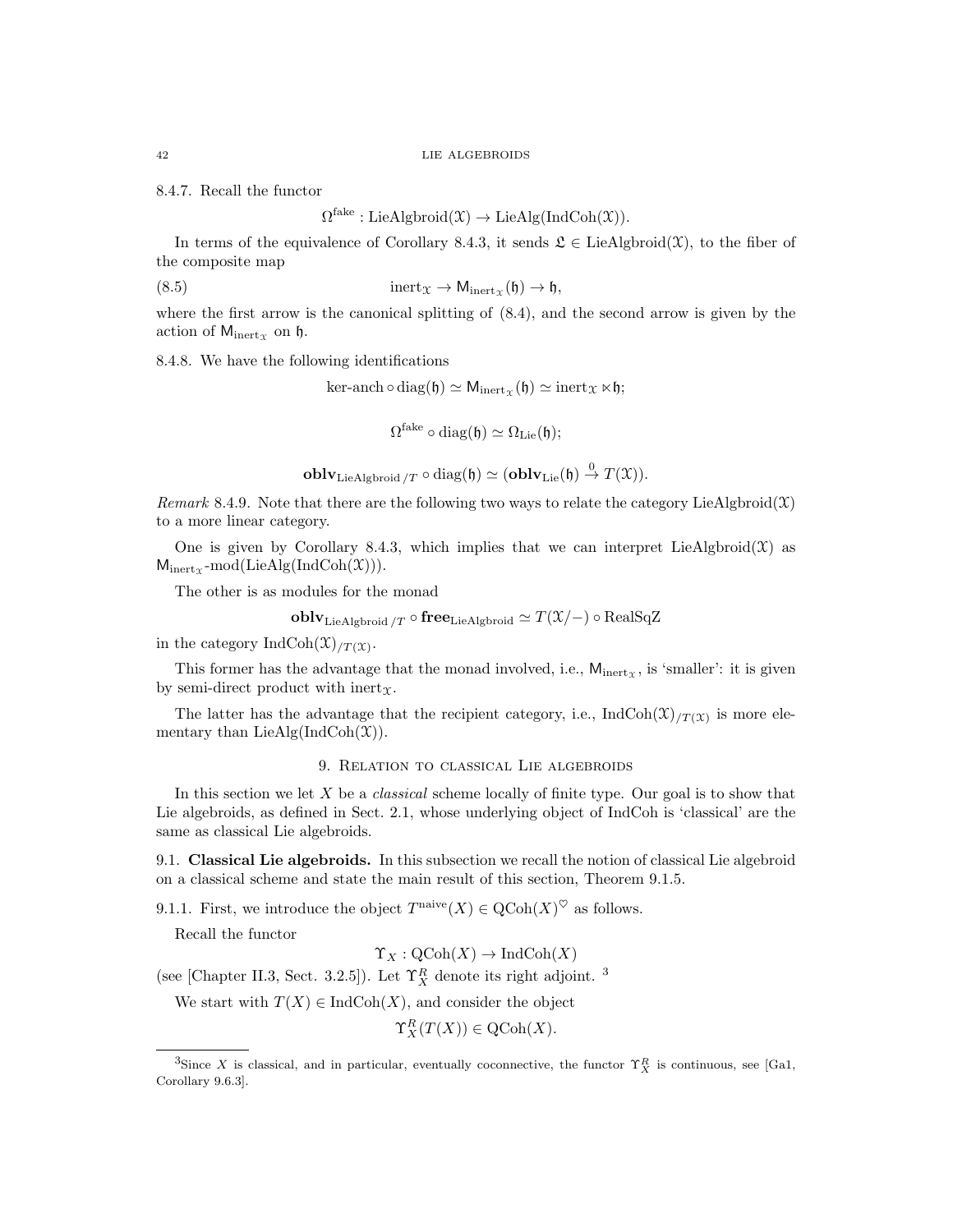8.4.7. Recall the functor

$$\Omega^{\text{fake}} : \text{LieAlgbroid}(\mathcal{X}) \to \text{LieAlg}(\text{IndCoh}(\mathcal{X})).$$

In terms of the equivalence of Corollary 8.4.3, it sends $\mathfrak{L} \in \text{LieAlgbroid}(\mathcal{X})$, to the fiber of the composite map

$$\text{inert}_{\mathcal{X}} \to \mathsf{M}_{\text{inert}_{\mathcal{X}}}(\mathfrak{h}) \to \mathfrak{h}, \tag{8.5}$$

where the first arrow is the canonical splitting of (8.4), and the second arrow is given by the action of $\mathsf{M}_{\text{inert}_{\mathcal{X}}}$ on $\mathfrak{h}$.

8.4.8. We have the following identifications

$$\text{ker-anch} \circ \text{diag}(\mathfrak{h}) \simeq \mathsf{M}_{\text{inert}_{\mathcal{X}}}(\mathfrak{h}) \simeq \text{inert}_{\mathcal{X}} \ltimes \mathfrak{h};$$

$$\Omega^{\text{fake}} \circ \text{diag}(\mathfrak{h}) \simeq \Omega_{\text{Lie}}(\mathfrak{h});$$

$$\mathbf{oblv}_{\text{LieAlgbroid}\,/T} \circ \text{diag}(\mathfrak{h}) \simeq (\mathbf{oblv}_{\text{Lie}}(\mathfrak{h}) \overset{0}{\to} T(\mathcal{X})).$$

*Remark* 8.4.9. Note that there are the following two ways to relate the category $\text{LieAlgbroid}(\mathcal{X})$ to a more linear category.

One is given by Corollary 8.4.3, which implies that we can interpret $\text{LieAlgbroid}(\mathcal{X})$ as $\mathsf{M}_{\text{inert}_{\mathcal{X}}}\text{-mod}(\text{LieAlg}(\text{IndCoh}(\mathcal{X})))$.

The other is as modules for the monad

$$\mathbf{oblv}_{\text{LieAlgbroid}\,/T} \circ \mathbf{free}_{\text{LieAlgbroid}} \simeq T(\mathcal{X}/-) \circ \text{RealSqZ}$$

in the category $\text{IndCoh}(\mathcal{X})_{/T(\mathcal{X})}$.

This former has the advantage that the monad involved, i.e., $\mathsf{M}_{\text{inert}_{\mathcal{X}}}$, is 'smaller': it is given by semi-direct product with $\text{inert}_{\mathcal{X}}$.

The latter has the advantage that the recipient category, i.e., $\text{IndCoh}(\mathcal{X})_{/T(\mathcal{X})}$ is more elementary than $\text{LieAlg}(\text{IndCoh}(\mathcal{X}))$.

## 9. Relation to classical Lie algebroids

In this section we let $X$ be a *classical* scheme locally of finite type. Our goal is to show that Lie algebroids, as defined in Sect. 2.1, whose underlying object of IndCoh is 'classical' are the same as classical Lie algebroids.

9.1. **Classical Lie algebroids.** In this subsection we recall the notion of classical Lie algebroid on a classical scheme and state the main result of this section, Theorem 9.1.5.

9.1.1. First, we introduce the object $T^{\text{naive}}(X) \in \text{QCoh}(X)^{\heartsuit}$ as follows.

Recall the functor

$$\Upsilon_X : \text{QCoh}(X) \to \text{IndCoh}(X)$$

(see [Chapter II.3, Sect. 3.2.5]). Let $\Upsilon_X^R$ denote its right adjoint. [3]

We start with $T(X) \in \text{IndCoh}(X)$, and consider the object

$$\Upsilon_X^R(T(X)) \in \text{QCoh}(X).$$

[3] Since $X$ is classical, and in particular, eventually coconnective, the functor $\Upsilon_X^R$ is continuous, see [Ga1, Corollary 9.6.3].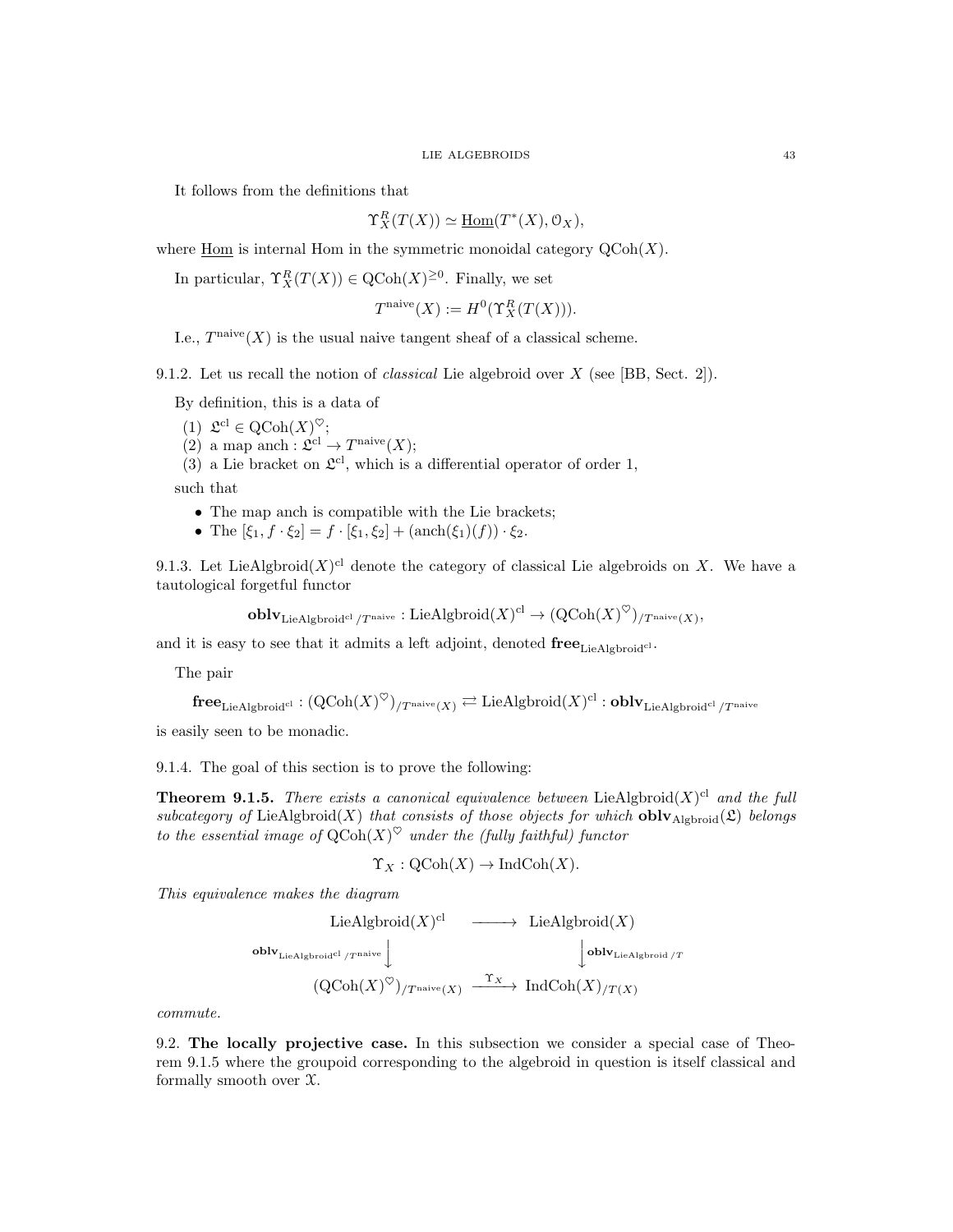It follows from the definitions that

$$\Upsilon_X^R(T(X)) \simeq \underline{\mathrm{Hom}}(T^*(X), \mathcal{O}_X),$$

where $\underline{\mathrm{Hom}}$ is internal Hom in the symmetric monoidal category $\mathrm{QCoh}(X)$.

In particular, $\Upsilon_X^R(T(X)) \in \mathrm{QCoh}(X)^{\geq 0}$. Finally, we set

$$T^{\mathrm{naive}}(X) := H^0(\Upsilon_X^R(T(X))).$$

I.e., $T^{\mathrm{naive}}(X)$ is the usual naive tangent sheaf of a classical scheme.

9.1.2. Let us recall the notion of *classical* Lie algebroid over $X$ (see [BB, Sect. 2]).

By definition, this is a data of

1. $\mathfrak{L}^{\mathrm{cl}} \in \mathrm{QCoh}(X)^{\heartsuit}$;
2. a map $\mathrm{anch} : \mathfrak{L}^{\mathrm{cl}} \to T^{\mathrm{naive}}(X)$;
3. a Lie bracket on $\mathfrak{L}^{\mathrm{cl}}$, which is a differential operator of order 1,

such that

- The map anch is compatible with the Lie brackets;
- The $[\xi_1, f \cdot \xi_2] = f \cdot [\xi_1, \xi_2] + (\mathrm{anch}(\xi_1)(f)) \cdot \xi_2$.

9.1.3. Let $\mathrm{LieAlgbroid}(X)^{\mathrm{cl}}$ denote the category of classical Lie algebroids on $X$. We have a tautological forgetful functor

$$\mathbf{oblv}_{\mathrm{LieAlgbroid}^{\mathrm{cl}}/T^{\mathrm{naive}}} : \mathrm{LieAlgbroid}(X)^{\mathrm{cl}} \to (\mathrm{QCoh}(X)^{\heartsuit})_{/T^{\mathrm{naive}}(X)},$$

and it is easy to see that it admits a left adjoint, denoted $\mathbf{free}_{\mathrm{LieAlgbroid}^{\mathrm{cl}}}$.

The pair

$$\mathbf{free}_{\mathrm{LieAlgbroid}^{\mathrm{cl}}} : (\mathrm{QCoh}(X)^{\heartsuit})_{/T^{\mathrm{naive}}(X)} \rightleftarrows \mathrm{LieAlgbroid}(X)^{\mathrm{cl}} : \mathbf{oblv}_{\mathrm{LieAlgbroid}^{\mathrm{cl}}/T^{\mathrm{naive}}}$$

is easily seen to be monadic.

9.1.4. The goal of this section is to prove the following:

**Theorem 9.1.5.** *There exists a canonical equivalence between* $\mathrm{LieAlgbroid}(X)^{\mathrm{cl}}$ *and the full subcategory of* $\mathrm{LieAlgbroid}(X)$ *that consists of those objects for which* $\mathbf{oblv}_{\mathrm{Algbroid}}(\mathfrak{L})$ *belongs to the essential image of* $\mathrm{QCoh}(X)^{\heartsuit}$ *under the (fully faithful) functor*

$$\Upsilon_X : \mathrm{QCoh}(X) \to \mathrm{IndCoh}(X).$$

*This equivalence makes the diagram*

$$\begin{array}{ccc}
\mathrm{LieAlgbroid}(X)^{\mathrm{cl}} & \longrightarrow & \mathrm{LieAlgbroid}(X) \\
{\scriptstyle \mathbf{oblv}_{\mathrm{LieAlgbroid}^{\mathrm{cl}}/T^{\mathrm{naive}}}} \downarrow & & \downarrow {\scriptstyle \mathbf{oblv}_{\mathrm{LieAlgbroid}/T}} \\
(\mathrm{QCoh}(X)^{\heartsuit})_{/T^{\mathrm{naive}}(X)} & \xrightarrow{\Upsilon_X} & \mathrm{IndCoh}(X)_{/T(X)}
\end{array}$$

*commute.*

9.2. **The locally projective case.** In this subsection we consider a special case of Theorem 9.1.5 where the groupoid corresponding to the algebroid in question is itself classical and formally smooth over $\mathcal{X}$.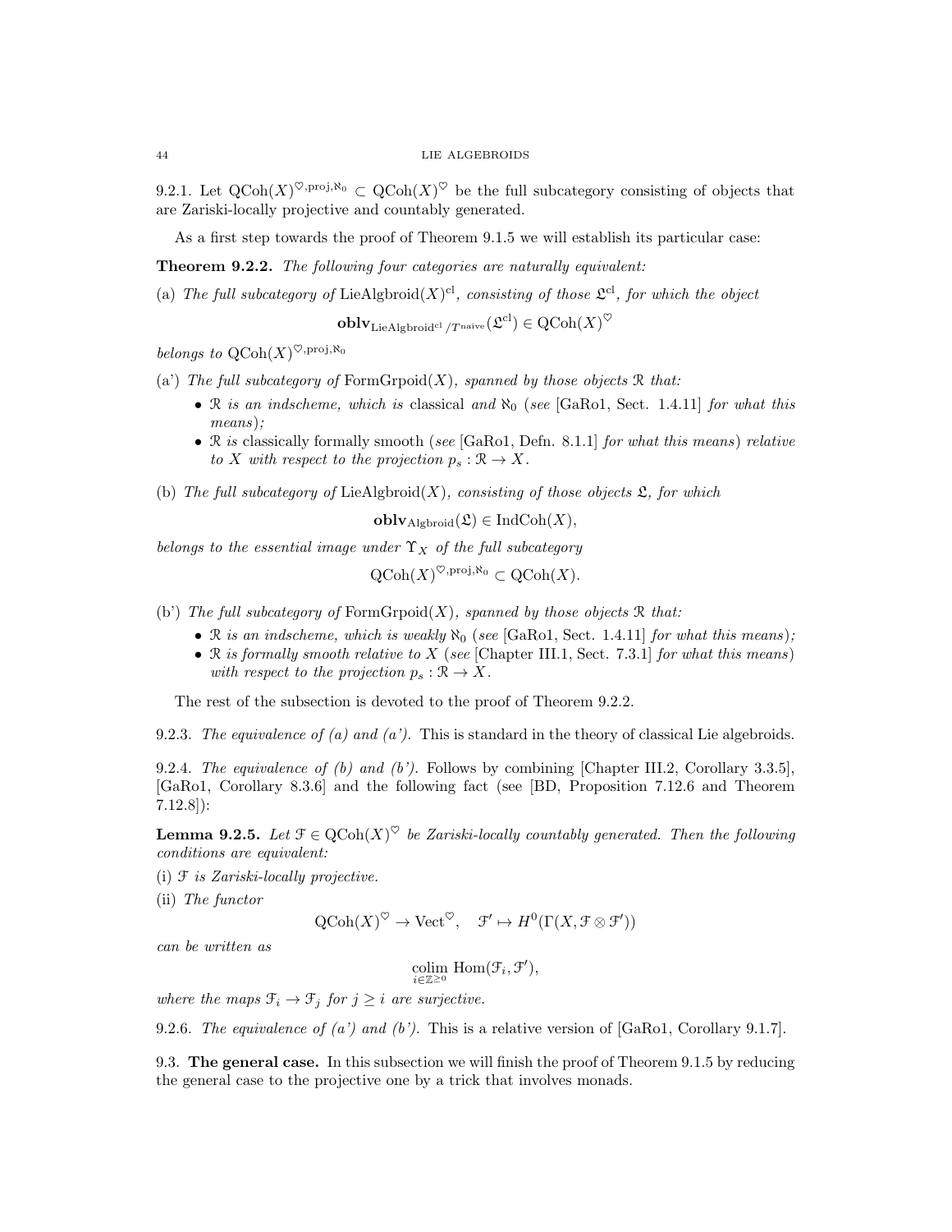9.2.1. Let $\mathrm{QCoh}(X)^{\heartsuit,\mathrm{proj},\aleph_0} \subset \mathrm{QCoh}(X)^{\heartsuit}$ be the full subcategory consisting of objects that are Zariski-locally projective and countably generated.

As a first step towards the proof of Theorem 9.1.5 we will establish its particular case:

**Theorem 9.2.2.** *The following four categories are naturally equivalent:*

(a) *The full subcategory of* $\mathrm{LieAlgbroid}(X)^{\mathrm{cl}}$*, consisting of those* $\mathfrak{L}^{\mathrm{cl}}$*, for which the object*

$$\mathbf{oblv}_{\mathrm{LieAlgbroid}^{\mathrm{cl}}/T^{\mathrm{naive}}}(\mathfrak{L}^{\mathrm{cl}}) \in \mathrm{QCoh}(X)^{\heartsuit}$$

*belongs to* $\mathrm{QCoh}(X)^{\heartsuit,\mathrm{proj},\aleph_0}$

(a') *The full subcategory of* $\mathrm{FormGrpoid}(X)$*, spanned by those objects* $\mathcal{R}$ *that:*

- $\mathcal{R}$ *is an indscheme, which is* classical *and* $\aleph_0$ (*see* [GaRo1, Sect. 1.4.11] *for what this means*);
- $\mathcal{R}$ *is* classically formally smooth (*see* [GaRo1, Defn. 8.1.1] *for what this means*) *relative to* $X$ *with respect to the projection* $p_s : \mathcal{R} \to X$.

(b) *The full subcategory of* $\mathrm{LieAlgbroid}(X)$*, consisting of those objects* $\mathfrak{L}$*, for which*

$$\mathbf{oblv}_{\mathrm{Algbroid}}(\mathfrak{L}) \in \mathrm{IndCoh}(X),$$

*belongs to the essential image under* $\Upsilon_X$ *of the full subcategory*

$$\mathrm{QCoh}(X)^{\heartsuit,\mathrm{proj},\aleph_0} \subset \mathrm{QCoh}(X).$$

(b') *The full subcategory of* $\mathrm{FormGrpoid}(X)$*, spanned by those objects* $\mathcal{R}$ *that:*

- $\mathcal{R}$ *is an indscheme, which is weakly* $\aleph_0$ (*see* [GaRo1, Sect. 1.4.11] *for what this means*);
- $\mathcal{R}$ *is formally smooth relative to* $X$ (*see* [Chapter III.1, Sect. 7.3.1] *for what this means*) *with respect to the projection* $p_s : \mathcal{R} \to X$.

The rest of the subsection is devoted to the proof of Theorem 9.2.2.

9.2.3. *The equivalence of (a) and (a').* This is standard in the theory of classical Lie algebroids.

9.2.4. *The equivalence of (b) and (b').* Follows by combining [Chapter III.2, Corollary 3.3.5], [GaRo1, Corollary 8.3.6] and the following fact (see [BD, Proposition 7.12.6 and Theorem 7.12.8]):

**Lemma 9.2.5.** *Let* $\mathcal{F} \in \mathrm{QCoh}(X)^{\heartsuit}$ *be Zariski-locally countably generated. Then the following conditions are equivalent:*

(i) $\mathcal{F}$ *is Zariski-locally projective.*

(ii) *The functor*

$$\mathrm{QCoh}(X)^{\heartsuit} \to \mathrm{Vect}^{\heartsuit}, \quad \mathcal{F}' \mapsto H^0(\Gamma(X, \mathcal{F} \otimes \mathcal{F}'))$$

*can be written as*

$$\underset{i \in \mathbb{Z}^{\geq 0}}{\mathrm{colim}}\ \mathrm{Hom}(\mathcal{F}_i, \mathcal{F}'),$$

*where the maps* $\mathcal{F}_i \to \mathcal{F}_j$ *for* $j \geq i$ *are surjective.*

9.2.6. *The equivalence of (a') and (b').* This is a relative version of [GaRo1, Corollary 9.1.7].

9.3. **The general case.** In this subsection we will finish the proof of Theorem 9.1.5 by reducing the general case to the projective one by a trick that involves monads.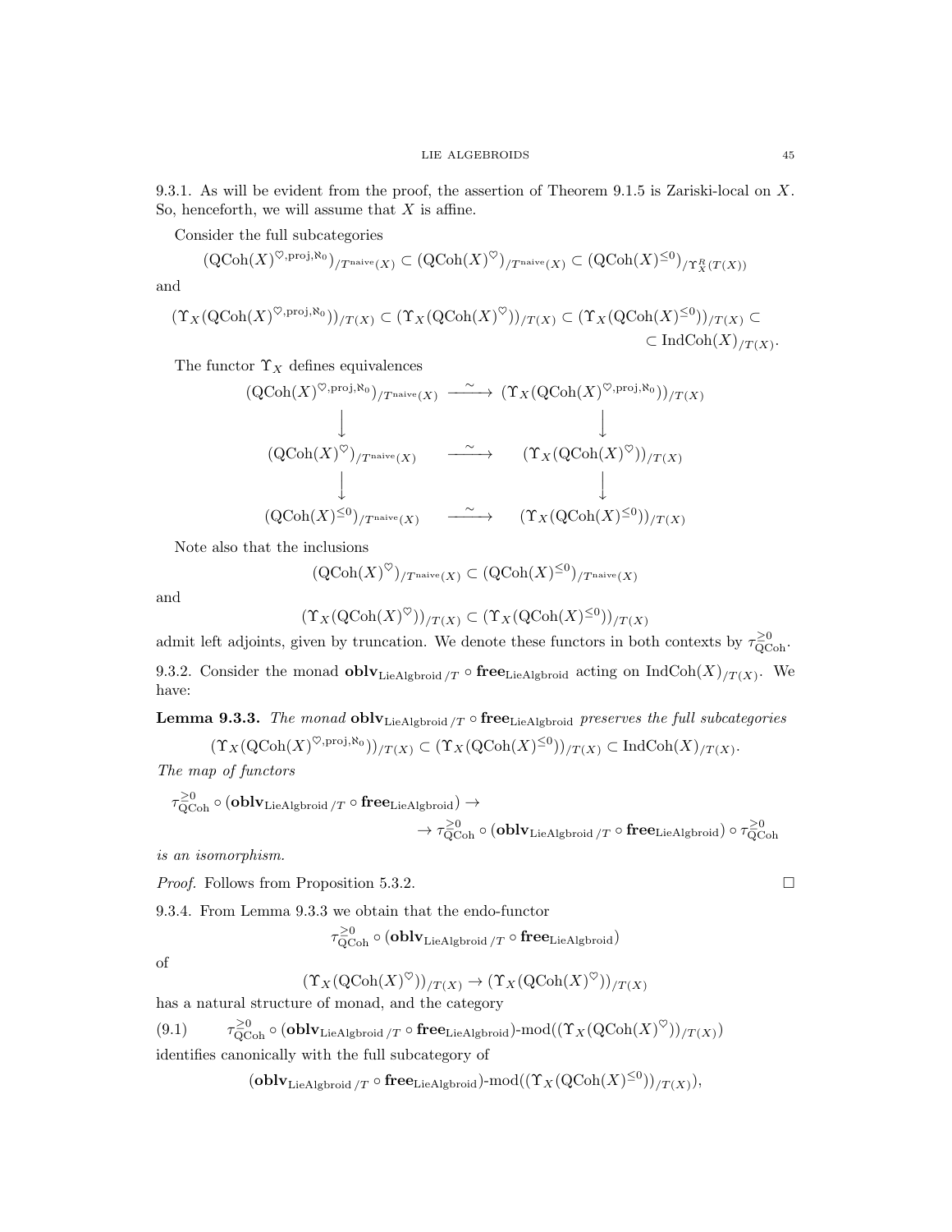9.3.1. As will be evident from the proof, the assertion of Theorem 9.1.5 is Zariski-local on $X$. So, henceforth, we will assume that $X$ is affine.

Consider the full subcategories

$$(\mathrm{QCoh}(X)^{\heartsuit,\mathrm{proj},\aleph_0})_{/T^{\mathrm{naive}}(X)} \subset (\mathrm{QCoh}(X)^{\heartsuit})_{/T^{\mathrm{naive}}(X)} \subset (\mathrm{QCoh}(X)^{\leq 0})_{/\Upsilon_X^R(T(X))}$$

and

$$(\Upsilon_X(\mathrm{QCoh}(X)^{\heartsuit,\mathrm{proj},\aleph_0}))_{/T(X)} \subset (\Upsilon_X(\mathrm{QCoh}(X)^{\heartsuit}))_{/T(X)} \subset (\Upsilon_X(\mathrm{QCoh}(X)^{\leq 0}))_{/T(X)} \subset \subset \mathrm{IndCoh}(X)_{/T(X)}.$$

The functor $\Upsilon_X$ defines equivalences

$$\begin{array}{ccc}
(\mathrm{QCoh}(X)^{\heartsuit,\mathrm{proj},\aleph_0})_{/T^{\mathrm{naive}}(X)} & \xrightarrow{\sim} & (\Upsilon_X(\mathrm{QCoh}(X)^{\heartsuit,\mathrm{proj},\aleph_0}))_{/T(X)} \\
\downarrow & & \downarrow \\
(\mathrm{QCoh}(X)^{\heartsuit})_{/T^{\mathrm{naive}}(X)} & \xrightarrow{\sim} & (\Upsilon_X(\mathrm{QCoh}(X)^{\heartsuit}))_{/T(X)} \\
\downarrow & & \downarrow \\
(\mathrm{QCoh}(X)^{\leq 0})_{/T^{\mathrm{naive}}(X)} & \xrightarrow{\sim} & (\Upsilon_X(\mathrm{QCoh}(X)^{\leq 0}))_{/T(X)}
\end{array}$$

Note also that the inclusions

$$(\mathrm{QCoh}(X)^{\heartsuit})_{/T^{\mathrm{naive}}(X)} \subset (\mathrm{QCoh}(X)^{\leq 0})_{/T^{\mathrm{naive}}(X)}$$

and

$$(\Upsilon_X(\mathrm{QCoh}(X)^{\heartsuit}))_{/T(X)} \subset (\Upsilon_X(\mathrm{QCoh}(X)^{\leq 0}))_{/T(X)}$$

admit left adjoints, given by truncation. We denote these functors in both contexts by $\tau^{\geq 0}_{\mathrm{QCoh}}$.

9.3.2. Consider the monad $\mathbf{oblv}_{\mathrm{LieAlgbroid}\,/T} \circ \mathbf{free}_{\mathrm{LieAlgbroid}}$ acting on $\mathrm{IndCoh}(X)_{/T(X)}$. We have:

**Lemma 9.3.3.** *The monad* $\mathbf{oblv}_{\mathrm{LieAlgbroid}\,/T} \circ \mathbf{free}_{\mathrm{LieAlgbroid}}$ *preserves the full subcategories*

$$(\Upsilon_X(\mathrm{QCoh}(X)^{\heartsuit,\mathrm{proj},\aleph_0}))_{/T(X)} \subset (\Upsilon_X(\mathrm{QCoh}(X)^{\leq 0}))_{/T(X)} \subset \mathrm{IndCoh}(X)_{/T(X)}.$$

*The map of functors*

$$\tau^{\geq 0}_{\mathrm{QCoh}} \circ (\mathbf{oblv}_{\mathrm{LieAlgbroid}\,/T} \circ \mathbf{free}_{\mathrm{LieAlgbroid}}) \to \to \tau^{\geq 0}_{\mathrm{QCoh}} \circ (\mathbf{oblv}_{\mathrm{LieAlgbroid}\,/T} \circ \mathbf{free}_{\mathrm{LieAlgbroid}}) \circ \tau^{\geq 0}_{\mathrm{QCoh}}$$

*is an isomorphism.*

*Proof.* Follows from Proposition 5.3.2. □

9.3.4. From Lemma 9.3.3 we obtain that the endo-functor

$$\tau^{\geq 0}_{\mathrm{QCoh}} \circ (\mathbf{oblv}_{\mathrm{LieAlgbroid}\,/T} \circ \mathbf{free}_{\mathrm{LieAlgbroid}})$$

of

$$(\Upsilon_X(\mathrm{QCoh}(X)^{\heartsuit}))_{/T(X)} \to (\Upsilon_X(\mathrm{QCoh}(X)^{\heartsuit}))_{/T(X)}$$

has a natural structure of monad, and the category

$$\tau^{\geq 0}_{\mathrm{QCoh}} \circ (\mathbf{oblv}_{\mathrm{LieAlgbroid}\,/T} \circ \mathbf{free}_{\mathrm{LieAlgbroid}})\text{-mod}((\Upsilon_X(\mathrm{QCoh}(X)^{\heartsuit}))_{/T(X)}) \tag{9.1}$$

identifies canonically with the full subcategory of

$$(\mathbf{oblv}_{\mathrm{LieAlgbroid}\,/T} \circ \mathbf{free}_{\mathrm{LieAlgbroid}})\text{-mod}((\Upsilon_X(\mathrm{QCoh}(X)^{\leq 0}))_{/T(X)}),$$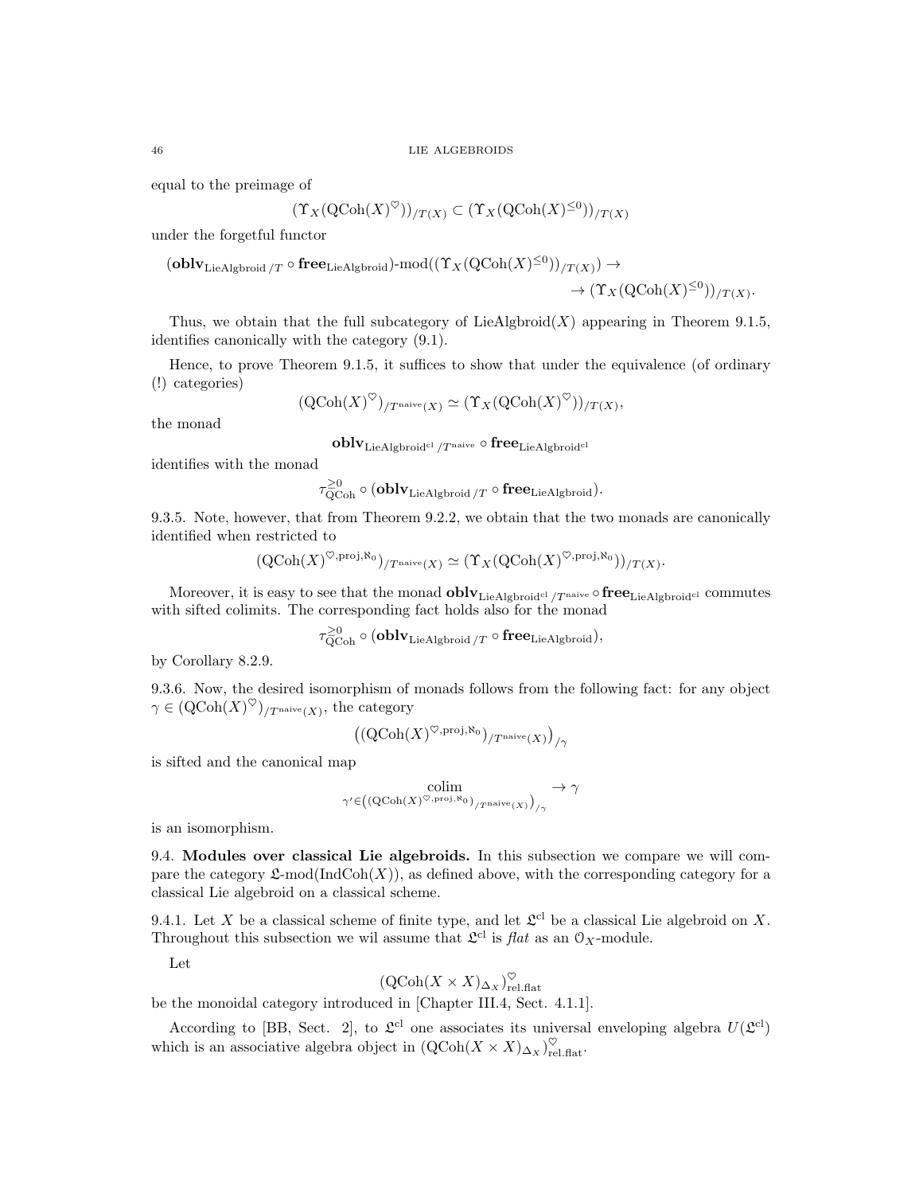equal to the preimage of

$$(\Upsilon_X(\mathrm{QCoh}(X)^{\heartsuit}))_{/T(X)} \subset (\Upsilon_X(\mathrm{QCoh}(X)^{\leq 0}))_{/T(X)}$$

under the forgetful functor

$$(\mathbf{oblv}_{\mathrm{LieAlgbroid}\,/T} \circ \mathbf{free}_{\mathrm{LieAlgbroid}})\text{-mod}((\Upsilon_X(\mathrm{QCoh}(X)^{\leq 0}))_{/T(X)}) \to \\ \to (\Upsilon_X(\mathrm{QCoh}(X)^{\leq 0}))_{/T(X)}.$$

Thus, we obtain that the full subcategory of $\mathrm{LieAlgbroid}(X)$ appearing in Theorem 9.1.5, identifies canonically with the category (9.1).

Hence, to prove Theorem 9.1.5, it suffices to show that under the equivalence (of ordinary (!) categories)

$$(\mathrm{QCoh}(X)^{\heartsuit})_{/T^{\mathrm{naive}}(X)} \simeq (\Upsilon_X(\mathrm{QCoh}(X)^{\heartsuit}))_{/T(X)},$$

the monad

$$\mathbf{oblv}_{\mathrm{LieAlgbroid}^{\mathrm{cl}}\,/T^{\mathrm{naive}}} \circ \mathbf{free}_{\mathrm{LieAlgbroid}^{\mathrm{cl}}}$$

identifies with the monad

$$\tau^{\geq 0}_{\mathrm{QCoh}} \circ (\mathbf{oblv}_{\mathrm{LieAlgbroid}\,/T} \circ \mathbf{free}_{\mathrm{LieAlgbroid}}).$$

9.3.5. Note, however, that from Theorem 9.2.2, we obtain that the two monads are canonically identified when restricted to

$$(\mathrm{QCoh}(X)^{\heartsuit,\mathrm{proj},\aleph_0})_{/T^{\mathrm{naive}}(X)} \simeq (\Upsilon_X(\mathrm{QCoh}(X)^{\heartsuit,\mathrm{proj},\aleph_0}))_{/T(X)}.$$

Moreover, it is easy to see that the monad $\mathbf{oblv}_{\mathrm{LieAlgbroid}^{\mathrm{cl}}\,/T^{\mathrm{naive}}} \circ \mathbf{free}_{\mathrm{LieAlgbroid}^{\mathrm{cl}}}$ commutes with sifted colimits. The corresponding fact holds also for the monad

$$\tau^{\geq 0}_{\mathrm{QCoh}} \circ (\mathbf{oblv}_{\mathrm{LieAlgbroid}\,/T} \circ \mathbf{free}_{\mathrm{LieAlgbroid}}),$$

by Corollary 8.2.9.

9.3.6. Now, the desired isomorphism of monads follows from the following fact: for any object $\gamma \in (\mathrm{QCoh}(X)^{\heartsuit})_{/T^{\mathrm{naive}}(X)}$, the category

$$\left((\mathrm{QCoh}(X)^{\heartsuit,\mathrm{proj},\aleph_0})_{/T^{\mathrm{naive}}(X)}\right)_{/\gamma}$$

is sifted and the canonical map

$$\underset{\gamma' \in \left((\mathrm{QCoh}(X)^{\heartsuit,\mathrm{proj},\aleph_0})_{/T^{\mathrm{naive}}(X)}\right)_{/\gamma}}{\mathrm{colim}} \to \gamma$$

is an isomorphism.

## 9.4. Modules over classical Lie algebroids.

In this subsection we compare we will compare the category $\mathfrak{L}\text{-mod}(\mathrm{IndCoh}(X))$, as defined above, with the corresponding category for a classical Lie algebroid on a classical scheme.

9.4.1. Let $X$ be a classical scheme of finite type, and let $\mathfrak{L}^{\mathrm{cl}}$ be a classical Lie algebroid on $X$. Throughout this subsection we wil assume that $\mathfrak{L}^{\mathrm{cl}}$ is *flat* as an $\mathcal{O}_X$-module.

Let

$$(\mathrm{QCoh}(X \times X)_{\Delta_X})^{\heartsuit}_{\mathrm{rel.flat}}$$

be the monoidal category introduced in [Chapter III.4, Sect. 4.1.1].

According to [BB, Sect. 2], to $\mathfrak{L}^{\mathrm{cl}}$ one associates its universal enveloping algebra $U(\mathfrak{L}^{\mathrm{cl}})$ which is an associative algebra object in $(\mathrm{QCoh}(X \times X)_{\Delta_X})^{\heartsuit}_{\mathrm{rel.flat}}$.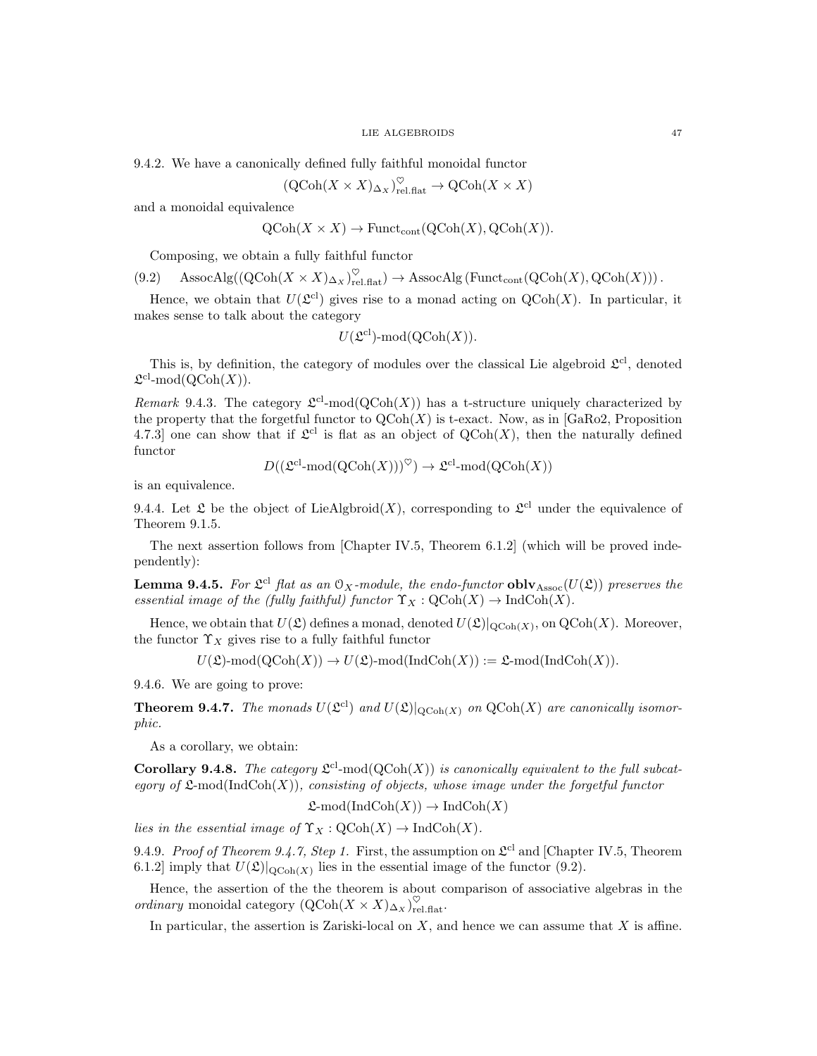9.4.2. We have a canonically defined fully faithful monoidal functor

$$(\mathrm{QCoh}(X \times X)_{\Delta_X})^{\heartsuit}_{\mathrm{rel.flat}} \to \mathrm{QCoh}(X \times X)$$

and a monoidal equivalence

$$\mathrm{QCoh}(X \times X) \to \mathrm{Funct}_{\mathrm{cont}}(\mathrm{QCoh}(X), \mathrm{QCoh}(X)).$$

Composing, we obtain a fully faithful functor

$$\mathrm{AssocAlg}((\mathrm{QCoh}(X \times X)_{\Delta_X})^{\heartsuit}_{\mathrm{rel.flat}}) \to \mathrm{AssocAlg}\left(\mathrm{Funct}_{\mathrm{cont}}(\mathrm{QCoh}(X), \mathrm{QCoh}(X))\right). \tag{9.2}$$

Hence, we obtain that $U(\mathfrak{L}^{\mathrm{cl}})$ gives rise to a monad acting on $\mathrm{QCoh}(X)$. In particular, it makes sense to talk about the category

$$U(\mathfrak{L}^{\mathrm{cl}})\text{-mod}(\mathrm{QCoh}(X)).$$

This is, by definition, the category of modules over the classical Lie algebroid $\mathfrak{L}^{\mathrm{cl}}$, denoted $\mathfrak{L}^{\mathrm{cl}}\text{-mod}(\mathrm{QCoh}(X))$.

*Remark* 9.4.3. The category $\mathfrak{L}^{\mathrm{cl}}\text{-mod}(\mathrm{QCoh}(X))$ has a t-structure uniquely characterized by the property that the forgetful functor to $\mathrm{QCoh}(X)$ is t-exact. Now, as in [GaRo2, Proposition 4.7.3] one can show that if $\mathfrak{L}^{\mathrm{cl}}$ is flat as an object of $\mathrm{QCoh}(X)$, then the naturally defined functor

$$D((\mathfrak{L}^{\mathrm{cl}}\text{-mod}(\mathrm{QCoh}(X)))^{\heartsuit}) \to \mathfrak{L}^{\mathrm{cl}}\text{-mod}(\mathrm{QCoh}(X))$$

is an equivalence.

9.4.4. Let $\mathfrak{L}$ be the object of $\mathrm{LieAlgbroid}(X)$, corresponding to $\mathfrak{L}^{\mathrm{cl}}$ under the equivalence of Theorem 9.1.5.

The next assertion follows from [Chapter IV.5, Theorem 6.1.2] (which will be proved independently):

**Lemma 9.4.5.** *For $\mathfrak{L}^{\mathrm{cl}}$ flat as an $\mathcal{O}_X$-module, the endo-functor $\mathbf{oblv}_{\mathrm{Assoc}}(U(\mathfrak{L}))$ preserves the essential image of the (fully faithful) functor $\Upsilon_X : \mathrm{QCoh}(X) \to \mathrm{IndCoh}(X)$.*

Hence, we obtain that $U(\mathfrak{L})$ defines a monad, denoted $U(\mathfrak{L})|_{\mathrm{QCoh}(X)}$, on $\mathrm{QCoh}(X)$. Moreover, the functor $\Upsilon_X$ gives rise to a fully faithful functor

$$U(\mathfrak{L})\text{-mod}(\mathrm{QCoh}(X)) \to U(\mathfrak{L})\text{-mod}(\mathrm{IndCoh}(X)) := \mathfrak{L}\text{-mod}(\mathrm{IndCoh}(X)).$$

9.4.6. We are going to prove:

**Theorem 9.4.7.** *The monads $U(\mathfrak{L}^{\mathrm{cl}})$ and $U(\mathfrak{L})|_{\mathrm{QCoh}(X)}$ on $\mathrm{QCoh}(X)$ are canonically isomorphic.*

As a corollary, we obtain:

**Corollary 9.4.8.** *The category $\mathfrak{L}^{\mathrm{cl}}\text{-mod}(\mathrm{QCoh}(X))$ is canonically equivalent to the full subcategory of $\mathfrak{L}\text{-mod}(\mathrm{IndCoh}(X))$, consisting of objects, whose image under the forgetful functor*

$$\mathfrak{L}\text{-mod}(\mathrm{IndCoh}(X)) \to \mathrm{IndCoh}(X)$$

*lies in the essential image of $\Upsilon_X : \mathrm{QCoh}(X) \to \mathrm{IndCoh}(X)$.*

9.4.9. *Proof of Theorem 9.4.7, Step 1.* First, the assumption on $\mathfrak{L}^{\mathrm{cl}}$ and [Chapter IV.5, Theorem 6.1.2] imply that $U(\mathfrak{L})|_{\mathrm{QCoh}(X)}$ lies in the essential image of the functor (9.2).

Hence, the assertion of the the theorem is about comparison of associative algebras in the *ordinary* monoidal category $(\mathrm{QCoh}(X \times X)_{\Delta_X})^{\heartsuit}_{\mathrm{rel.flat}}$.

In particular, the assertion is Zariski-local on $X$, and hence we can assume that $X$ is affine.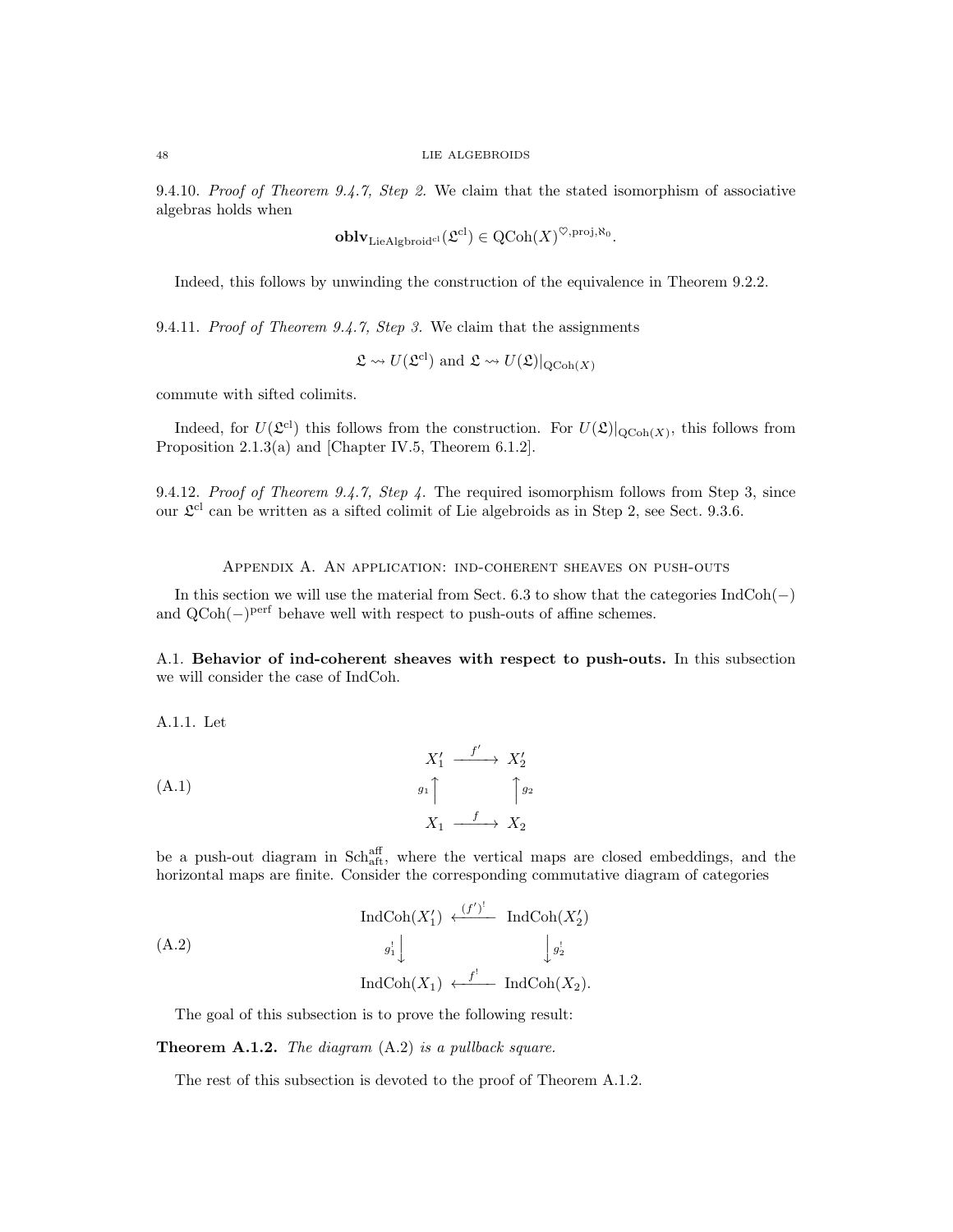9.4.10. *Proof of Theorem 9.4.7, Step 2.* We claim that the stated isomorphism of associative algebras holds when

$$\mathbf{oblv}_{\mathrm{LieAlgbroid}^{\mathrm{cl}}}(\mathfrak{L}^{\mathrm{cl}}) \in \mathrm{QCoh}(X)^{\heartsuit,\mathrm{proj},\aleph_0}.$$

Indeed, this follows by unwinding the construction of the equivalence in Theorem 9.2.2.

9.4.11. *Proof of Theorem 9.4.7, Step 3.* We claim that the assignments

$$\mathfrak{L} \rightsquigarrow U(\mathfrak{L}^{\mathrm{cl}}) \text{ and } \mathfrak{L} \rightsquigarrow U(\mathfrak{L})|_{\mathrm{QCoh}(X)}$$

commute with sifted colimits.

Indeed, for $U(\mathfrak{L}^{\mathrm{cl}})$ this follows from the construction. For $U(\mathfrak{L})|_{\mathrm{QCoh}(X)}$, this follows from Proposition 2.1.3(a) and [Chapter IV.5, Theorem 6.1.2].

9.4.12. *Proof of Theorem 9.4.7, Step 4.* The required isomorphism follows from Step 3, since our $\mathfrak{L}^{\mathrm{cl}}$ can be written as a sifted colimit of Lie algebroids as in Step 2, see Sect. 9.3.6.

## Appendix A. An application: ind-coherent sheaves on push-outs

In this section we will use the material from Sect. 6.3 to show that the categories $\mathrm{IndCoh}(-)$ and $\mathrm{QCoh}(-)^{\mathrm{perf}}$ behave well with respect to push-outs of affine schemes.

### A.1. Behavior of ind-coherent sheaves with respect to push-outs.

In this subsection we will consider the case of IndCoh.

A.1.1. Let

$$\begin{array}{ccc} X_1' & \xrightarrow{f'} & X_2' \\ {\scriptstyle g_1}\uparrow & & \uparrow{\scriptstyle g_2} \\ X_1 & \xrightarrow{f} & X_2 \end{array} \tag{A.1}$$

be a push-out diagram in $\mathrm{Sch}^{\mathrm{aff}}_{\mathrm{aft}}$, where the vertical maps are closed embeddings, and the horizontal maps are finite. Consider the corresponding commutative diagram of categories

$$\begin{array}{ccc} \mathrm{IndCoh}(X_1') & \xleftarrow{(f')^!} & \mathrm{IndCoh}(X_2') \\ {\scriptstyle g_1^!}\downarrow & & \downarrow{\scriptstyle g_2^!} \\ \mathrm{IndCoh}(X_1) & \xleftarrow{f^!} & \mathrm{IndCoh}(X_2). \end{array} \tag{A.2}$$

The goal of this subsection is to prove the following result:

**Theorem A.1.2.** *The diagram* (A.2) *is a pullback square.*

The rest of this subsection is devoted to the proof of Theorem A.1.2.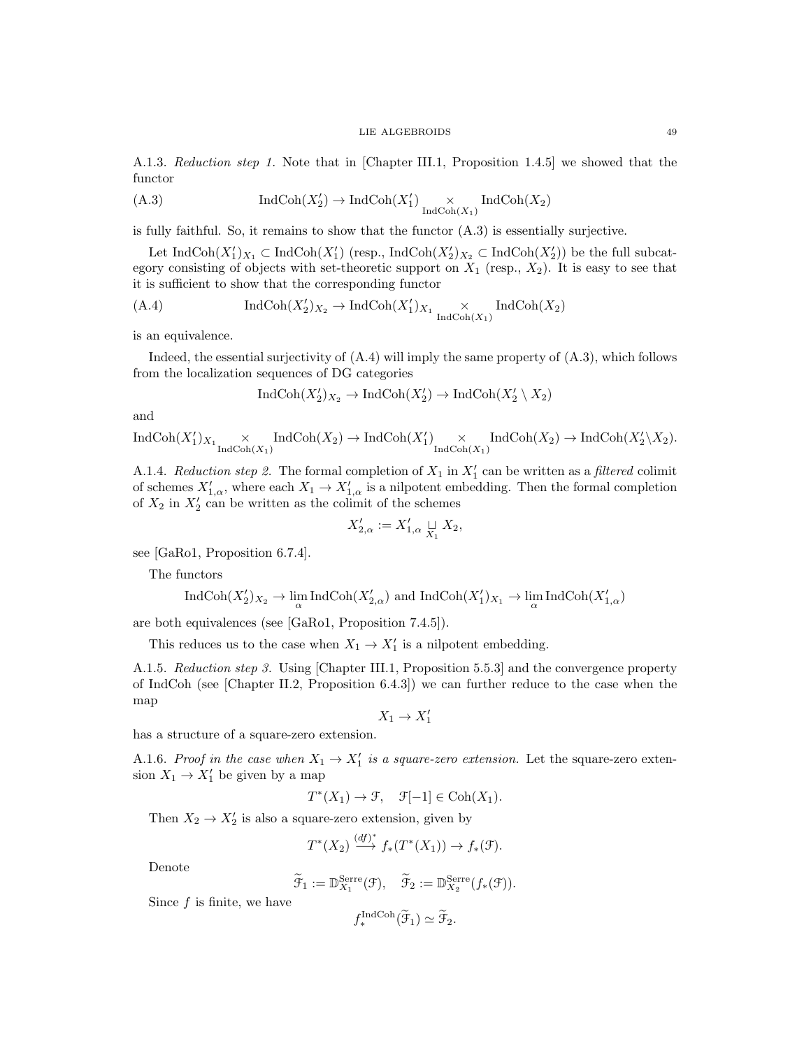A.1.3. *Reduction step 1.* Note that in [Chapter III.1, Proposition 1.4.5] we showed that the functor

$$\text{IndCoh}(X_2') \to \text{IndCoh}(X_1') \underset{\text{IndCoh}(X_1)}{\times} \text{IndCoh}(X_2) \tag{A.3}$$

is fully faithful. So, it remains to show that the functor (A.3) is essentially surjective.

Let $\text{IndCoh}(X_1')_{X_1} \subset \text{IndCoh}(X_1')$ (resp., $\text{IndCoh}(X_2')_{X_2} \subset \text{IndCoh}(X_2')$) be the full subcategory consisting of objects with set-theoretic support on $X_1$ (resp., $X_2$). It is easy to see that it is sufficient to show that the corresponding functor

$$\text{IndCoh}(X_2')_{X_2} \to \text{IndCoh}(X_1')_{X_1} \underset{\text{IndCoh}(X_1)}{\times} \text{IndCoh}(X_2) \tag{A.4}$$

is an equivalence.

Indeed, the essential surjectivity of (A.4) will imply the same property of (A.3), which follows from the localization sequences of DG categories

$$\text{IndCoh}(X_2')_{X_2} \to \text{IndCoh}(X_2') \to \text{IndCoh}(X_2' \setminus X_2)$$

and

$$\text{IndCoh}(X_1')_{X_1} \underset{\text{IndCoh}(X_1)}{\times} \text{IndCoh}(X_2) \to \text{IndCoh}(X_1') \underset{\text{IndCoh}(X_1)}{\times} \text{IndCoh}(X_2) \to \text{IndCoh}(X_2' \setminus X_2).$$

A.1.4. *Reduction step 2.* The formal completion of $X_1$ in $X_1'$ can be written as a *filtered* colimit of schemes $X_{1,\alpha}'$, where each $X_1 \to X_{1,\alpha}'$ is a nilpotent embedding. Then the formal completion of $X_2$ in $X_2'$ can be written as the colimit of the schemes

$$X_{2,\alpha}' := X_{1,\alpha}' \underset{X_1}{\sqcup} X_2,$$

see [GaRo1, Proposition 6.7.4].

The functors

$$\text{IndCoh}(X_2')_{X_2} \to \lim_{\alpha} \text{IndCoh}(X_{2,\alpha}') \text{ and } \text{IndCoh}(X_1')_{X_1} \to \lim_{\alpha} \text{IndCoh}(X_{1,\alpha}')$$

are both equivalences (see [GaRo1, Proposition 7.4.5]).

This reduces us to the case when $X_1 \to X_1'$ is a nilpotent embedding.

A.1.5. *Reduction step 3.* Using [Chapter III.1, Proposition 5.5.3] and the convergence property of IndCoh (see [Chapter II.2, Proposition 6.4.3]) we can further reduce to the case when the map

$$X_1 \to X_1'$$

has a structure of a square-zero extension.

A.1.6. *Proof in the case when $X_1 \to X_1'$ is a square-zero extension.* Let the square-zero extension $X_1 \to X_1'$ be given by a map

$$T^*(X_1) \to \mathcal{F}, \quad \mathcal{F}[-1] \in \text{Coh}(X_1).$$

Then $X_2 \to X_2'$ is also a square-zero extension, given by

$$T^*(X_2) \xrightarrow{(df)^*} f_*(T^*(X_1)) \to f_*(\mathcal{F}).$$

Denote

$$\widetilde{\mathcal{F}}_1 := \mathbb{D}^{\text{Serre}}_{X_1}(\mathcal{F}), \quad \widetilde{\mathcal{F}}_2 := \mathbb{D}^{\text{Serre}}_{X_2}(f_*(\mathcal{F})).$$

Since $f$ is finite, we have

$$f_*^{\text{IndCoh}}(\widetilde{\mathcal{F}}_1) \simeq \widetilde{\mathcal{F}}_2.$$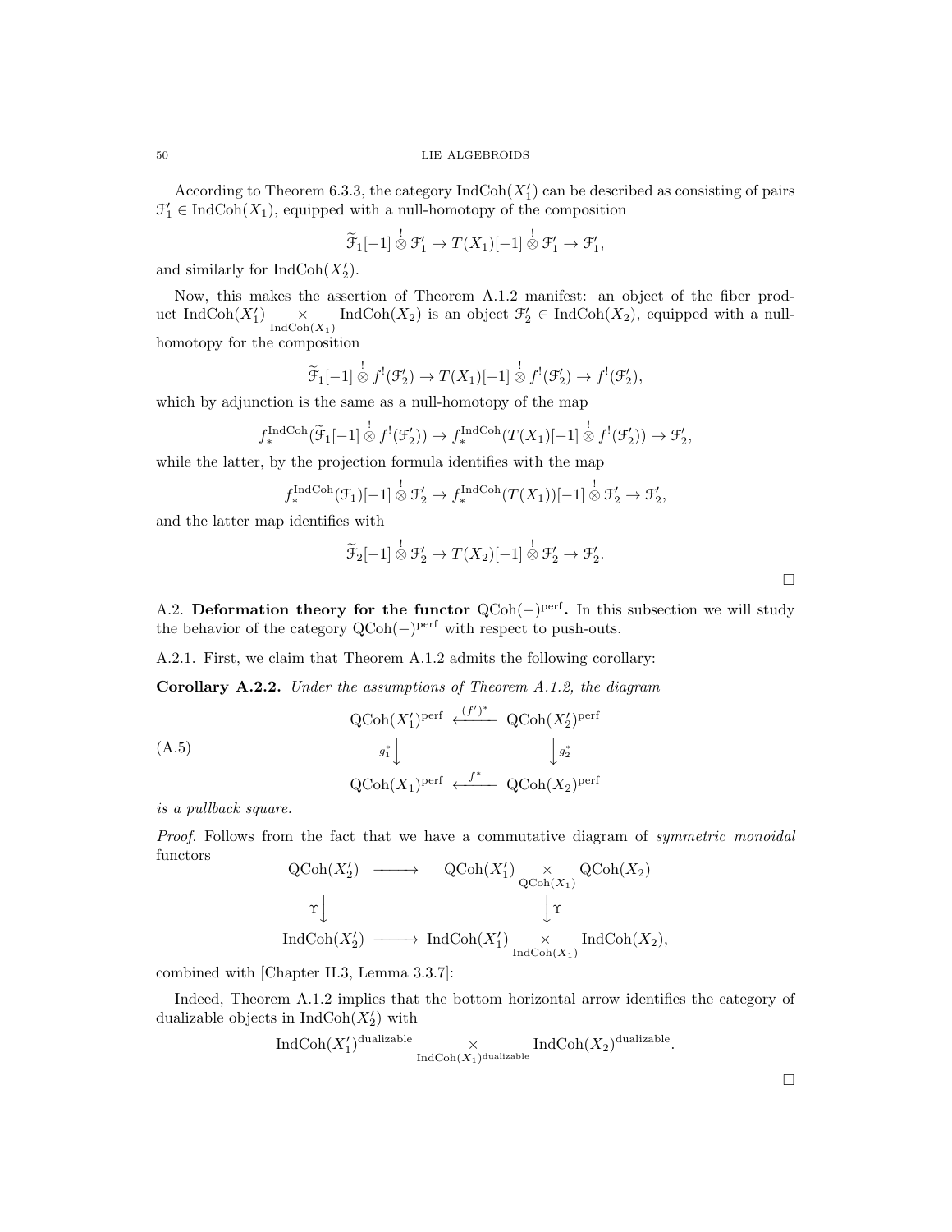According to Theorem 6.3.3, the category $\text{IndCoh}(X_1')$ can be described as consisting of pairs $\mathcal{F}_1' \in \text{IndCoh}(X_1)$, equipped with a null-homotopy of the composition

$$\widetilde{\mathcal{F}}_1[-1] \overset{!}{\otimes} \mathcal{F}_1' \to T(X_1)[-1] \overset{!}{\otimes} \mathcal{F}_1' \to \mathcal{F}_1',$$

and similarly for $\text{IndCoh}(X_2')$.

Now, this makes the assertion of Theorem A.1.2 manifest: an object of the fiber product $\text{IndCoh}(X_1') \underset{\text{IndCoh}(X_1)}{\times} \text{IndCoh}(X_2)$ is an object $\mathcal{F}_2' \in \text{IndCoh}(X_2)$, equipped with a null-homotopy for the composition

$$\widetilde{\mathcal{F}}_1[-1] \overset{!}{\otimes} f^!(\mathcal{F}_2') \to T(X_1)[-1] \overset{!}{\otimes} f^!(\mathcal{F}_2') \to f^!(\mathcal{F}_2'),$$

which by adjunction is the same as a null-homotopy of the map

$$f_*^{\text{IndCoh}}(\widetilde{\mathcal{F}}_1[-1] \overset{!}{\otimes} f^!(\mathcal{F}_2')) \to f_*^{\text{IndCoh}}(T(X_1)[-1] \overset{!}{\otimes} f^!(\mathcal{F}_2')) \to \mathcal{F}_2',$$

while the latter, by the projection formula identifies with the map

$$f_*^{\text{IndCoh}}(\mathcal{F}_1)[-1] \overset{!}{\otimes} \mathcal{F}_2' \to f_*^{\text{IndCoh}}(T(X_1))[-1] \overset{!}{\otimes} \mathcal{F}_2' \to \mathcal{F}_2',$$

and the latter map identifies with

$$\widetilde{\mathcal{F}}_2[-1] \overset{!}{\otimes} \mathcal{F}_2' \to T(X_2)[-1] \overset{!}{\otimes} \mathcal{F}_2' \to \mathcal{F}_2'.$$

□

A.2. **Deformation theory for the functor** $\text{QCoh}(-)^{\text{perf}}$**.** In this subsection we will study the behavior of the category $\text{QCoh}(-)^{\text{perf}}$ with respect to push-outs.

A.2.1. First, we claim that Theorem A.1.2 admits the following corollary:

**Corollary A.2.2.** *Under the assumptions of Theorem A.1.2, the diagram*

$$\begin{array}{ccc} \text{QCoh}(X_1')^{\text{perf}} & \xleftarrow{(f')^*} & \text{QCoh}(X_2')^{\text{perf}} \\ {\scriptstyle g_1^*}\downarrow & & \downarrow{\scriptstyle g_2^*} \\ \text{QCoh}(X_1)^{\text{perf}} & \xleftarrow{f^*} & \text{QCoh}(X_2)^{\text{perf}} \end{array} \tag{A.5}$$

*is a pullback square.*

*Proof.* Follows from the fact that we have a commutative diagram of *symmetric monoidal* functors

$$\begin{array}{ccc} \text{QCoh}(X_2') & \longrightarrow & \text{QCoh}(X_1') \underset{\text{QCoh}(X_1)}{\times} \text{QCoh}(X_2) \\ \Upsilon\downarrow & & \downarrow\Upsilon \\ \text{IndCoh}(X_2') & \longrightarrow & \text{IndCoh}(X_1') \underset{\text{IndCoh}(X_1)}{\times} \text{IndCoh}(X_2), \end{array}$$

combined with [Chapter II.3, Lemma 3.3.7]:

Indeed, Theorem A.1.2 implies that the bottom horizontal arrow identifies the category of dualizable objects in $\text{IndCoh}(X_2')$ with

$$\text{IndCoh}(X_1')^{\text{dualizable}} \underset{\text{IndCoh}(X_1)^{\text{dualizable}}}{\times} \text{IndCoh}(X_2)^{\text{dualizable}}.$$

□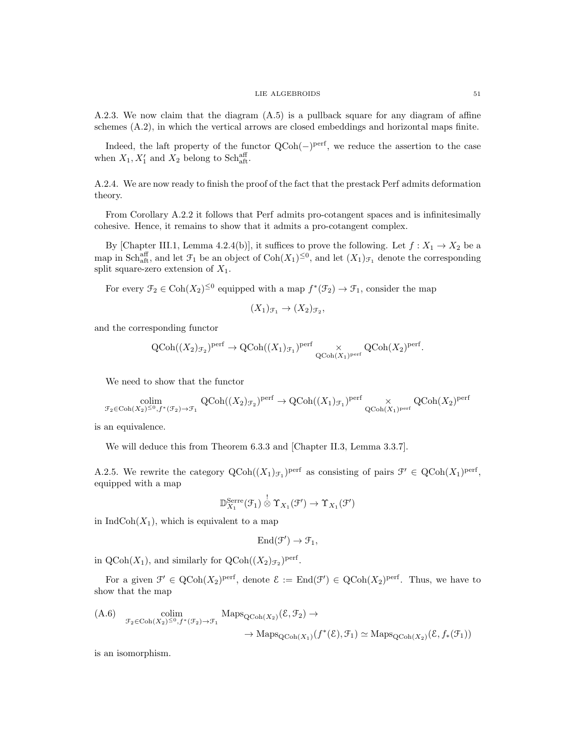A.2.3. We now claim that the diagram (A.5) is a pullback square for any diagram of affine schemes (A.2), in which the vertical arrows are closed embeddings and horizontal maps finite.

Indeed, the laft property of the functor $\mathrm{QCoh}(-)^{\mathrm{perf}}$, we reduce the assertion to the case when $X_1, X_1'$ and $X_2$ belong to $\mathrm{Sch}^{\mathrm{aff}}_{\mathrm{aft}}$.

A.2.4. We are now ready to finish the proof of the fact that the prestack Perf admits deformation theory.

From Corollary A.2.2 it follows that Perf admits pro-cotangent spaces and is infinitesimally cohesive. Hence, it remains to show that it admits a pro-cotangent complex.

By [Chapter III.1, Lemma 4.2.4(b)], it suffices to prove the following. Let $f : X_1 \to X_2$ be a map in $\mathrm{Sch}^{\mathrm{aff}}_{\mathrm{aft}}$, and let $\mathcal{F}_1$ be an object of $\mathrm{Coh}(X_1)^{\leq 0}$, and let $(X_1)_{\mathcal{F}_1}$ denote the corresponding split square-zero extension of $X_1$.

For every $\mathcal{F}_2 \in \mathrm{Coh}(X_2)^{\leq 0}$ equipped with a map $f^*(\mathcal{F}_2) \to \mathcal{F}_1$, consider the map

$$(X_1)_{\mathcal{F}_1} \to (X_2)_{\mathcal{F}_2},$$

and the corresponding functor

$$\mathrm{QCoh}((X_2)_{\mathcal{F}_2})^{\mathrm{perf}} \to \mathrm{QCoh}((X_1)_{\mathcal{F}_1})^{\mathrm{perf}} \underset{\mathrm{QCoh}(X_1)^{\mathrm{perf}}}{\times} \mathrm{QCoh}(X_2)^{\mathrm{perf}}.$$

We need to show that the functor

$$\underset{\mathcal{F}_2 \in \mathrm{Coh}(X_2)^{\leq 0}, f^*(\mathcal{F}_2) \to \mathcal{F}_1}{\mathrm{colim}} \mathrm{QCoh}((X_2)_{\mathcal{F}_2})^{\mathrm{perf}} \to \mathrm{QCoh}((X_1)_{\mathcal{F}_1})^{\mathrm{perf}} \underset{\mathrm{QCoh}(X_1)^{\mathrm{perf}}}{\times} \mathrm{QCoh}(X_2)^{\mathrm{perf}}$$

is an equivalence.

We will deduce this from Theorem 6.3.3 and [Chapter II.3, Lemma 3.3.7].

A.2.5. We rewrite the category $\mathrm{QCoh}((X_1)_{\mathcal{F}_1})^{\mathrm{perf}}$ as consisting of pairs $\mathcal{F}' \in \mathrm{QCoh}(X_1)^{\mathrm{perf}}$, equipped with a map

$$\mathbb{D}^{\mathrm{Serre}}_{X_1}(\mathcal{F}_1) \overset{!}{\otimes} \Upsilon_{X_1}(\mathcal{F}') \to \Upsilon_{X_1}(\mathcal{F}')$$

in $\mathrm{IndCoh}(X_1)$, which is equivalent to a map

$$\mathrm{End}(\mathcal{F}') \to \mathcal{F}_1,$$

in $\mathrm{QCoh}(X_1)$, and similarly for $\mathrm{QCoh}((X_2)_{\mathcal{F}_2})^{\mathrm{perf}}$.

For a given $\mathcal{F}' \in \mathrm{QCoh}(X_2)^{\mathrm{perf}}$, denote $\mathcal{E} := \mathrm{End}(\mathcal{F}') \in \mathrm{QCoh}(X_2)^{\mathrm{perf}}$. Thus, we have to show that the map

$$\text{(A.6)} \quad \underset{\mathcal{F}_2 \in \mathrm{Coh}(X_2)^{\leq 0}, f^*(\mathcal{F}_2) \to \mathcal{F}_1}{\mathrm{colim}} \mathrm{Maps}_{\mathrm{QCoh}(X_2)}(\mathcal{E}, \mathcal{F}_2) \to \\ \to \mathrm{Maps}_{\mathrm{QCoh}(X_1)}(f^*(\mathcal{E}), \mathcal{F}_1) \simeq \mathrm{Maps}_{\mathrm{QCoh}(X_2)}(\mathcal{E}, f_*(\mathcal{F}_1))$$

is an isomorphism.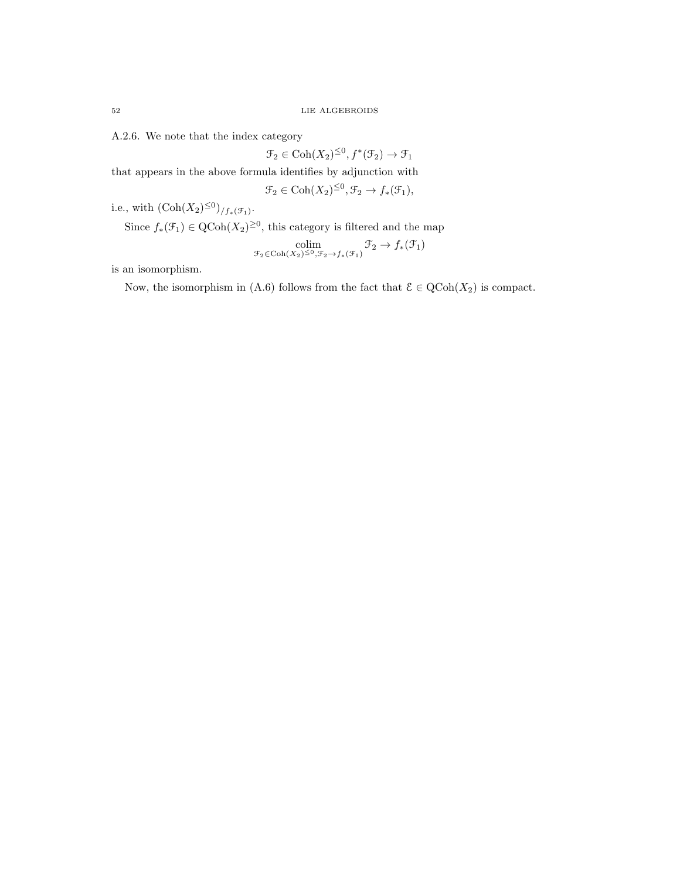A.2.6. We note that the index category

$$\mathcal{F}_2 \in \mathrm{Coh}(X_2)^{\leq 0}, f^*(\mathcal{F}_2) \to \mathcal{F}_1$$

that appears in the above formula identifies by adjunction with

$$\mathcal{F}_2 \in \mathrm{Coh}(X_2)^{\leq 0}, \mathcal{F}_2 \to f_*(\mathcal{F}_1),$$

i.e., with $(\mathrm{Coh}(X_2)^{\leq 0})_{/f_*(\mathcal{F}_1)}$.

Since $f_*(\mathcal{F}_1) \in \mathrm{QCoh}(X_2)^{\geq 0}$, this category is filtered and the map

$$\underset{\mathcal{F}_2 \in \mathrm{Coh}(X_2)^{\leq 0}, \mathcal{F}_2 \to f_*(\mathcal{F}_1)}{\mathrm{colim}} \mathcal{F}_2 \to f_*(\mathcal{F}_1)$$

is an isomorphism.

Now, the isomorphism in (A.6) follows from the fact that $\mathcal{E} \in \mathrm{QCoh}(X_2)$ is compact.